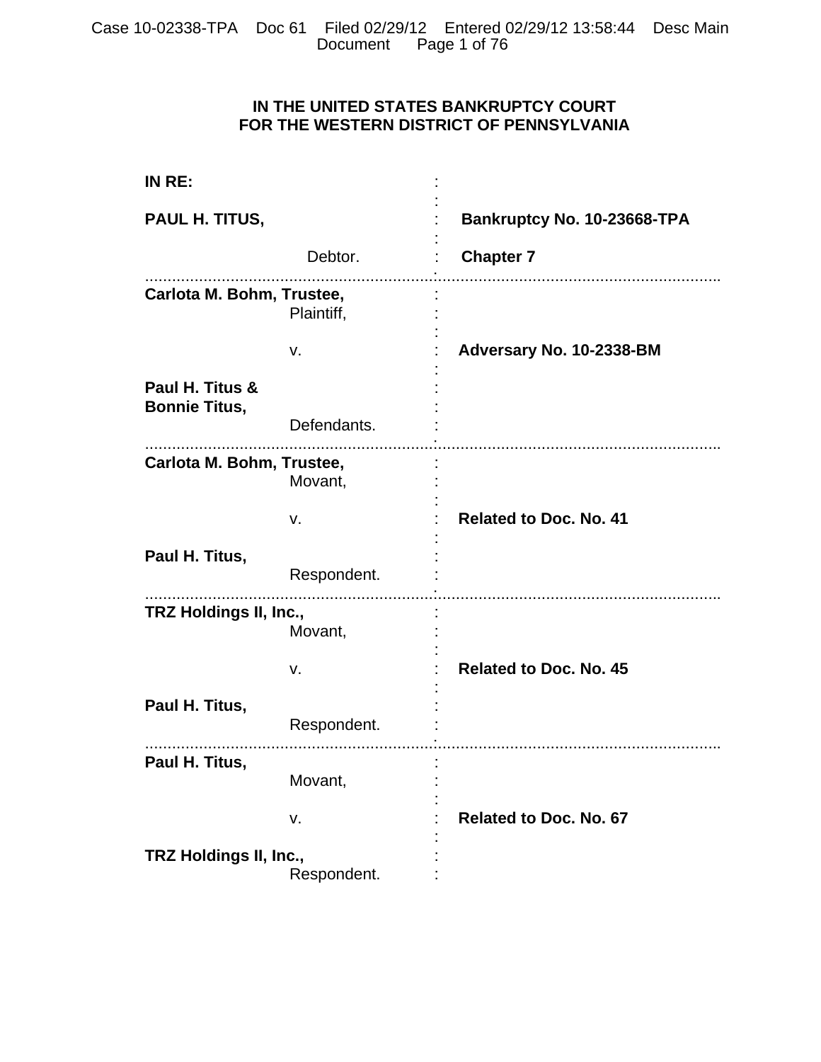**IN THE UNITED STATES BANKRUPTCY COURT**
**FOR THE WESTERN DISTRICT OF PENNSYLVANIA**

| | |
|---|---|
| **IN RE:** | |
| **PAUL H. TITUS,** | **Bankruptcy No. 10-23668-TPA** |
| Debtor. | **Chapter 7** |
| **Carlota M. Bohm, Trustee,** Plaintiff, | |
| v. | **Adversary No. 10-2338-BM** |
| **Paul H. Titus & Bonnie Titus,** Defendants. | |
| **Carlota M. Bohm, Trustee,** Movant, | |
| v. | **Related to Doc. No. 41** |
| **Paul H. Titus,** Respondent. | |
| **TRZ Holdings II, Inc.,** Movant, | |
| v. | **Related to Doc. No. 45** |
| **Paul H. Titus,** Respondent. | |
| **Paul H. Titus,** Movant, | |
| v. | **Related to Doc. No. 67** |
| **TRZ Holdings II, Inc.,** Respondent. | |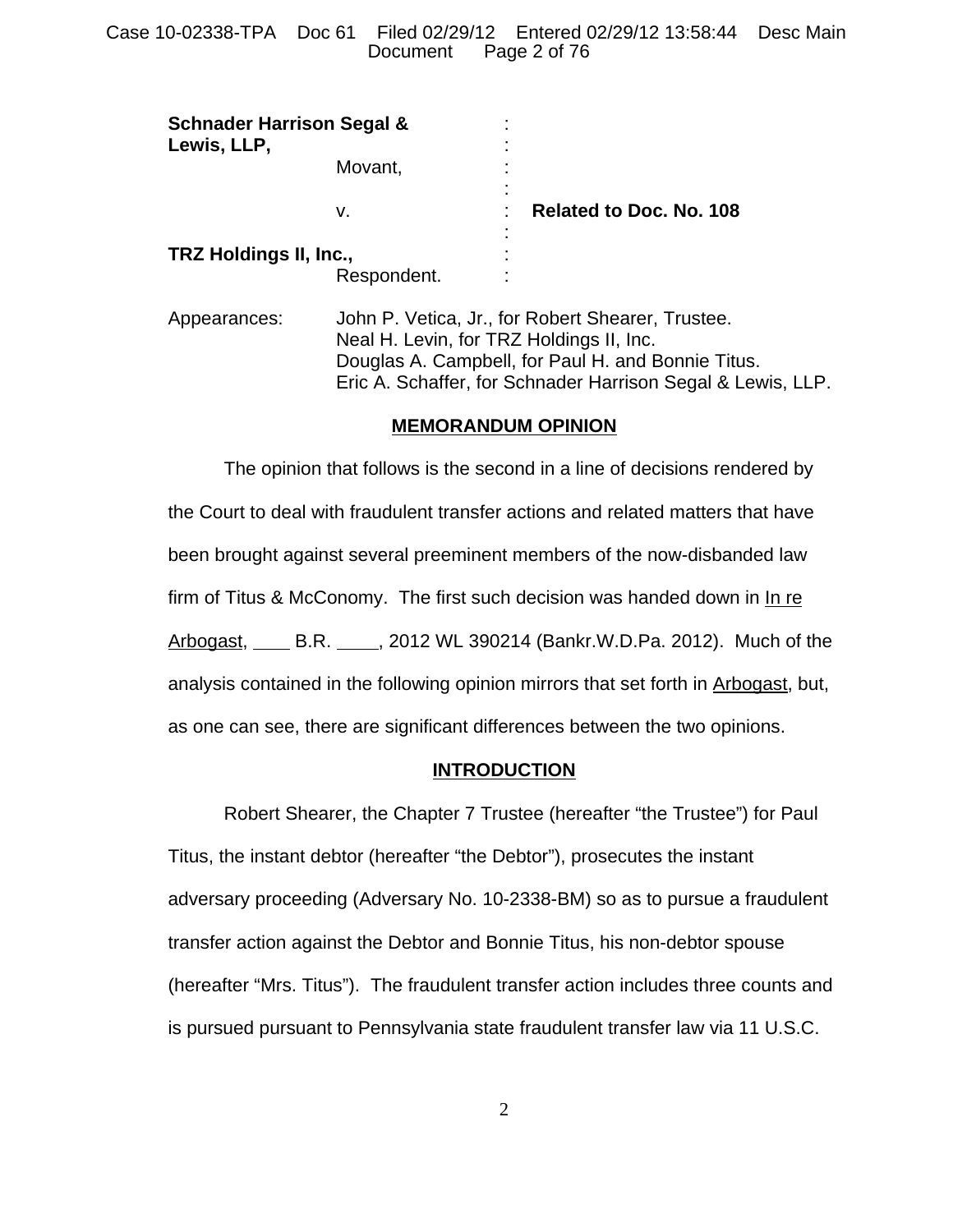**Schnader Harrison Segal & Lewis, LLP,**
Movant,

v. : **Related to Doc. No. 108**

**TRZ Holdings II, Inc.,**
Respondent.

Appearances: John P. Vetica, Jr., for Robert Shearer, Trustee.
Neal H. Levin, for TRZ Holdings II, Inc.
Douglas A. Campbell, for Paul H. and Bonnie Titus.
Eric A. Schaffer, for Schnader Harrison Segal & Lewis, LLP.

**MEMORANDUM OPINION**

The opinion that follows is the second in a line of decisions rendered by the Court to deal with fraudulent transfer actions and related matters that have been brought against several preeminent members of the now-disbanded law firm of Titus & McConomy. The first such decision was handed down in In re Arbogast, ____ B.R. ____, 2012 WL 390214 (Bankr.W.D.Pa. 2012). Much of the analysis contained in the following opinion mirrors that set forth in Arbogast, but, as one can see, there are significant differences between the two opinions.

**INTRODUCTION**

Robert Shearer, the Chapter 7 Trustee (hereafter "the Trustee") for Paul Titus, the instant debtor (hereafter "the Debtor"), prosecutes the instant adversary proceeding (Adversary No. 10-2338-BM) so as to pursue a fraudulent transfer action against the Debtor and Bonnie Titus, his non-debtor spouse (hereafter "Mrs. Titus"). The fraudulent transfer action includes three counts and is pursued pursuant to Pennsylvania state fraudulent transfer law via 11 U.S.C.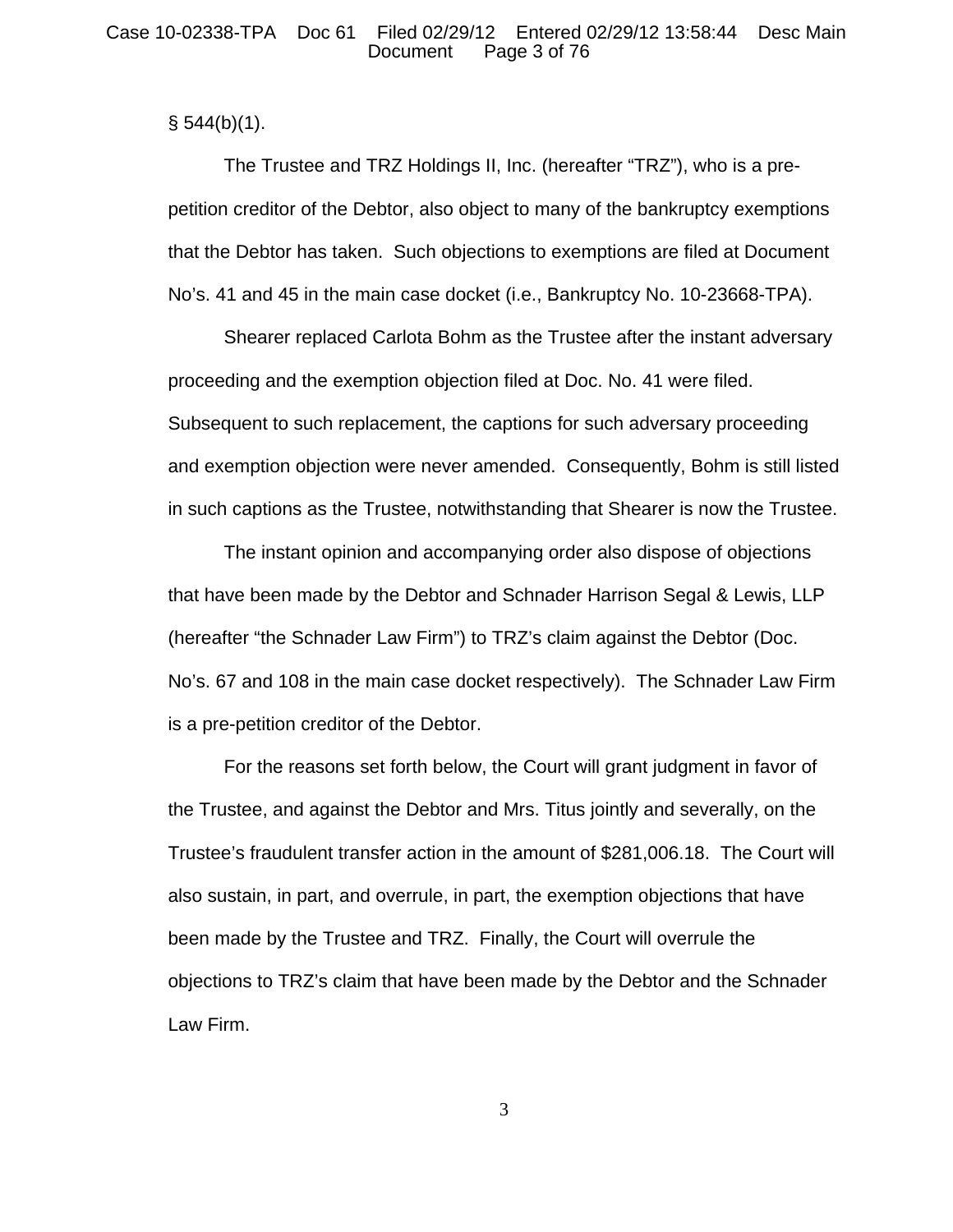§ 544(b)(1).

The Trustee and TRZ Holdings II, Inc. (hereafter "TRZ"), who is a pre-petition creditor of the Debtor, also object to many of the bankruptcy exemptions that the Debtor has taken. Such objections to exemptions are filed at Document No's. 41 and 45 in the main case docket (i.e., Bankruptcy No. 10-23668-TPA).

Shearer replaced Carlota Bohm as the Trustee after the instant adversary proceeding and the exemption objection filed at Doc. No. 41 were filed. Subsequent to such replacement, the captions for such adversary proceeding and exemption objection were never amended. Consequently, Bohm is still listed in such captions as the Trustee, notwithstanding that Shearer is now the Trustee.

The instant opinion and accompanying order also dispose of objections that have been made by the Debtor and Schnader Harrison Segal & Lewis, LLP (hereafter "the Schnader Law Firm") to TRZ's claim against the Debtor (Doc. No's. 67 and 108 in the main case docket respectively). The Schnader Law Firm is a pre-petition creditor of the Debtor.

For the reasons set forth below, the Court will grant judgment in favor of the Trustee, and against the Debtor and Mrs. Titus jointly and severally, on the Trustee's fraudulent transfer action in the amount of $281,006.18. The Court will also sustain, in part, and overrule, in part, the exemption objections that have been made by the Trustee and TRZ. Finally, the Court will overrule the objections to TRZ's claim that have been made by the Debtor and the Schnader Law Firm.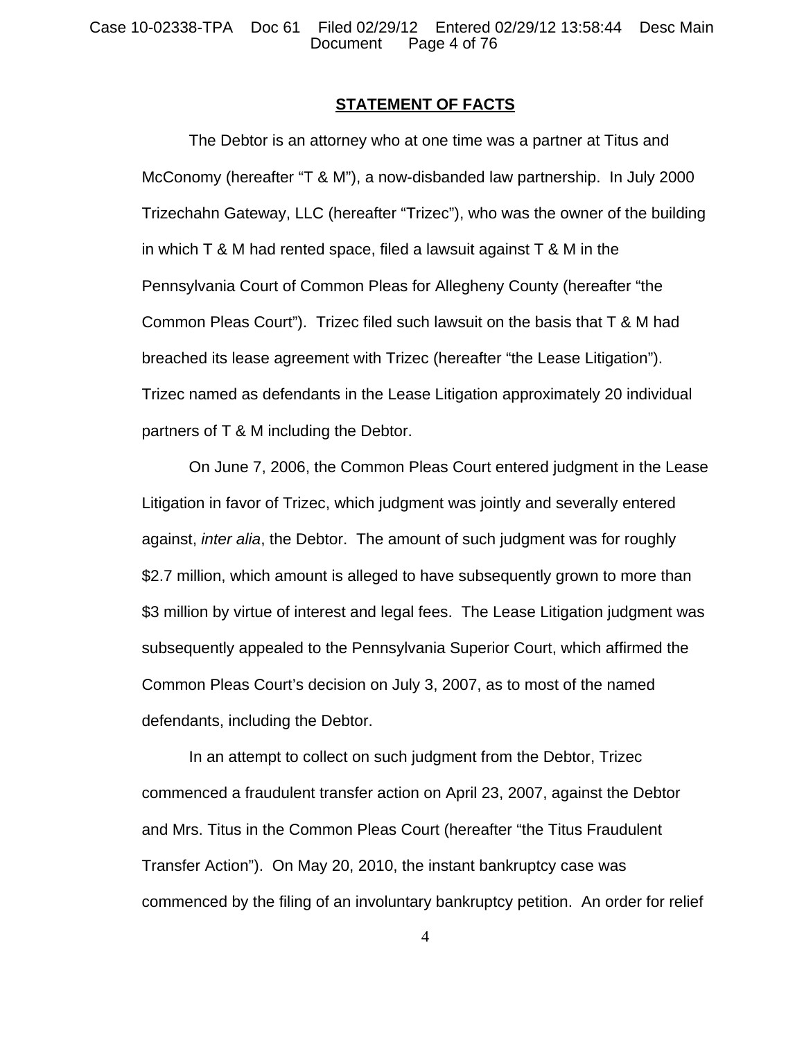## STATEMENT OF FACTS

The Debtor is an attorney who at one time was a partner at Titus and McConomy (hereafter "T & M"), a now-disbanded law partnership. In July 2000 Trizechahn Gateway, LLC (hereafter "Trizec"), who was the owner of the building in which T & M had rented space, filed a lawsuit against T & M in the Pennsylvania Court of Common Pleas for Allegheny County (hereafter "the Common Pleas Court"). Trizec filed such lawsuit on the basis that T & M had breached its lease agreement with Trizec (hereafter "the Lease Litigation"). Trizec named as defendants in the Lease Litigation approximately 20 individual partners of T & M including the Debtor.

On June 7, 2006, the Common Pleas Court entered judgment in the Lease Litigation in favor of Trizec, which judgment was jointly and severally entered against, *inter alia*, the Debtor. The amount of such judgment was for roughly $2.7 million, which amount is alleged to have subsequently grown to more than $3 million by virtue of interest and legal fees. The Lease Litigation judgment was subsequently appealed to the Pennsylvania Superior Court, which affirmed the Common Pleas Court's decision on July 3, 2007, as to most of the named defendants, including the Debtor.

In an attempt to collect on such judgment from the Debtor, Trizec commenced a fraudulent transfer action on April 23, 2007, against the Debtor and Mrs. Titus in the Common Pleas Court (hereafter "the Titus Fraudulent Transfer Action"). On May 20, 2010, the instant bankruptcy case was commenced by the filing of an involuntary bankruptcy petition. An order for relief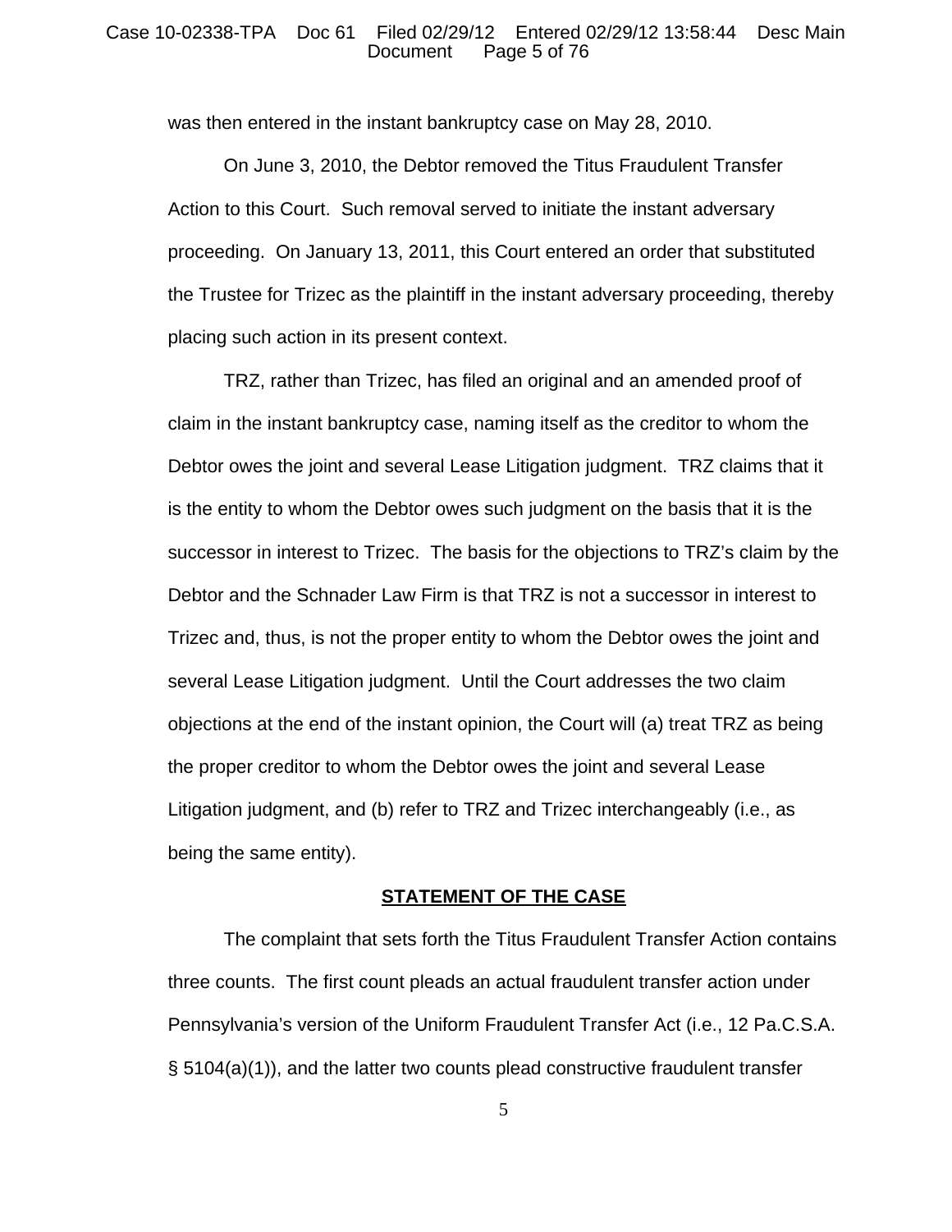was then entered in the instant bankruptcy case on May 28, 2010.

On June 3, 2010, the Debtor removed the Titus Fraudulent Transfer Action to this Court. Such removal served to initiate the instant adversary proceeding. On January 13, 2011, this Court entered an order that substituted the Trustee for Trizec as the plaintiff in the instant adversary proceeding, thereby placing such action in its present context.

TRZ, rather than Trizec, has filed an original and an amended proof of claim in the instant bankruptcy case, naming itself as the creditor to whom the Debtor owes the joint and several Lease Litigation judgment. TRZ claims that it is the entity to whom the Debtor owes such judgment on the basis that it is the successor in interest to Trizec. The basis for the objections to TRZ's claim by the Debtor and the Schnader Law Firm is that TRZ is not a successor in interest to Trizec and, thus, is not the proper entity to whom the Debtor owes the joint and several Lease Litigation judgment. Until the Court addresses the two claim objections at the end of the instant opinion, the Court will (a) treat TRZ as being the proper creditor to whom the Debtor owes the joint and several Lease Litigation judgment, and (b) refer to TRZ and Trizec interchangeably (i.e., as being the same entity).

## STATEMENT OF THE CASE

The complaint that sets forth the Titus Fraudulent Transfer Action contains three counts. The first count pleads an actual fraudulent transfer action under Pennsylvania's version of the Uniform Fraudulent Transfer Act (i.e., 12 Pa.C.S.A. § 5104(a)(1)), and the latter two counts plead constructive fraudulent transfer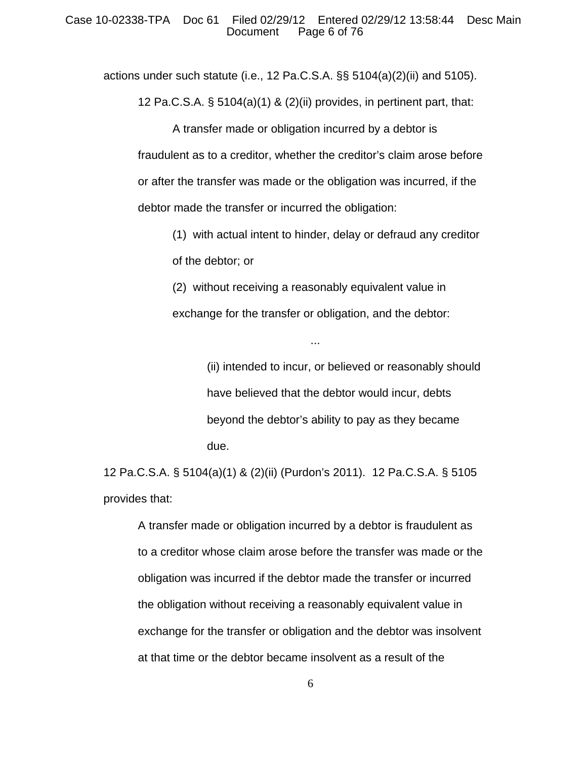actions under such statute (i.e., 12 Pa.C.S.A. §§ 5104(a)(2)(ii) and 5105).

12 Pa.C.S.A. § 5104(a)(1) & (2)(ii) provides, in pertinent part, that:

> A transfer made or obligation incurred by a debtor is fraudulent as to a creditor, whether the creditor's claim arose before or after the transfer was made or the obligation was incurred, if the debtor made the transfer or incurred the obligation:
>
> (1) with actual intent to hinder, delay or defraud any creditor of the debtor; or
>
> (2) without receiving a reasonably equivalent value in exchange for the transfer or obligation, and the debtor:
>
> ...
>
> (ii) intended to incur, or believed or reasonably should have believed that the debtor would incur, debts beyond the debtor's ability to pay as they became due.

12 Pa.C.S.A. § 5104(a)(1) & (2)(ii) (Purdon's 2011). 12 Pa.C.S.A. § 5105 provides that:

> A transfer made or obligation incurred by a debtor is fraudulent as to a creditor whose claim arose before the transfer was made or the obligation was incurred if the debtor made the transfer or incurred the obligation without receiving a reasonably equivalent value in exchange for the transfer or obligation and the debtor was insolvent at that time or the debtor became insolvent as a result of the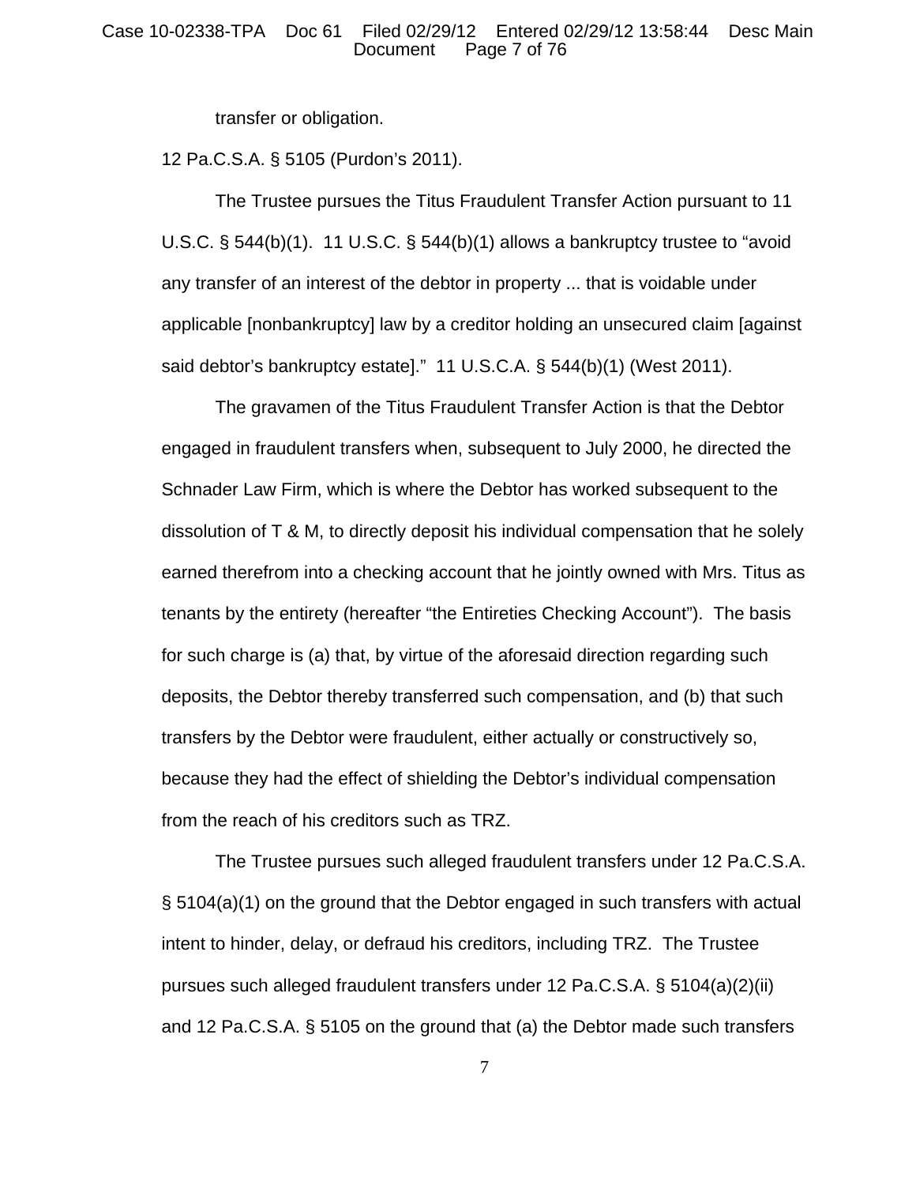transfer or obligation.

12 Pa.C.S.A. § 5105 (Purdon's 2011).

The Trustee pursues the Titus Fraudulent Transfer Action pursuant to 11 U.S.C. § 544(b)(1). 11 U.S.C. § 544(b)(1) allows a bankruptcy trustee to "avoid any transfer of an interest of the debtor in property ... that is voidable under applicable [nonbankruptcy] law by a creditor holding an unsecured claim [against said debtor's bankruptcy estate]." 11 U.S.C.A. § 544(b)(1) (West 2011).

The gravamen of the Titus Fraudulent Transfer Action is that the Debtor engaged in fraudulent transfers when, subsequent to July 2000, he directed the Schnader Law Firm, which is where the Debtor has worked subsequent to the dissolution of T & M, to directly deposit his individual compensation that he solely earned therefrom into a checking account that he jointly owned with Mrs. Titus as tenants by the entirety (hereafter "the Entireties Checking Account"). The basis for such charge is (a) that, by virtue of the aforesaid direction regarding such deposits, the Debtor thereby transferred such compensation, and (b) that such transfers by the Debtor were fraudulent, either actually or constructively so, because they had the effect of shielding the Debtor's individual compensation from the reach of his creditors such as TRZ.

The Trustee pursues such alleged fraudulent transfers under 12 Pa.C.S.A. § 5104(a)(1) on the ground that the Debtor engaged in such transfers with actual intent to hinder, delay, or defraud his creditors, including TRZ. The Trustee pursues such alleged fraudulent transfers under 12 Pa.C.S.A. § 5104(a)(2)(ii) and 12 Pa.C.S.A. § 5105 on the ground that (a) the Debtor made such transfers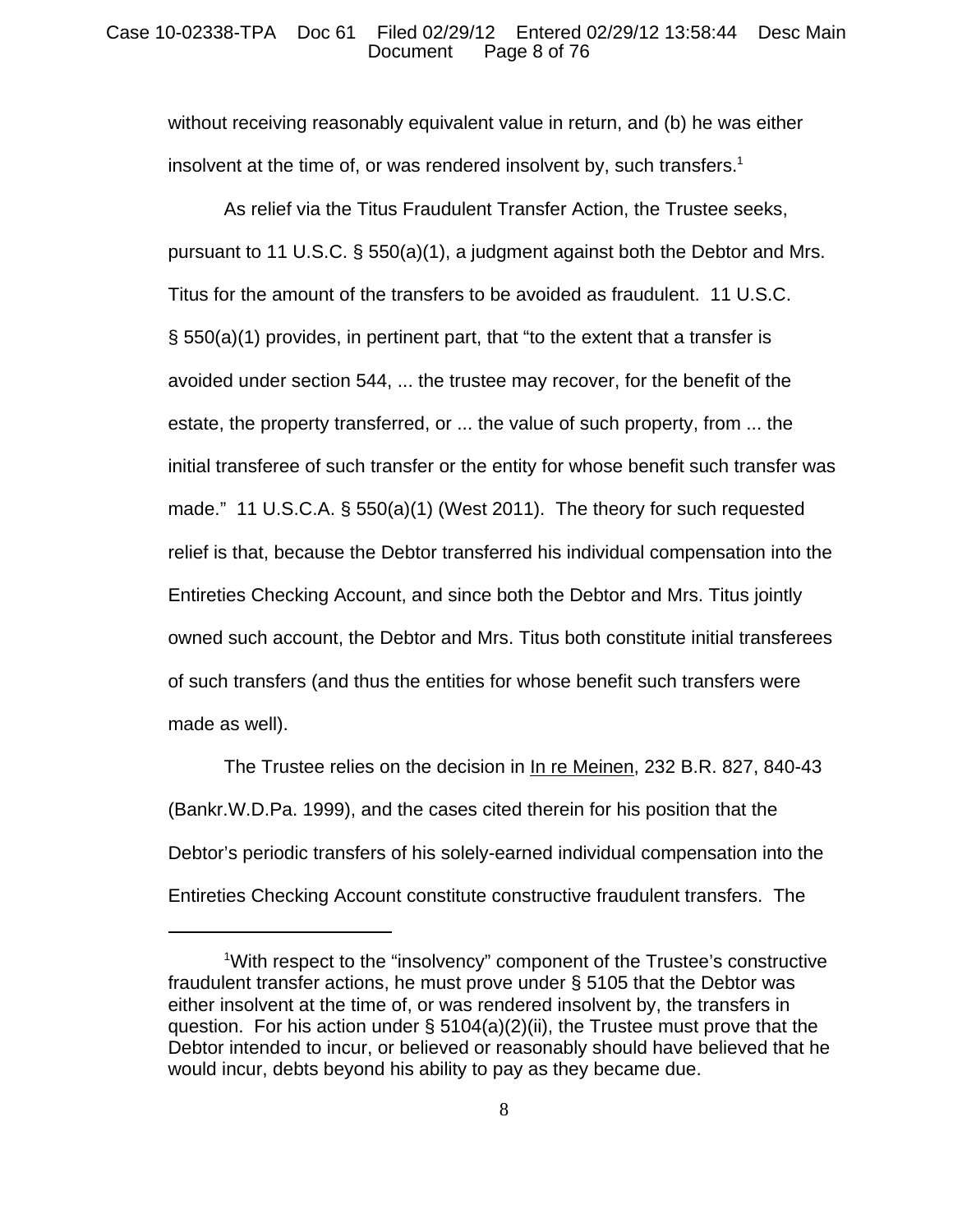without receiving reasonably equivalent value in return, and (b) he was either insolvent at the time of, or was rendered insolvent by, such transfers.[1]

As relief via the Titus Fraudulent Transfer Action, the Trustee seeks, pursuant to 11 U.S.C. § 550(a)(1), a judgment against both the Debtor and Mrs. Titus for the amount of the transfers to be avoided as fraudulent. 11 U.S.C. § 550(a)(1) provides, in pertinent part, that "to the extent that a transfer is avoided under section 544, ... the trustee may recover, for the benefit of the estate, the property transferred, or ... the value of such property, from ... the initial transferee of such transfer or the entity for whose benefit such transfer was made." 11 U.S.C.A. § 550(a)(1) (West 2011). The theory for such requested relief is that, because the Debtor transferred his individual compensation into the Entireties Checking Account, and since both the Debtor and Mrs. Titus jointly owned such account, the Debtor and Mrs. Titus both constitute initial transferees of such transfers (and thus the entities for whose benefit such transfers were made as well).

The Trustee relies on the decision in In re Meinen, 232 B.R. 827, 840-43 (Bankr.W.D.Pa. 1999), and the cases cited therein for his position that the Debtor's periodic transfers of his solely-earned individual compensation into the Entireties Checking Account constitute constructive fraudulent transfers. The

---

[1] With respect to the "insolvency" component of the Trustee's constructive fraudulent transfer actions, he must prove under § 5105 that the Debtor was either insolvent at the time of, or was rendered insolvent by, the transfers in question. For his action under § 5104(a)(2)(ii), the Trustee must prove that the Debtor intended to incur, or believed or reasonably should have believed that he would incur, debts beyond his ability to pay as they became due.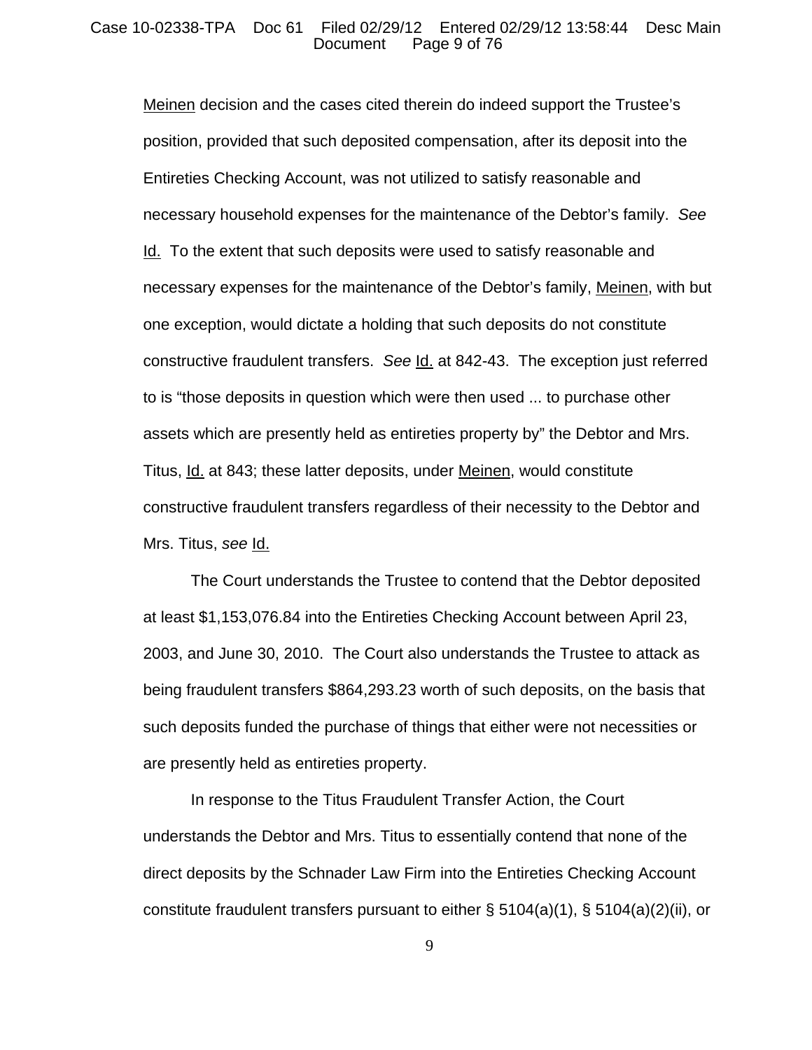Meinen decision and the cases cited therein do indeed support the Trustee's position, provided that such deposited compensation, after its deposit into the Entireties Checking Account, was not utilized to satisfy reasonable and necessary household expenses for the maintenance of the Debtor's family. *See* Id. To the extent that such deposits were used to satisfy reasonable and necessary expenses for the maintenance of the Debtor's family, Meinen, with but one exception, would dictate a holding that such deposits do not constitute constructive fraudulent transfers. *See* Id. at 842-43. The exception just referred to is "those deposits in question which were then used ... to purchase other assets which are presently held as entireties property by" the Debtor and Mrs. Titus, Id. at 843; these latter deposits, under Meinen, would constitute constructive fraudulent transfers regardless of their necessity to the Debtor and Mrs. Titus, *see* Id.

The Court understands the Trustee to contend that the Debtor deposited at least $1,153,076.84 into the Entireties Checking Account between April 23, 2003, and June 30, 2010. The Court also understands the Trustee to attack as being fraudulent transfers $864,293.23 worth of such deposits, on the basis that such deposits funded the purchase of things that either were not necessities or are presently held as entireties property.

In response to the Titus Fraudulent Transfer Action, the Court understands the Debtor and Mrs. Titus to essentially contend that none of the direct deposits by the Schnader Law Firm into the Entireties Checking Account constitute fraudulent transfers pursuant to either § 5104(a)(1), § 5104(a)(2)(ii), or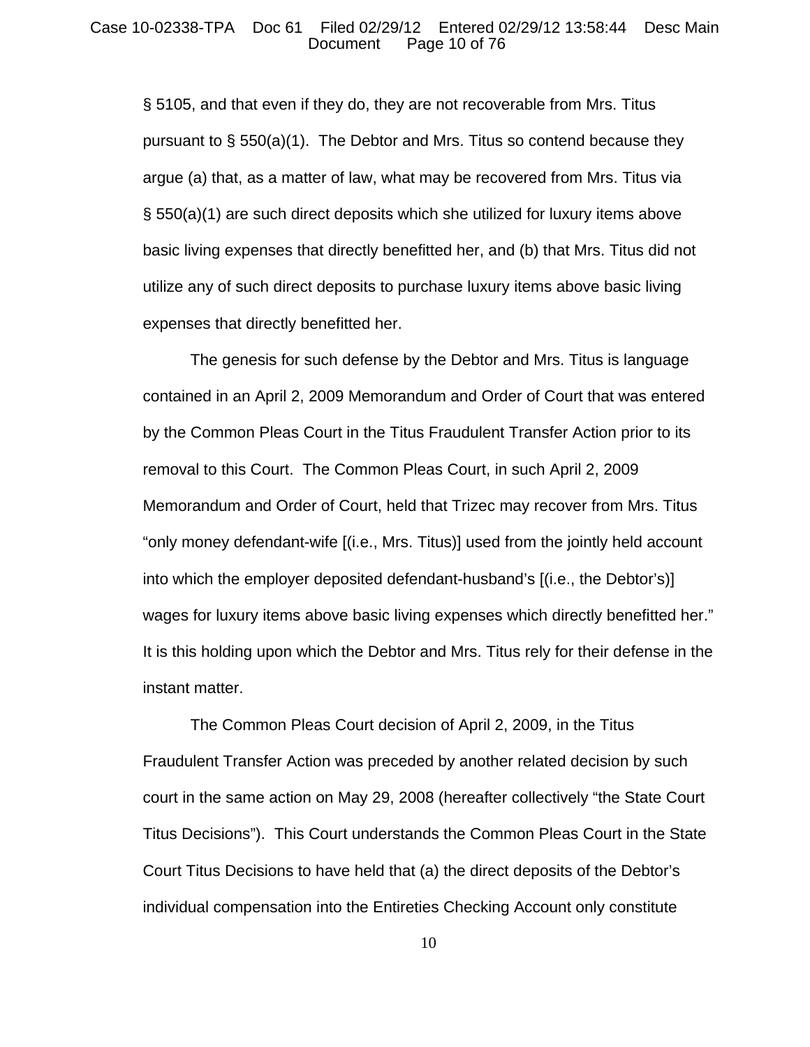§ 5105, and that even if they do, they are not recoverable from Mrs. Titus pursuant to § 550(a)(1). The Debtor and Mrs. Titus so contend because they argue (a) that, as a matter of law, what may be recovered from Mrs. Titus via § 550(a)(1) are such direct deposits which she utilized for luxury items above basic living expenses that directly benefitted her, and (b) that Mrs. Titus did not utilize any of such direct deposits to purchase luxury items above basic living expenses that directly benefitted her.

The genesis for such defense by the Debtor and Mrs. Titus is language contained in an April 2, 2009 Memorandum and Order of Court that was entered by the Common Pleas Court in the Titus Fraudulent Transfer Action prior to its removal to this Court. The Common Pleas Court, in such April 2, 2009 Memorandum and Order of Court, held that Trizec may recover from Mrs. Titus "only money defendant-wife [(i.e., Mrs. Titus)] used from the jointly held account into which the employer deposited defendant-husband's [(i.e., the Debtor's)] wages for luxury items above basic living expenses which directly benefitted her." It is this holding upon which the Debtor and Mrs. Titus rely for their defense in the instant matter.

The Common Pleas Court decision of April 2, 2009, in the Titus Fraudulent Transfer Action was preceded by another related decision by such court in the same action on May 29, 2008 (hereafter collectively "the State Court Titus Decisions"). This Court understands the Common Pleas Court in the State Court Titus Decisions to have held that (a) the direct deposits of the Debtor's individual compensation into the Entireties Checking Account only constitute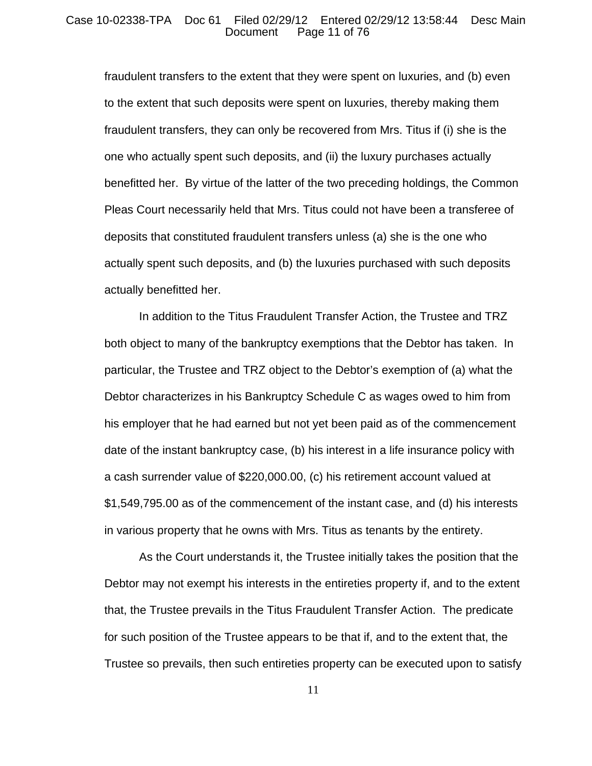fraudulent transfers to the extent that they were spent on luxuries, and (b) even to the extent that such deposits were spent on luxuries, thereby making them fraudulent transfers, they can only be recovered from Mrs. Titus if (i) she is the one who actually spent such deposits, and (ii) the luxury purchases actually benefitted her. By virtue of the latter of the two preceding holdings, the Common Pleas Court necessarily held that Mrs. Titus could not have been a transferee of deposits that constituted fraudulent transfers unless (a) she is the one who actually spent such deposits, and (b) the luxuries purchased with such deposits actually benefitted her.

In addition to the Titus Fraudulent Transfer Action, the Trustee and TRZ both object to many of the bankruptcy exemptions that the Debtor has taken. In particular, the Trustee and TRZ object to the Debtor's exemption of (a) what the Debtor characterizes in his Bankruptcy Schedule C as wages owed to him from his employer that he had earned but not yet been paid as of the commencement date of the instant bankruptcy case, (b) his interest in a life insurance policy with a cash surrender value of $220,000.00, (c) his retirement account valued at $1,549,795.00 as of the commencement of the instant case, and (d) his interests in various property that he owns with Mrs. Titus as tenants by the entirety.

As the Court understands it, the Trustee initially takes the position that the Debtor may not exempt his interests in the entireties property if, and to the extent that, the Trustee prevails in the Titus Fraudulent Transfer Action. The predicate for such position of the Trustee appears to be that if, and to the extent that, the Trustee so prevails, then such entireties property can be executed upon to satisfy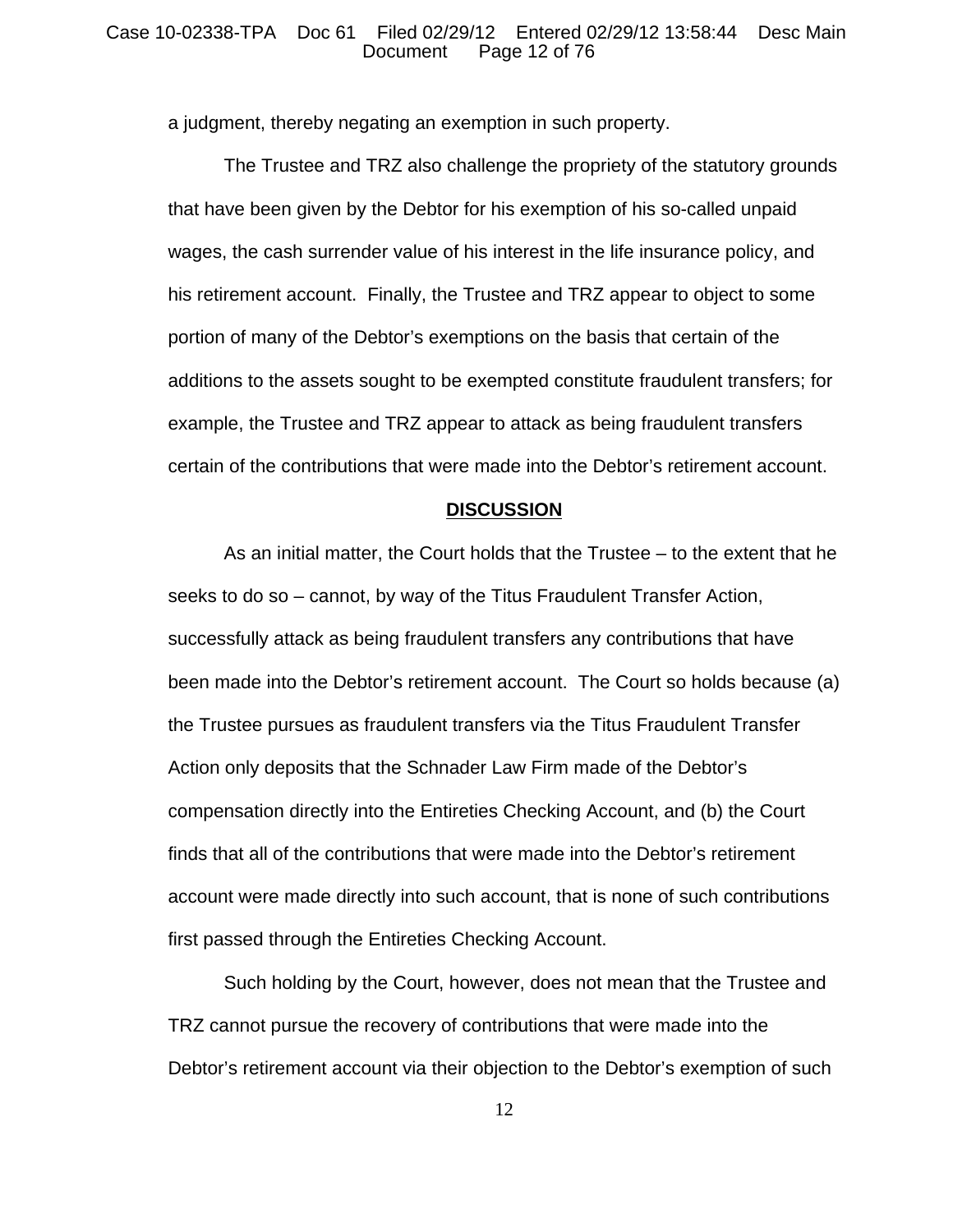a judgment, thereby negating an exemption in such property.

The Trustee and TRZ also challenge the propriety of the statutory grounds that have been given by the Debtor for his exemption of his so-called unpaid wages, the cash surrender value of his interest in the life insurance policy, and his retirement account. Finally, the Trustee and TRZ appear to object to some portion of many of the Debtor's exemptions on the basis that certain of the additions to the assets sought to be exempted constitute fraudulent transfers; for example, the Trustee and TRZ appear to attack as being fraudulent transfers certain of the contributions that were made into the Debtor's retirement account.

## DISCUSSION

As an initial matter, the Court holds that the Trustee – to the extent that he seeks to do so – cannot, by way of the Titus Fraudulent Transfer Action, successfully attack as being fraudulent transfers any contributions that have been made into the Debtor's retirement account. The Court so holds because (a) the Trustee pursues as fraudulent transfers via the Titus Fraudulent Transfer Action only deposits that the Schnader Law Firm made of the Debtor's compensation directly into the Entireties Checking Account, and (b) the Court finds that all of the contributions that were made into the Debtor's retirement account were made directly into such account, that is none of such contributions first passed through the Entireties Checking Account.

Such holding by the Court, however, does not mean that the Trustee and TRZ cannot pursue the recovery of contributions that were made into the Debtor's retirement account via their objection to the Debtor's exemption of such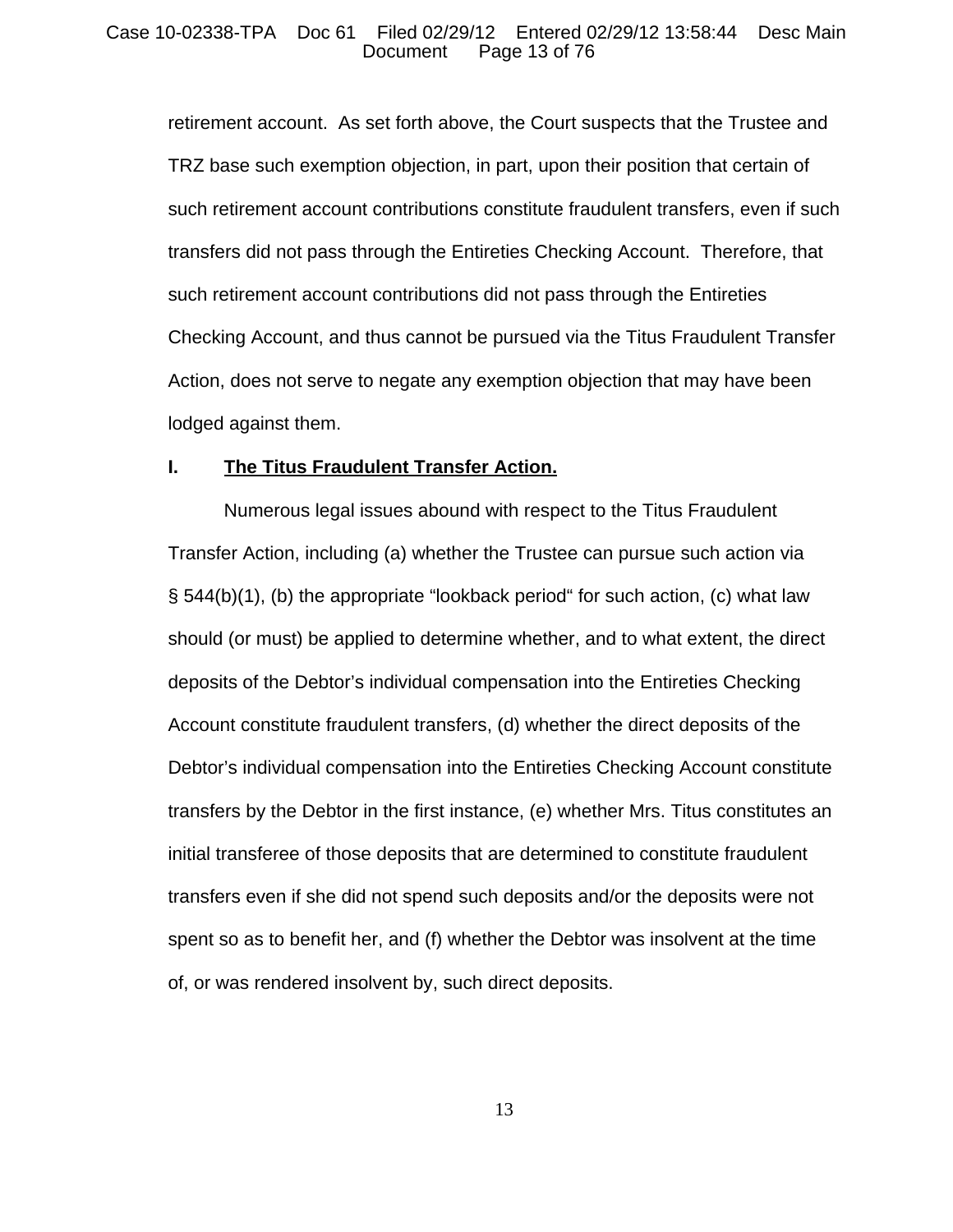retirement account. As set forth above, the Court suspects that the Trustee and TRZ base such exemption objection, in part, upon their position that certain of such retirement account contributions constitute fraudulent transfers, even if such transfers did not pass through the Entireties Checking Account. Therefore, that such retirement account contributions did not pass through the Entireties Checking Account, and thus cannot be pursued via the Titus Fraudulent Transfer Action, does not serve to negate any exemption objection that may have been lodged against them.

## I. The Titus Fraudulent Transfer Action.

Numerous legal issues abound with respect to the Titus Fraudulent Transfer Action, including (a) whether the Trustee can pursue such action via § 544(b)(1), (b) the appropriate "lookback period" for such action, (c) what law should (or must) be applied to determine whether, and to what extent, the direct deposits of the Debtor's individual compensation into the Entireties Checking Account constitute fraudulent transfers, (d) whether the direct deposits of the Debtor's individual compensation into the Entireties Checking Account constitute transfers by the Debtor in the first instance, (e) whether Mrs. Titus constitutes an initial transferee of those deposits that are determined to constitute fraudulent transfers even if she did not spend such deposits and/or the deposits were not spent so as to benefit her, and (f) whether the Debtor was insolvent at the time of, or was rendered insolvent by, such direct deposits.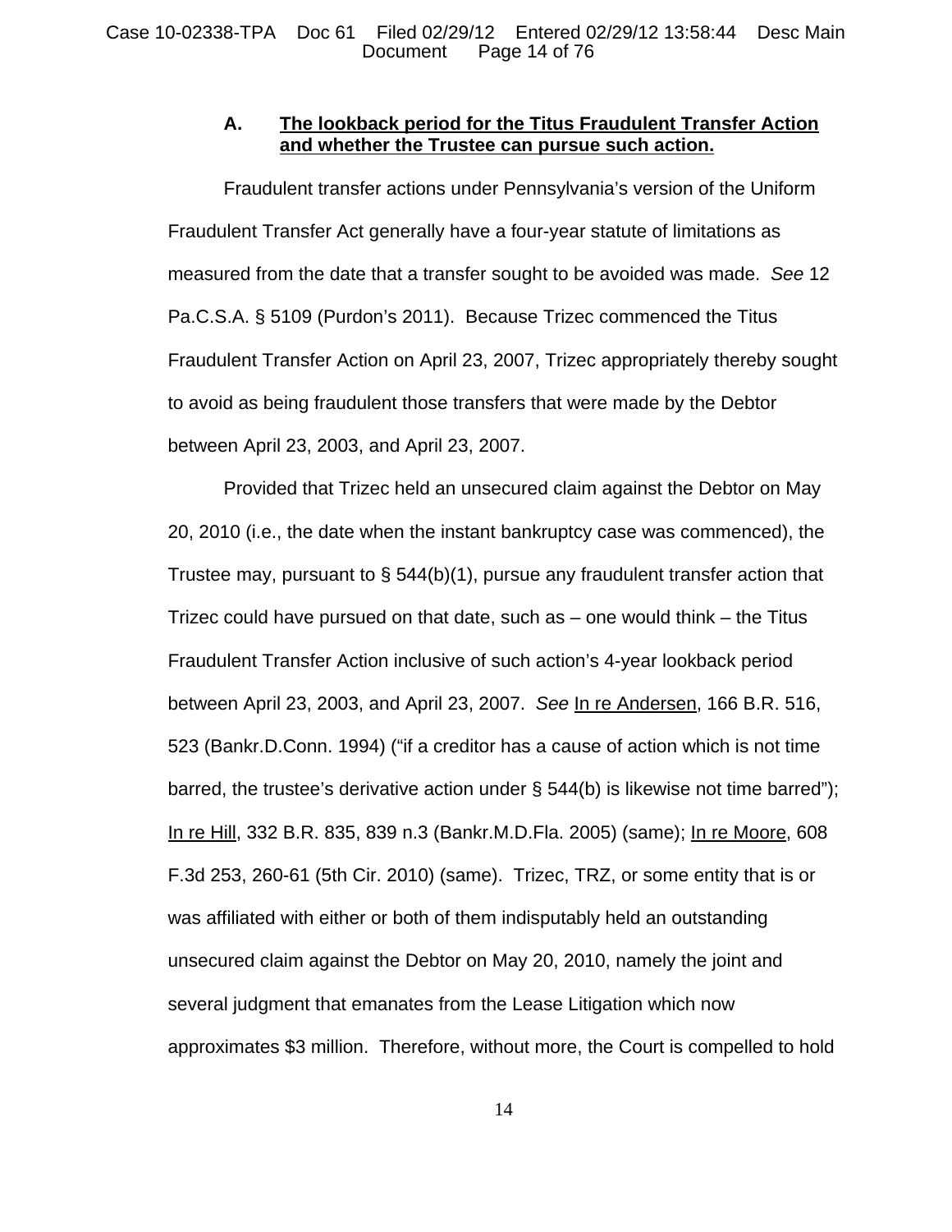### A. <u>The lookback period for the Titus Fraudulent Transfer Action and whether the Trustee can pursue such action.</u>

Fraudulent transfer actions under Pennsylvania's version of the Uniform Fraudulent Transfer Act generally have a four-year statute of limitations as measured from the date that a transfer sought to be avoided was made. *See* 12 Pa.C.S.A. § 5109 (Purdon's 2011). Because Trizec commenced the Titus Fraudulent Transfer Action on April 23, 2007, Trizec appropriately thereby sought to avoid as being fraudulent those transfers that were made by the Debtor between April 23, 2003, and April 23, 2007.

Provided that Trizec held an unsecured claim against the Debtor on May 20, 2010 (i.e., the date when the instant bankruptcy case was commenced), the Trustee may, pursuant to § 544(b)(1), pursue any fraudulent transfer action that Trizec could have pursued on that date, such as – one would think – the Titus Fraudulent Transfer Action inclusive of such action's 4-year lookback period between April 23, 2003, and April 23, 2007. *See* <u>In re Andersen</u>, 166 B.R. 516, 523 (Bankr.D.Conn. 1994) ("if a creditor has a cause of action which is not time barred, the trustee's derivative action under § 544(b) is likewise not time barred"); <u>In re Hill</u>, 332 B.R. 835, 839 n.3 (Bankr.M.D.Fla. 2005) (same); <u>In re Moore</u>, 608 F.3d 253, 260-61 (5th Cir. 2010) (same). Trizec, TRZ, or some entity that is or was affiliated with either or both of them indisputably held an outstanding unsecured claim against the Debtor on May 20, 2010, namely the joint and several judgment that emanates from the Lease Litigation which now approximates \$3 million. Therefore, without more, the Court is compelled to hold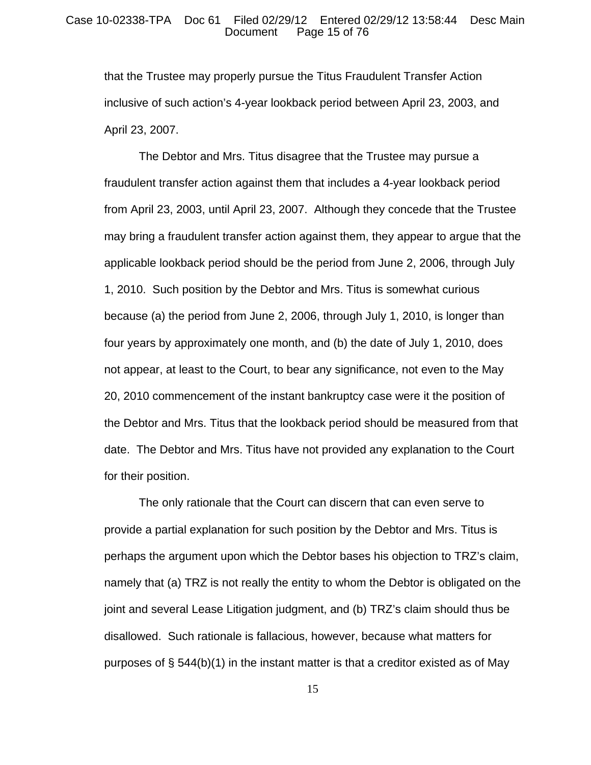that the Trustee may properly pursue the Titus Fraudulent Transfer Action inclusive of such action's 4-year lookback period between April 23, 2003, and April 23, 2007.

The Debtor and Mrs. Titus disagree that the Trustee may pursue a fraudulent transfer action against them that includes a 4-year lookback period from April 23, 2003, until April 23, 2007. Although they concede that the Trustee may bring a fraudulent transfer action against them, they appear to argue that the applicable lookback period should be the period from June 2, 2006, through July 1, 2010. Such position by the Debtor and Mrs. Titus is somewhat curious because (a) the period from June 2, 2006, through July 1, 2010, is longer than four years by approximately one month, and (b) the date of July 1, 2010, does not appear, at least to the Court, to bear any significance, not even to the May 20, 2010 commencement of the instant bankruptcy case were it the position of the Debtor and Mrs. Titus that the lookback period should be measured from that date. The Debtor and Mrs. Titus have not provided any explanation to the Court for their position.

The only rationale that the Court can discern that can even serve to provide a partial explanation for such position by the Debtor and Mrs. Titus is perhaps the argument upon which the Debtor bases his objection to TRZ's claim, namely that (a) TRZ is not really the entity to whom the Debtor is obligated on the joint and several Lease Litigation judgment, and (b) TRZ's claim should thus be disallowed. Such rationale is fallacious, however, because what matters for purposes of § 544(b)(1) in the instant matter is that a creditor existed as of May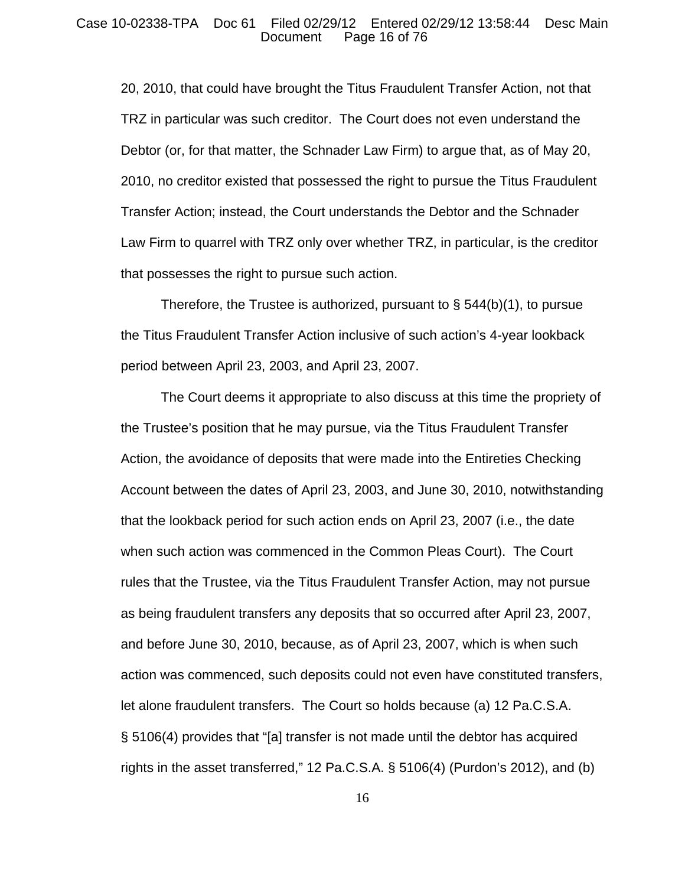20, 2010, that could have brought the Titus Fraudulent Transfer Action, not that TRZ in particular was such creditor. The Court does not even understand the Debtor (or, for that matter, the Schnader Law Firm) to argue that, as of May 20, 2010, no creditor existed that possessed the right to pursue the Titus Fraudulent Transfer Action; instead, the Court understands the Debtor and the Schnader Law Firm to quarrel with TRZ only over whether TRZ, in particular, is the creditor that possesses the right to pursue such action.

Therefore, the Trustee is authorized, pursuant to § 544(b)(1), to pursue the Titus Fraudulent Transfer Action inclusive of such action's 4-year lookback period between April 23, 2003, and April 23, 2007.

The Court deems it appropriate to also discuss at this time the propriety of the Trustee's position that he may pursue, via the Titus Fraudulent Transfer Action, the avoidance of deposits that were made into the Entireties Checking Account between the dates of April 23, 2003, and June 30, 2010, notwithstanding that the lookback period for such action ends on April 23, 2007 (i.e., the date when such action was commenced in the Common Pleas Court). The Court rules that the Trustee, via the Titus Fraudulent Transfer Action, may not pursue as being fraudulent transfers any deposits that so occurred after April 23, 2007, and before June 30, 2010, because, as of April 23, 2007, which is when such action was commenced, such deposits could not even have constituted transfers, let alone fraudulent transfers. The Court so holds because (a) 12 Pa.C.S.A. § 5106(4) provides that "[a] transfer is not made until the debtor has acquired rights in the asset transferred," 12 Pa.C.S.A. § 5106(4) (Purdon's 2012), and (b)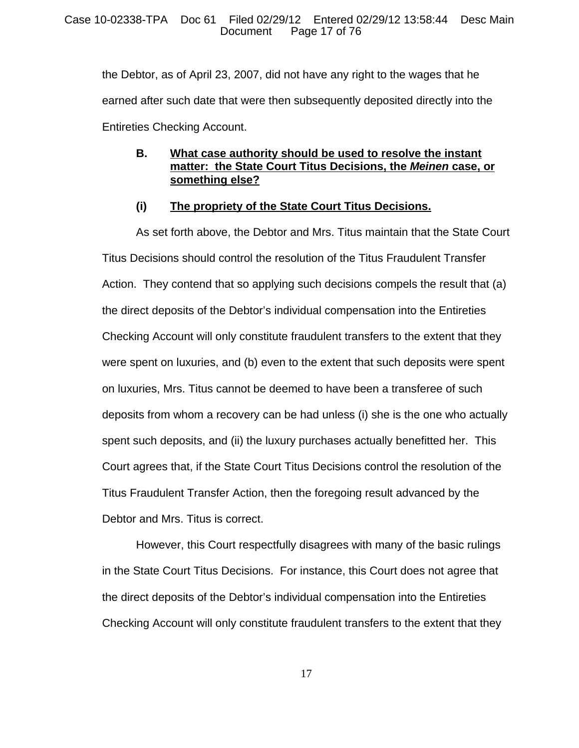the Debtor, as of April 23, 2007, did not have any right to the wages that he earned after such date that were then subsequently deposited directly into the Entireties Checking Account.

### B. What case authority should be used to resolve the instant matter: the State Court Titus Decisions, the *Meinen* case, or something else?

#### (i) The propriety of the State Court Titus Decisions.

As set forth above, the Debtor and Mrs. Titus maintain that the State Court Titus Decisions should control the resolution of the Titus Fraudulent Transfer Action. They contend that so applying such decisions compels the result that (a) the direct deposits of the Debtor's individual compensation into the Entireties Checking Account will only constitute fraudulent transfers to the extent that they were spent on luxuries, and (b) even to the extent that such deposits were spent on luxuries, Mrs. Titus cannot be deemed to have been a transferee of such deposits from whom a recovery can be had unless (i) she is the one who actually spent such deposits, and (ii) the luxury purchases actually benefitted her. This Court agrees that, if the State Court Titus Decisions control the resolution of the Titus Fraudulent Transfer Action, then the foregoing result advanced by the Debtor and Mrs. Titus is correct.

However, this Court respectfully disagrees with many of the basic rulings in the State Court Titus Decisions. For instance, this Court does not agree that the direct deposits of the Debtor's individual compensation into the Entireties Checking Account will only constitute fraudulent transfers to the extent that they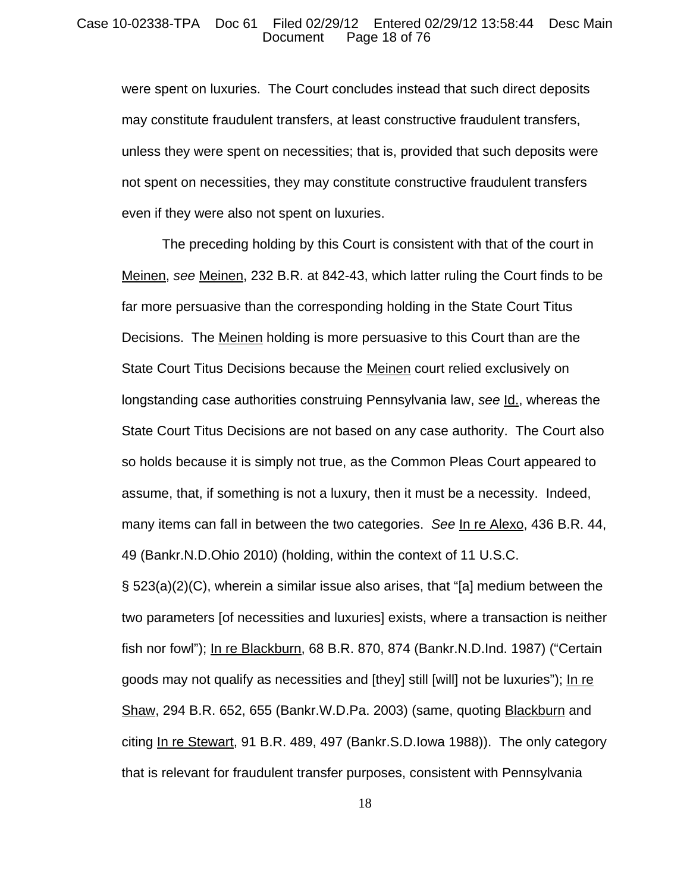were spent on luxuries. The Court concludes instead that such direct deposits may constitute fraudulent transfers, at least constructive fraudulent transfers, unless they were spent on necessities; that is, provided that such deposits were not spent on necessities, they may constitute constructive fraudulent transfers even if they were also not spent on luxuries.

The preceding holding by this Court is consistent with that of the court in Meinen, *see* Meinen, 232 B.R. at 842-43, which latter ruling the Court finds to be far more persuasive than the corresponding holding in the State Court Titus Decisions. The Meinen holding is more persuasive to this Court than are the State Court Titus Decisions because the Meinen court relied exclusively on longstanding case authorities construing Pennsylvania law, *see* Id., whereas the State Court Titus Decisions are not based on any case authority. The Court also so holds because it is simply not true, as the Common Pleas Court appeared to assume, that, if something is not a luxury, then it must be a necessity. Indeed, many items can fall in between the two categories. *See* In re Alexo, 436 B.R. 44, 49 (Bankr.N.D.Ohio 2010) (holding, within the context of 11 U.S.C. § 523(a)(2)(C), wherein a similar issue also arises, that "[a] medium between the two parameters [of necessities and luxuries] exists, where a transaction is neither fish nor fowl"); In re Blackburn, 68 B.R. 870, 874 (Bankr.N.D.Ind. 1987) ("Certain goods may not qualify as necessities and [they] still [will] not be luxuries"); In re Shaw, 294 B.R. 652, 655 (Bankr.W.D.Pa. 2003) (same, quoting Blackburn and citing In re Stewart, 91 B.R. 489, 497 (Bankr.S.D.Iowa 1988)). The only category that is relevant for fraudulent transfer purposes, consistent with Pennsylvania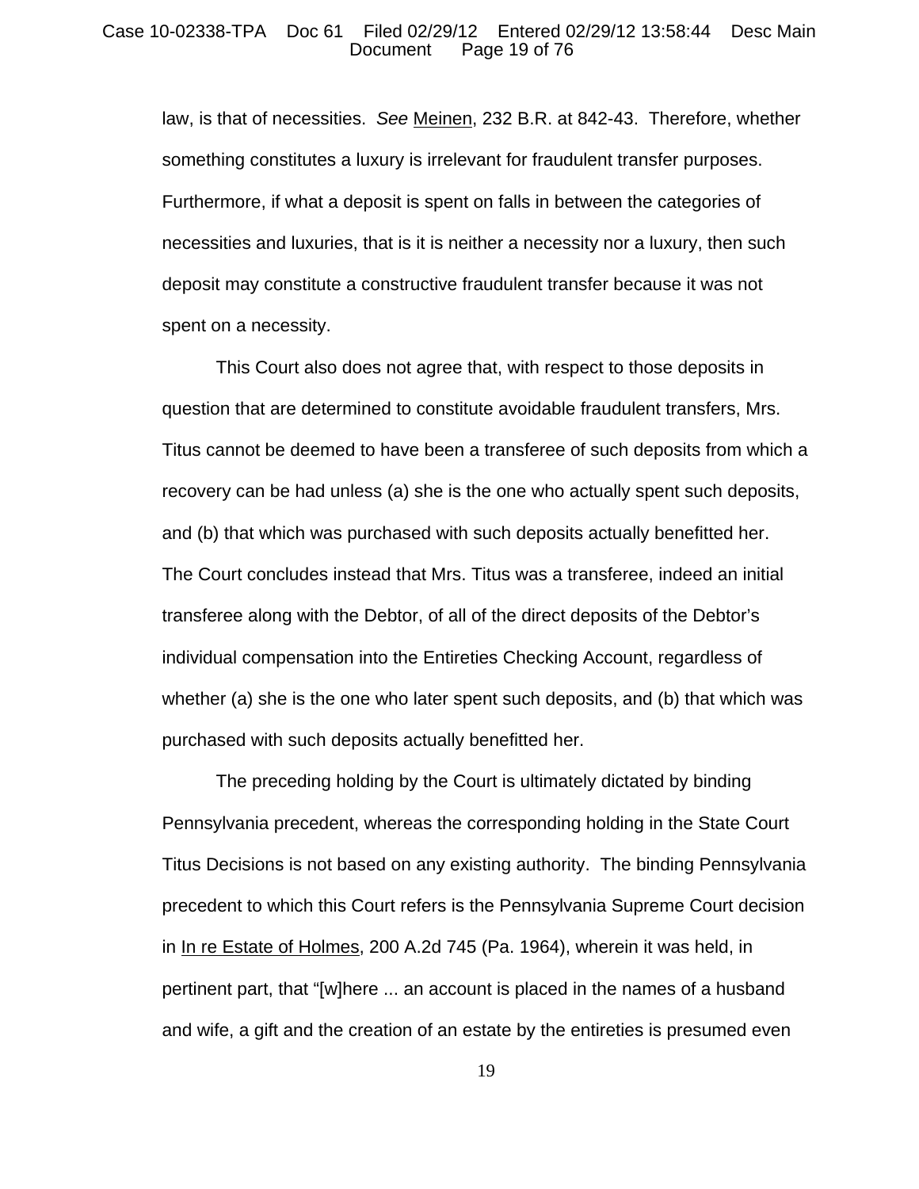law, is that of necessities. *See* Meinen, 232 B.R. at 842-43. Therefore, whether something constitutes a luxury is irrelevant for fraudulent transfer purposes. Furthermore, if what a deposit is spent on falls in between the categories of necessities and luxuries, that is it is neither a necessity nor a luxury, then such deposit may constitute a constructive fraudulent transfer because it was not spent on a necessity.

This Court also does not agree that, with respect to those deposits in question that are determined to constitute avoidable fraudulent transfers, Mrs. Titus cannot be deemed to have been a transferee of such deposits from which a recovery can be had unless (a) she is the one who actually spent such deposits, and (b) that which was purchased with such deposits actually benefitted her. The Court concludes instead that Mrs. Titus was a transferee, indeed an initial transferee along with the Debtor, of all of the direct deposits of the Debtor's individual compensation into the Entireties Checking Account, regardless of whether (a) she is the one who later spent such deposits, and (b) that which was purchased with such deposits actually benefitted her.

The preceding holding by the Court is ultimately dictated by binding Pennsylvania precedent, whereas the corresponding holding in the State Court Titus Decisions is not based on any existing authority. The binding Pennsylvania precedent to which this Court refers is the Pennsylvania Supreme Court decision in In re Estate of Holmes, 200 A.2d 745 (Pa. 1964), wherein it was held, in pertinent part, that "[w]here ... an account is placed in the names of a husband and wife, a gift and the creation of an estate by the entireties is presumed even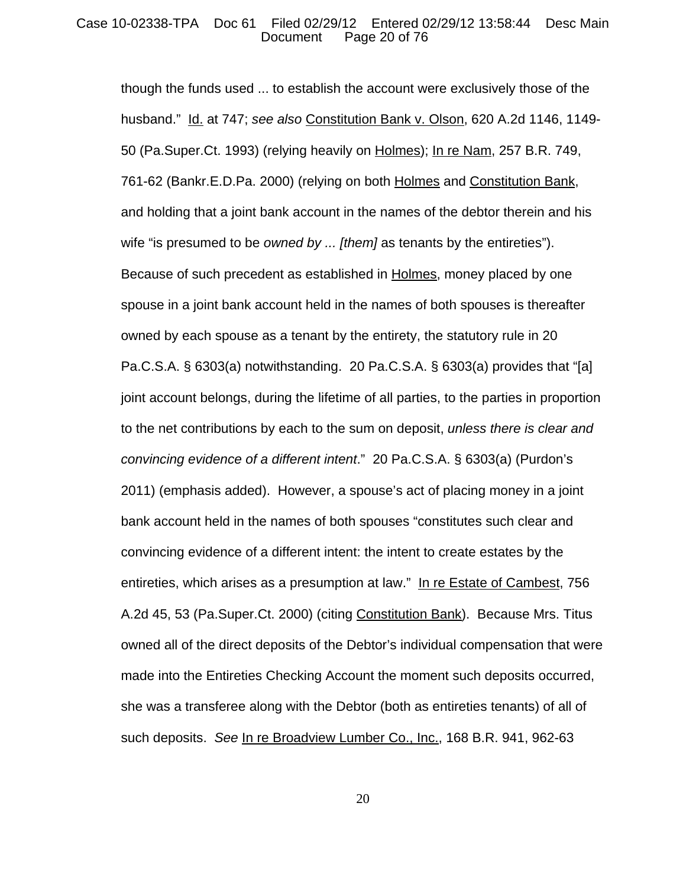though the funds used ... to establish the account were exclusively those of the husband." Id. at 747; *see also* Constitution Bank v. Olson, 620 A.2d 1146, 1149-50 (Pa.Super.Ct. 1993) (relying heavily on Holmes); In re Nam, 257 B.R. 749, 761-62 (Bankr.E.D.Pa. 2000) (relying on both Holmes and Constitution Bank, and holding that a joint bank account in the names of the debtor therein and his wife "is presumed to be *owned by ... [them]* as tenants by the entireties"). Because of such precedent as established in Holmes, money placed by one spouse in a joint bank account held in the names of both spouses is thereafter owned by each spouse as a tenant by the entirety, the statutory rule in 20 Pa.C.S.A. § 6303(a) notwithstanding. 20 Pa.C.S.A. § 6303(a) provides that "[a] joint account belongs, during the lifetime of all parties, to the parties in proportion to the net contributions by each to the sum on deposit, *unless there is clear and convincing evidence of a different intent*." 20 Pa.C.S.A. § 6303(a) (Purdon's 2011) (emphasis added). However, a spouse's act of placing money in a joint bank account held in the names of both spouses "constitutes such clear and convincing evidence of a different intent: the intent to create estates by the entireties, which arises as a presumption at law." In re Estate of Cambest, 756 A.2d 45, 53 (Pa.Super.Ct. 2000) (citing Constitution Bank). Because Mrs. Titus owned all of the direct deposits of the Debtor's individual compensation that were made into the Entireties Checking Account the moment such deposits occurred, she was a transferee along with the Debtor (both as entireties tenants) of all of such deposits. *See* In re Broadview Lumber Co., Inc., 168 B.R. 941, 962-63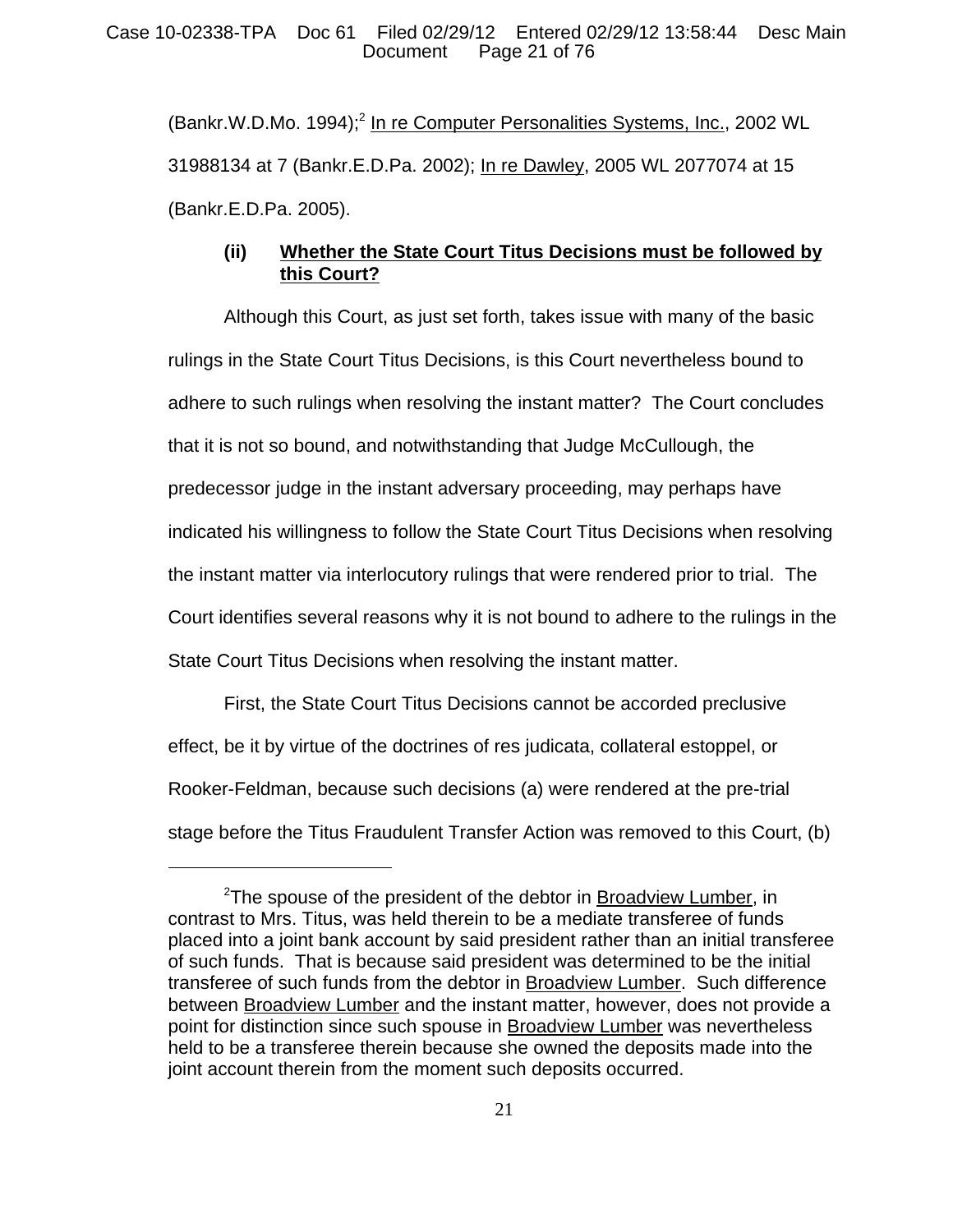(Bankr.W.D.Mo. 1994);[2] In re Computer Personalities Systems, Inc., 2002 WL 31988134 at 7 (Bankr.E.D.Pa. 2002); In re Dawley, 2005 WL 2077074 at 15 (Bankr.E.D.Pa. 2005).

**(ii) Whether the State Court Titus Decisions must be followed by this Court?**

Although this Court, as just set forth, takes issue with many of the basic rulings in the State Court Titus Decisions, is this Court nevertheless bound to adhere to such rulings when resolving the instant matter? The Court concludes that it is not so bound, and notwithstanding that Judge McCullough, the predecessor judge in the instant adversary proceeding, may perhaps have indicated his willingness to follow the State Court Titus Decisions when resolving the instant matter via interlocutory rulings that were rendered prior to trial. The Court identifies several reasons why it is not bound to adhere to the rulings in the State Court Titus Decisions when resolving the instant matter.

First, the State Court Titus Decisions cannot be accorded preclusive effect, be it by virtue of the doctrines of res judicata, collateral estoppel, or Rooker-Feldman, because such decisions (a) were rendered at the pre-trial stage before the Titus Fraudulent Transfer Action was removed to this Court, (b)

[2] The spouse of the president of the debtor in Broadview Lumber, in contrast to Mrs. Titus, was held therein to be a mediate transferee of funds placed into a joint bank account by said president rather than an initial transferee of such funds. That is because said president was determined to be the initial transferee of such funds from the debtor in Broadview Lumber. Such difference between Broadview Lumber and the instant matter, however, does not provide a point for distinction since such spouse in Broadview Lumber was nevertheless held to be a transferee therein because she owned the deposits made into the joint account therein from the moment such deposits occurred.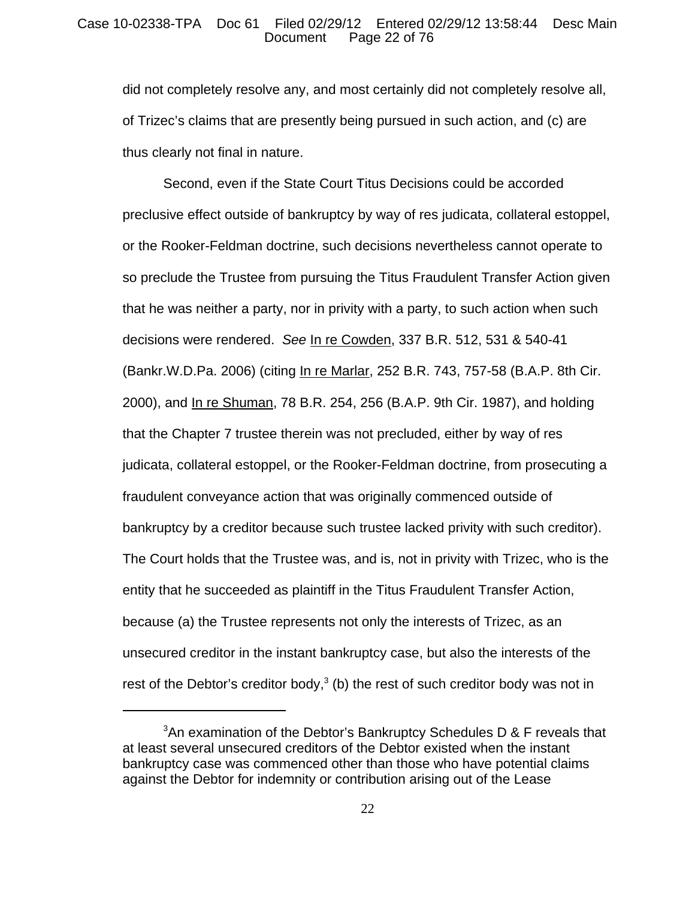did not completely resolve any, and most certainly did not completely resolve all, of Trizec's claims that are presently being pursued in such action, and (c) are thus clearly not final in nature.

Second, even if the State Court Titus Decisions could be accorded preclusive effect outside of bankruptcy by way of res judicata, collateral estoppel, or the Rooker-Feldman doctrine, such decisions nevertheless cannot operate to so preclude the Trustee from pursuing the Titus Fraudulent Transfer Action given that he was neither a party, nor in privity with a party, to such action when such decisions were rendered. *See* In re Cowden, 337 B.R. 512, 531 & 540-41 (Bankr.W.D.Pa. 2006) (citing In re Marlar, 252 B.R. 743, 757-58 (B.A.P. 8th Cir. 2000), and In re Shuman, 78 B.R. 254, 256 (B.A.P. 9th Cir. 1987), and holding that the Chapter 7 trustee therein was not precluded, either by way of res judicata, collateral estoppel, or the Rooker-Feldman doctrine, from prosecuting a fraudulent conveyance action that was originally commenced outside of bankruptcy by a creditor because such trustee lacked privity with such creditor). The Court holds that the Trustee was, and is, not in privity with Trizec, who is the entity that he succeeded as plaintiff in the Titus Fraudulent Transfer Action, because (a) the Trustee represents not only the interests of Trizec, as an unsecured creditor in the instant bankruptcy case, but also the interests of the rest of the Debtor's creditor body,[3] (b) the rest of such creditor body was not in

[3]An examination of the Debtor's Bankruptcy Schedules D & F reveals that at least several unsecured creditors of the Debtor existed when the instant bankruptcy case was commenced other than those who have potential claims against the Debtor for indemnity or contribution arising out of the Lease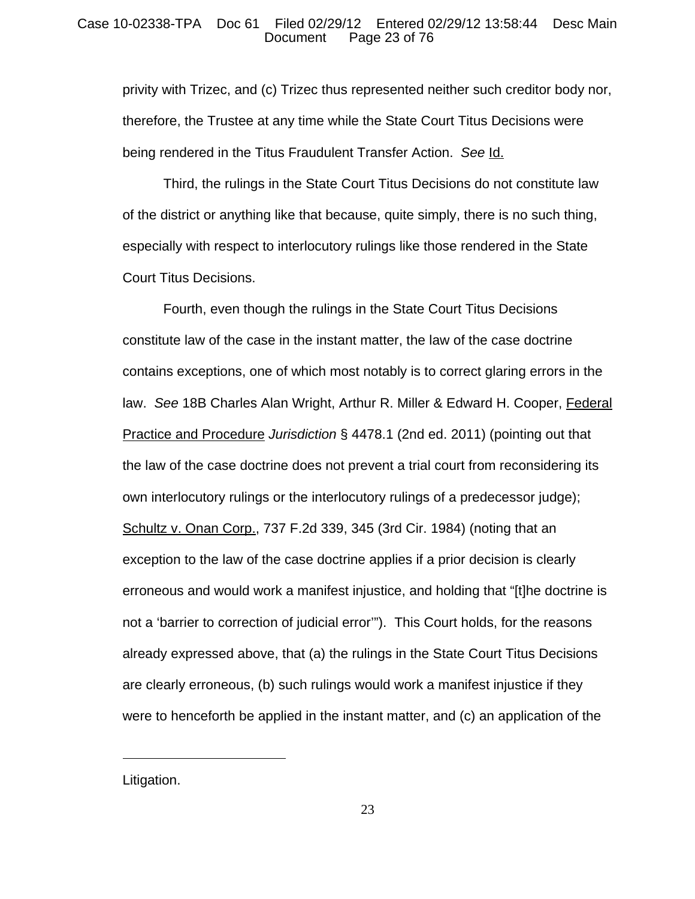privity with Trizec, and (c) Trizec thus represented neither such creditor body nor, therefore, the Trustee at any time while the State Court Titus Decisions were being rendered in the Titus Fraudulent Transfer Action. *See* Id.

Third, the rulings in the State Court Titus Decisions do not constitute law of the district or anything like that because, quite simply, there is no such thing, especially with respect to interlocutory rulings like those rendered in the State Court Titus Decisions.

Fourth, even though the rulings in the State Court Titus Decisions constitute law of the case in the instant matter, the law of the case doctrine contains exceptions, one of which most notably is to correct glaring errors in the law. *See* 18B Charles Alan Wright, Arthur R. Miller & Edward H. Cooper, Federal Practice and Procedure *Jurisdiction* § 4478.1 (2nd ed. 2011) (pointing out that the law of the case doctrine does not prevent a trial court from reconsidering its own interlocutory rulings or the interlocutory rulings of a predecessor judge); Schultz v. Onan Corp., 737 F.2d 339, 345 (3rd Cir. 1984) (noting that an exception to the law of the case doctrine applies if a prior decision is clearly erroneous and would work a manifest injustice, and holding that "[t]he doctrine is not a 'barrier to correction of judicial error'"). This Court holds, for the reasons already expressed above, that (a) the rulings in the State Court Titus Decisions are clearly erroneous, (b) such rulings would work a manifest injustice if they were to henceforth be applied in the instant matter, and (c) an application of the

---

Litigation.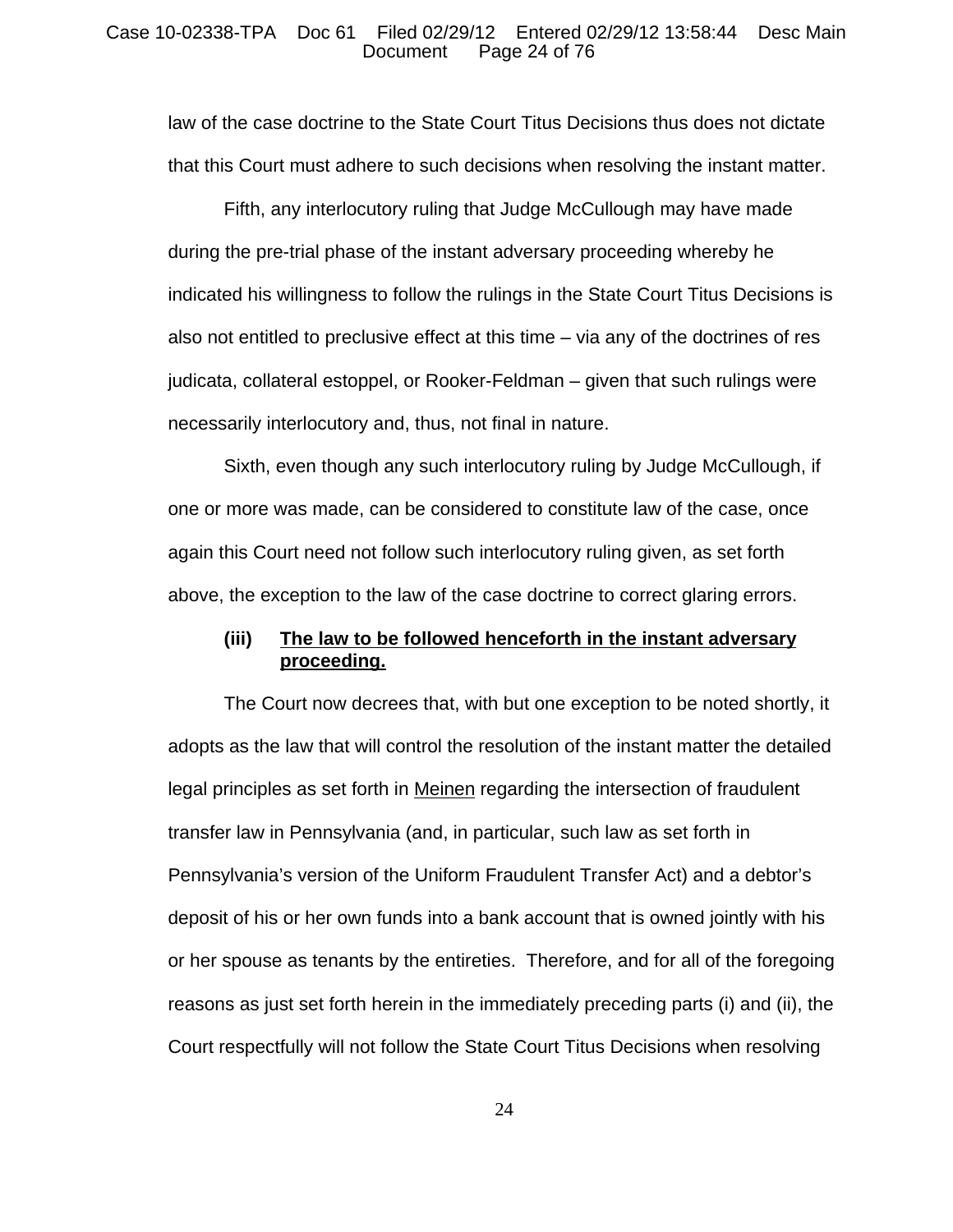law of the case doctrine to the State Court Titus Decisions thus does not dictate that this Court must adhere to such decisions when resolving the instant matter.

Fifth, any interlocutory ruling that Judge McCullough may have made during the pre-trial phase of the instant adversary proceeding whereby he indicated his willingness to follow the rulings in the State Court Titus Decisions is also not entitled to preclusive effect at this time – via any of the doctrines of res judicata, collateral estoppel, or Rooker-Feldman – given that such rulings were necessarily interlocutory and, thus, not final in nature.

Sixth, even though any such interlocutory ruling by Judge McCullough, if one or more was made, can be considered to constitute law of the case, once again this Court need not follow such interlocutory ruling given, as set forth above, the exception to the law of the case doctrine to correct glaring errors.

**(iii) The law to be followed henceforth in the instant adversary proceeding.**

The Court now decrees that, with but one exception to be noted shortly, it adopts as the law that will control the resolution of the instant matter the detailed legal principles as set forth in Meinen regarding the intersection of fraudulent transfer law in Pennsylvania (and, in particular, such law as set forth in Pennsylvania's version of the Uniform Fraudulent Transfer Act) and a debtor's deposit of his or her own funds into a bank account that is owned jointly with his or her spouse as tenants by the entireties. Therefore, and for all of the foregoing reasons as just set forth herein in the immediately preceding parts (i) and (ii), the Court respectfully will not follow the State Court Titus Decisions when resolving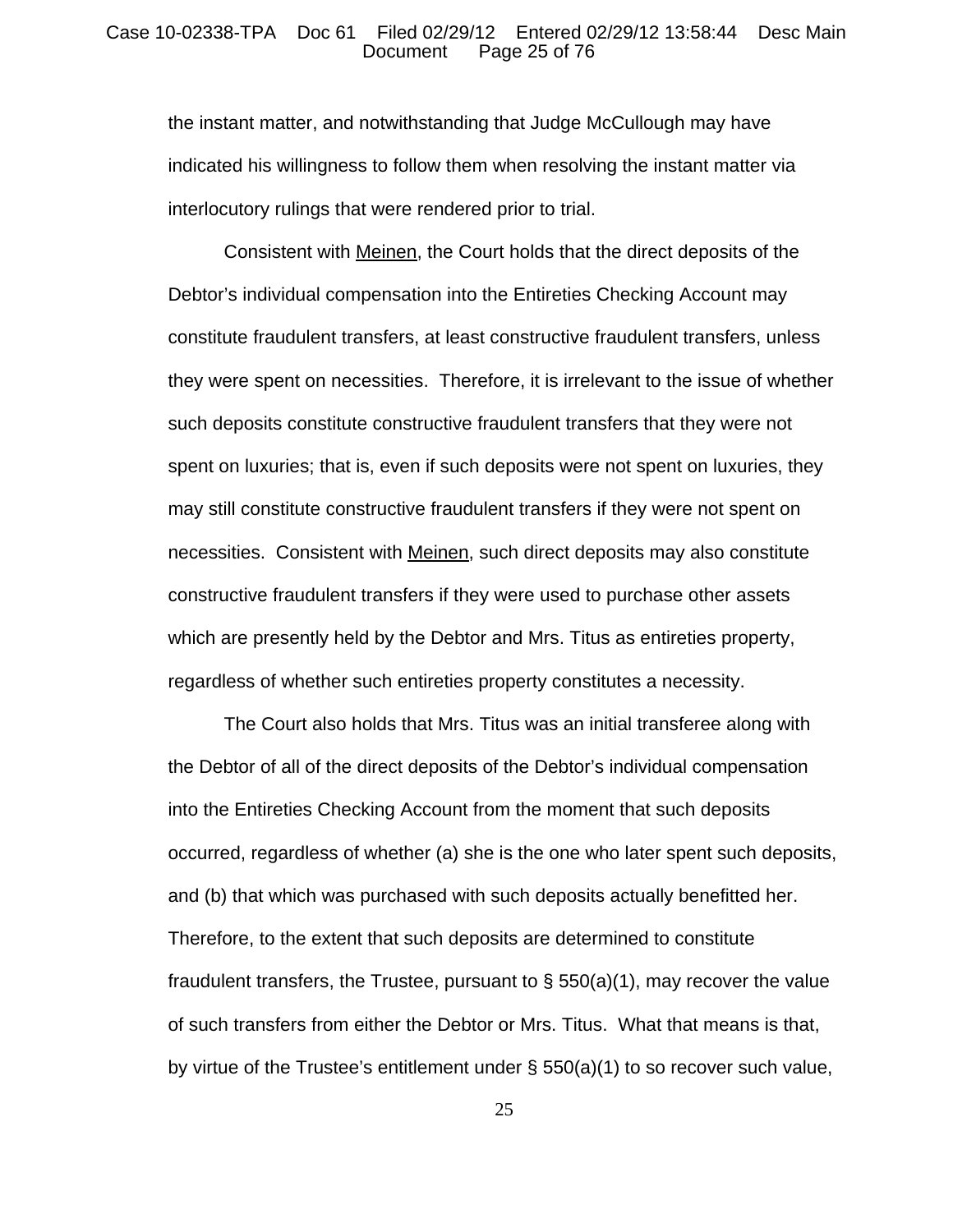the instant matter, and notwithstanding that Judge McCullough may have indicated his willingness to follow them when resolving the instant matter via interlocutory rulings that were rendered prior to trial.

Consistent with Meinen, the Court holds that the direct deposits of the Debtor's individual compensation into the Entireties Checking Account may constitute fraudulent transfers, at least constructive fraudulent transfers, unless they were spent on necessities. Therefore, it is irrelevant to the issue of whether such deposits constitute constructive fraudulent transfers that they were not spent on luxuries; that is, even if such deposits were not spent on luxuries, they may still constitute constructive fraudulent transfers if they were not spent on necessities. Consistent with Meinen, such direct deposits may also constitute constructive fraudulent transfers if they were used to purchase other assets which are presently held by the Debtor and Mrs. Titus as entireties property, regardless of whether such entireties property constitutes a necessity.

The Court also holds that Mrs. Titus was an initial transferee along with the Debtor of all of the direct deposits of the Debtor's individual compensation into the Entireties Checking Account from the moment that such deposits occurred, regardless of whether (a) she is the one who later spent such deposits, and (b) that which was purchased with such deposits actually benefitted her. Therefore, to the extent that such deposits are determined to constitute fraudulent transfers, the Trustee, pursuant to § 550(a)(1), may recover the value of such transfers from either the Debtor or Mrs. Titus. What that means is that, by virtue of the Trustee's entitlement under § 550(a)(1) to so recover such value,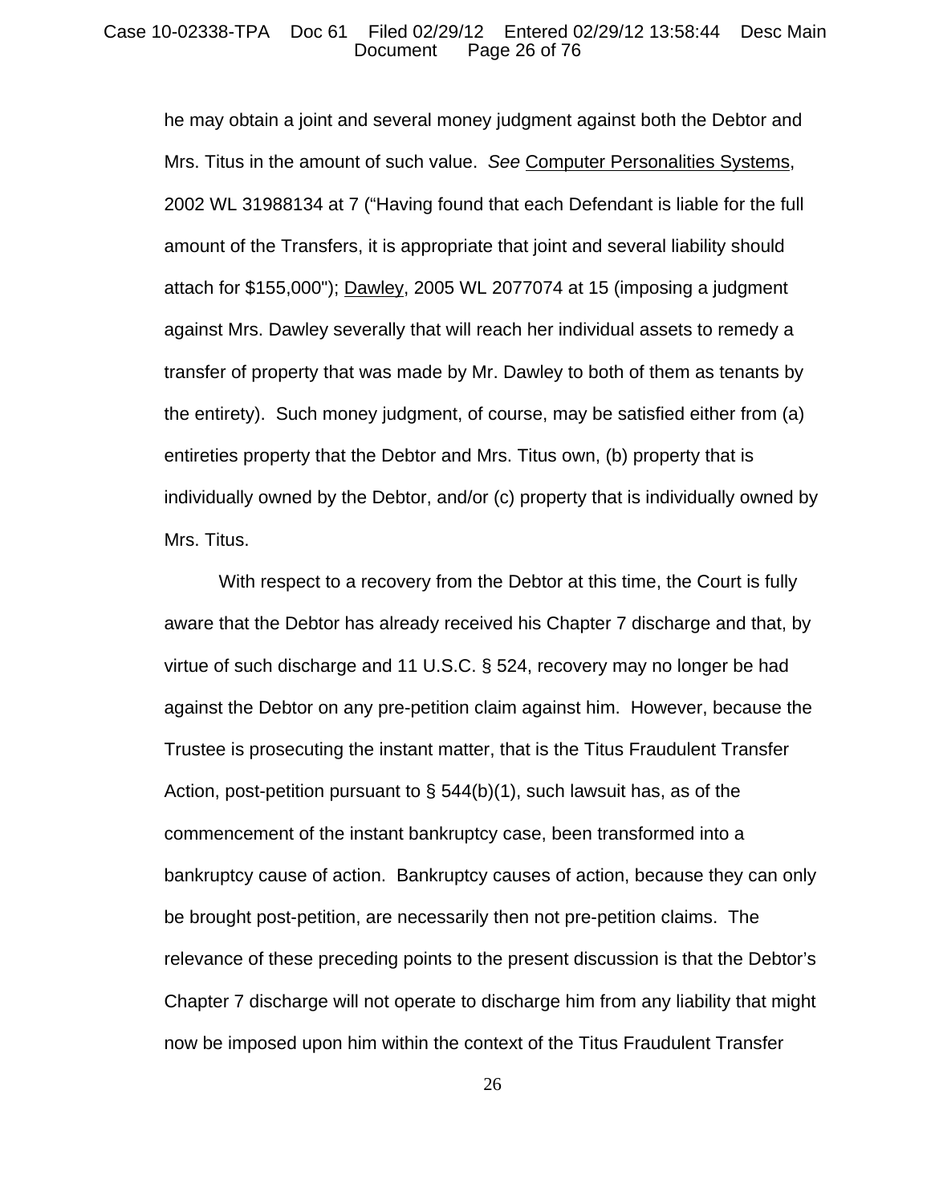he may obtain a joint and several money judgment against both the Debtor and Mrs. Titus in the amount of such value. *See* Computer Personalities Systems, 2002 WL 31988134 at 7 ("Having found that each Defendant is liable for the full amount of the Transfers, it is appropriate that joint and several liability should attach for $155,000"); Dawley, 2005 WL 2077074 at 15 (imposing a judgment against Mrs. Dawley severally that will reach her individual assets to remedy a transfer of property that was made by Mr. Dawley to both of them as tenants by the entirety). Such money judgment, of course, may be satisfied either from (a) entireties property that the Debtor and Mrs. Titus own, (b) property that is individually owned by the Debtor, and/or (c) property that is individually owned by Mrs. Titus.

With respect to a recovery from the Debtor at this time, the Court is fully aware that the Debtor has already received his Chapter 7 discharge and that, by virtue of such discharge and 11 U.S.C. § 524, recovery may no longer be had against the Debtor on any pre-petition claim against him. However, because the Trustee is prosecuting the instant matter, that is the Titus Fraudulent Transfer Action, post-petition pursuant to § 544(b)(1), such lawsuit has, as of the commencement of the instant bankruptcy case, been transformed into a bankruptcy cause of action. Bankruptcy causes of action, because they can only be brought post-petition, are necessarily then not pre-petition claims. The relevance of these preceding points to the present discussion is that the Debtor's Chapter 7 discharge will not operate to discharge him from any liability that might now be imposed upon him within the context of the Titus Fraudulent Transfer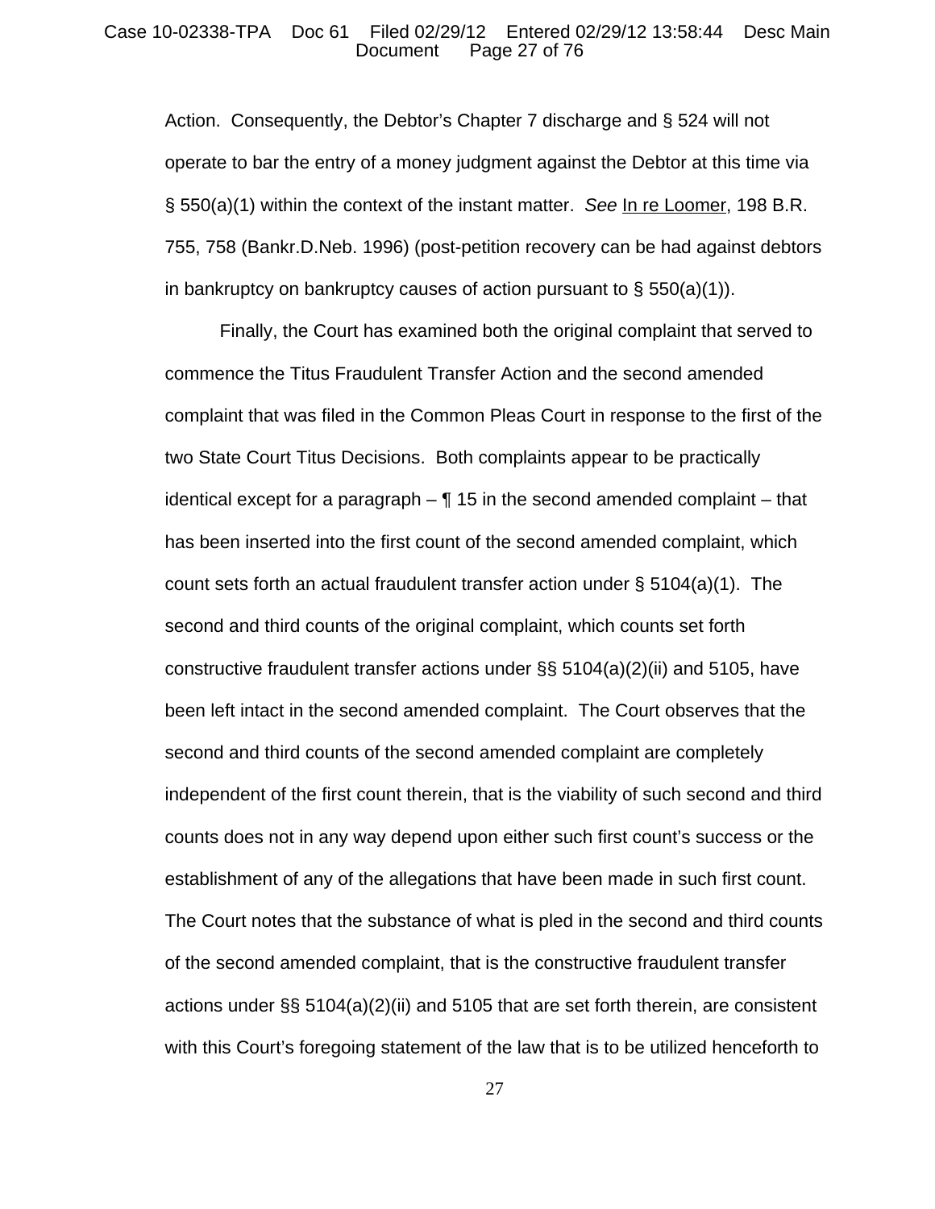Action. Consequently, the Debtor's Chapter 7 discharge and § 524 will not operate to bar the entry of a money judgment against the Debtor at this time via § 550(a)(1) within the context of the instant matter. *See* In re Loomer, 198 B.R. 755, 758 (Bankr.D.Neb. 1996) (post-petition recovery can be had against debtors in bankruptcy on bankruptcy causes of action pursuant to § 550(a)(1)).

Finally, the Court has examined both the original complaint that served to commence the Titus Fraudulent Transfer Action and the second amended complaint that was filed in the Common Pleas Court in response to the first of the two State Court Titus Decisions. Both complaints appear to be practically identical except for a paragraph – ¶ 15 in the second amended complaint – that has been inserted into the first count of the second amended complaint, which count sets forth an actual fraudulent transfer action under § 5104(a)(1). The second and third counts of the original complaint, which counts set forth constructive fraudulent transfer actions under §§ 5104(a)(2)(ii) and 5105, have been left intact in the second amended complaint. The Court observes that the second and third counts of the second amended complaint are completely independent of the first count therein, that is the viability of such second and third counts does not in any way depend upon either such first count's success or the establishment of any of the allegations that have been made in such first count. The Court notes that the substance of what is pled in the second and third counts of the second amended complaint, that is the constructive fraudulent transfer actions under §§ 5104(a)(2)(ii) and 5105 that are set forth therein, are consistent with this Court's foregoing statement of the law that is to be utilized henceforth to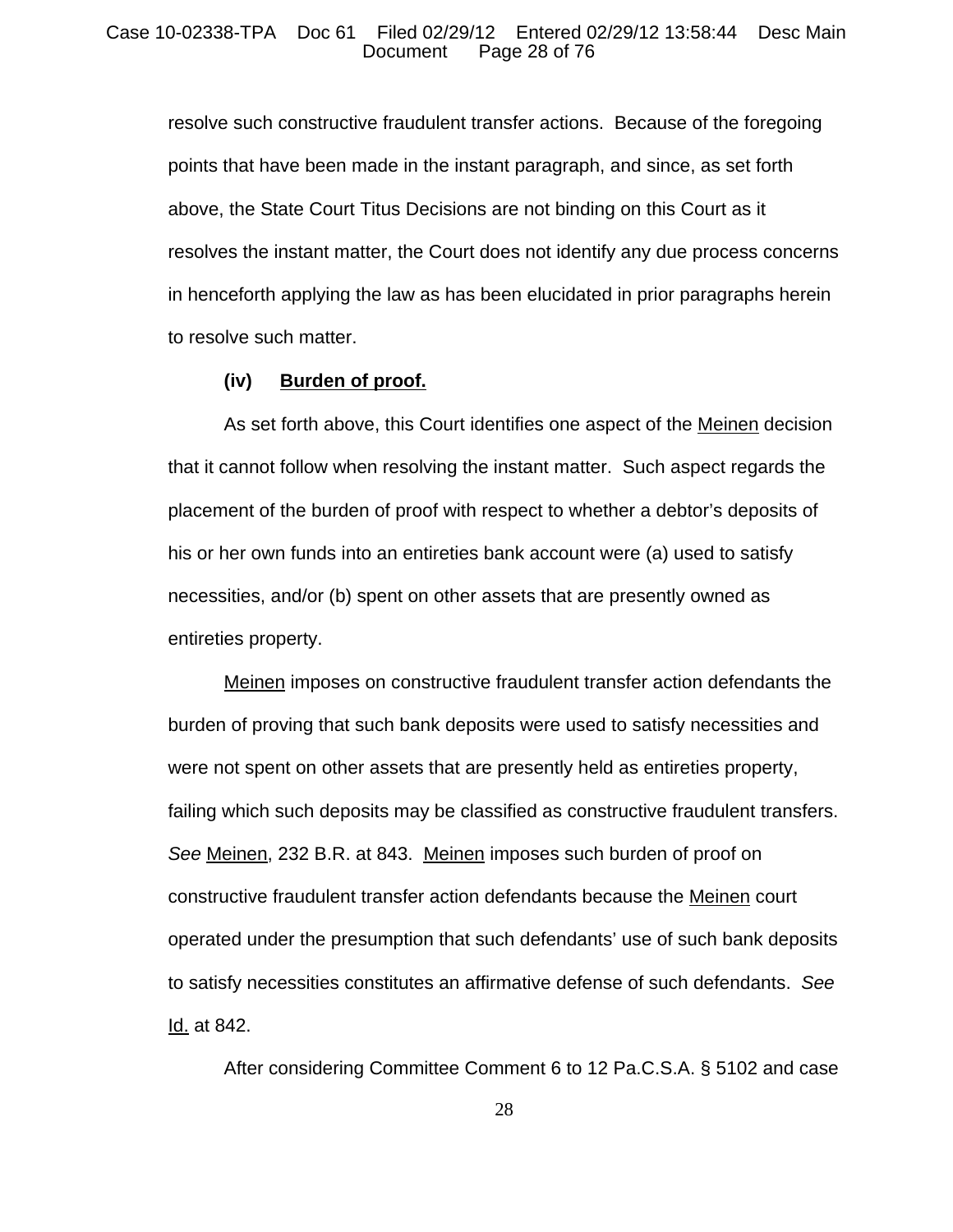resolve such constructive fraudulent transfer actions. Because of the foregoing points that have been made in the instant paragraph, and since, as set forth above, the State Court Titus Decisions are not binding on this Court as it resolves the instant matter, the Court does not identify any due process concerns in henceforth applying the law as has been elucidated in prior paragraphs herein to resolve such matter.

**(iv) Burden of proof.**

As set forth above, this Court identifies one aspect of the Meinen decision that it cannot follow when resolving the instant matter. Such aspect regards the placement of the burden of proof with respect to whether a debtor's deposits of his or her own funds into an entireties bank account were (a) used to satisfy necessities, and/or (b) spent on other assets that are presently owned as entireties property.

Meinen imposes on constructive fraudulent transfer action defendants the burden of proving that such bank deposits were used to satisfy necessities and were not spent on other assets that are presently held as entireties property, failing which such deposits may be classified as constructive fraudulent transfers. *See* Meinen, 232 B.R. at 843. Meinen imposes such burden of proof on constructive fraudulent transfer action defendants because the Meinen court operated under the presumption that such defendants' use of such bank deposits to satisfy necessities constitutes an affirmative defense of such defendants. *See* Id. at 842.

After considering Committee Comment 6 to 12 Pa.C.S.A. § 5102 and case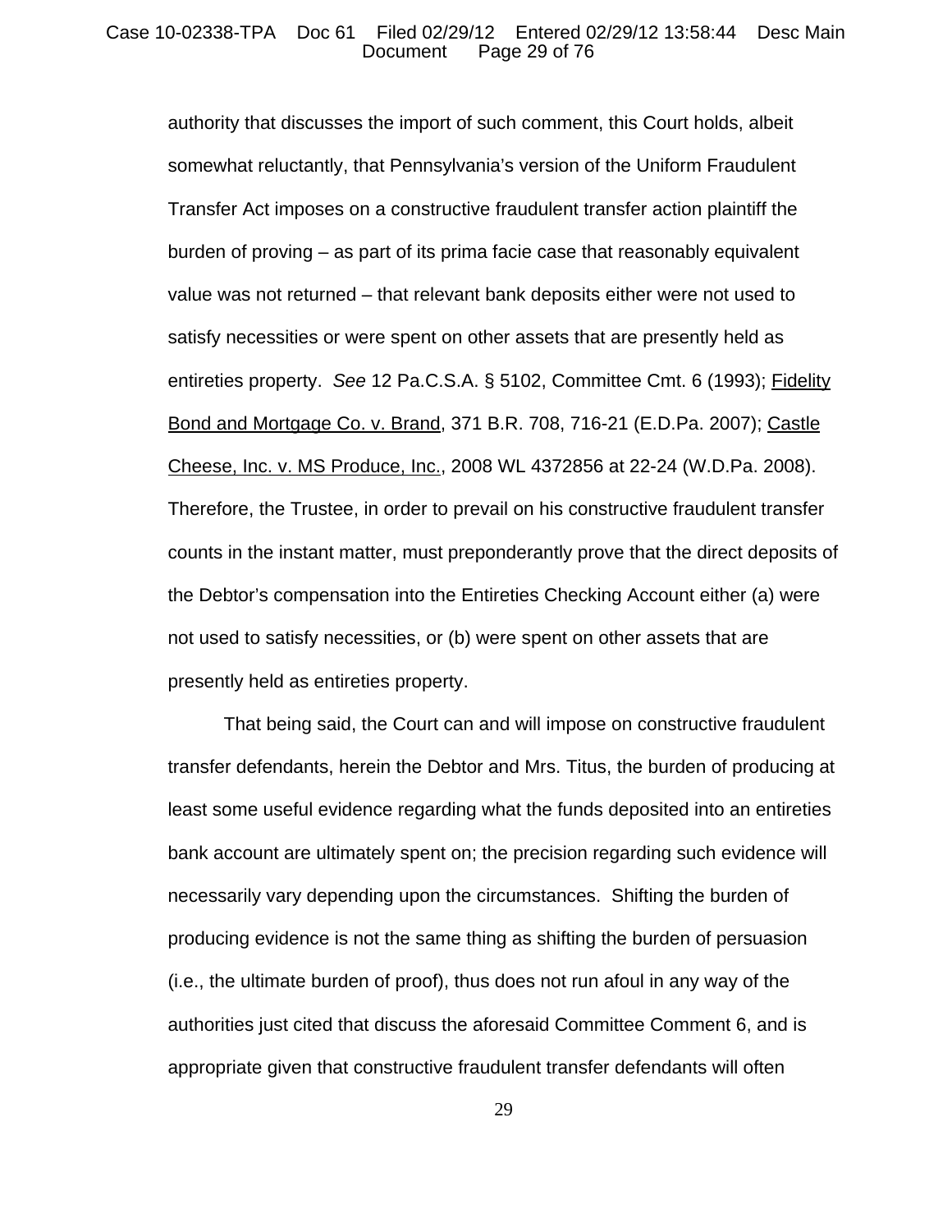authority that discusses the import of such comment, this Court holds, albeit somewhat reluctantly, that Pennsylvania's version of the Uniform Fraudulent Transfer Act imposes on a constructive fraudulent transfer action plaintiff the burden of proving – as part of its prima facie case that reasonably equivalent value was not returned – that relevant bank deposits either were not used to satisfy necessities or were spent on other assets that are presently held as entireties property. *See* 12 Pa.C.S.A. § 5102, Committee Cmt. 6 (1993); Fidelity Bond and Mortgage Co. v. Brand, 371 B.R. 708, 716-21 (E.D.Pa. 2007); Castle Cheese, Inc. v. MS Produce, Inc., 2008 WL 4372856 at 22-24 (W.D.Pa. 2008). Therefore, the Trustee, in order to prevail on his constructive fraudulent transfer counts in the instant matter, must preponderantly prove that the direct deposits of the Debtor's compensation into the Entireties Checking Account either (a) were not used to satisfy necessities, or (b) were spent on other assets that are presently held as entireties property.

That being said, the Court can and will impose on constructive fraudulent transfer defendants, herein the Debtor and Mrs. Titus, the burden of producing at least some useful evidence regarding what the funds deposited into an entireties bank account are ultimately spent on; the precision regarding such evidence will necessarily vary depending upon the circumstances. Shifting the burden of producing evidence is not the same thing as shifting the burden of persuasion (i.e., the ultimate burden of proof), thus does not run afoul in any way of the authorities just cited that discuss the aforesaid Committee Comment 6, and is appropriate given that constructive fraudulent transfer defendants will often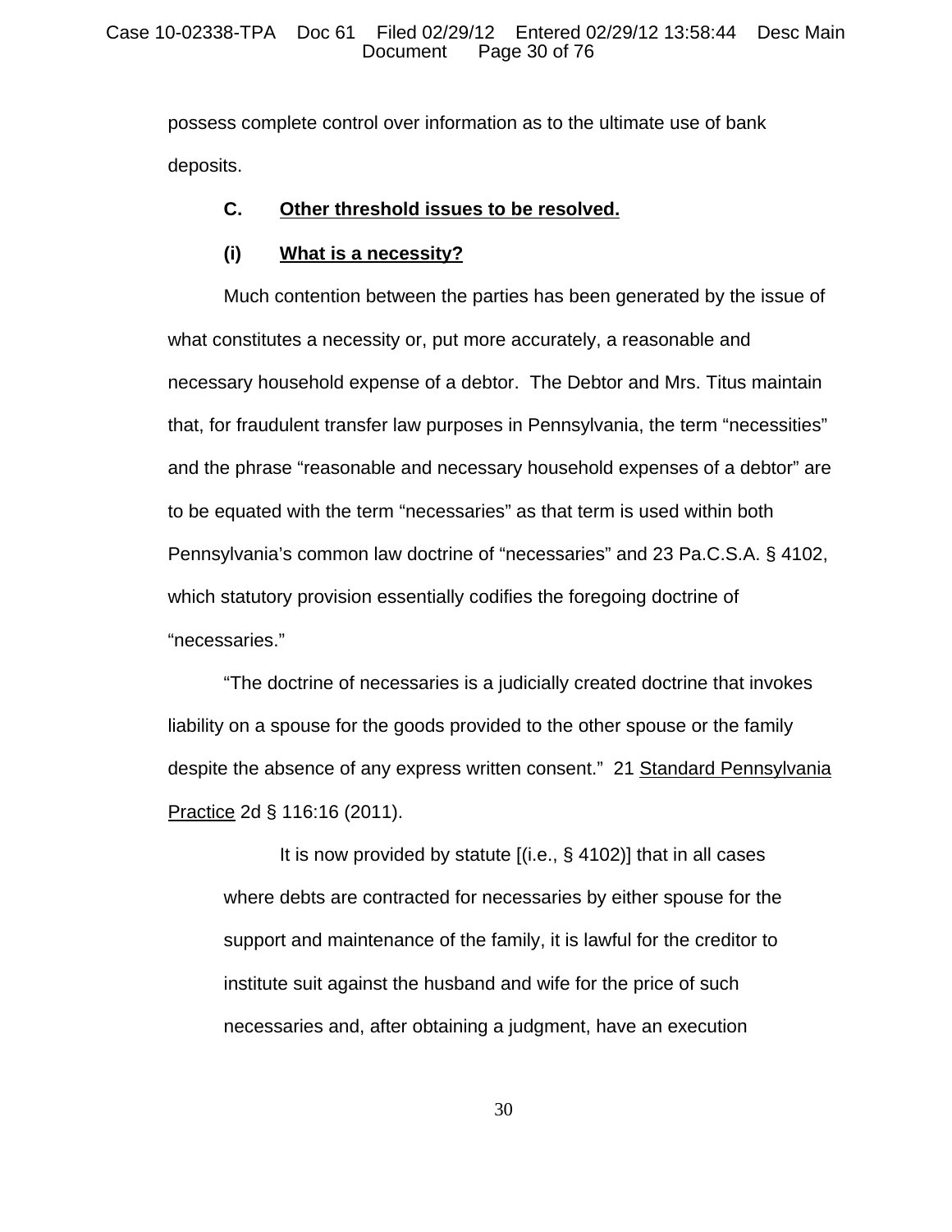possess complete control over information as to the ultimate use of bank deposits.

### C. <u>Other threshold issues to be resolved.</u>

#### (i) <u>What is a necessity?</u>

Much contention between the parties has been generated by the issue of what constitutes a necessity or, put more accurately, a reasonable and necessary household expense of a debtor. The Debtor and Mrs. Titus maintain that, for fraudulent transfer law purposes in Pennsylvania, the term "necessities" and the phrase "reasonable and necessary household expenses of a debtor" are to be equated with the term "necessaries" as that term is used within both Pennsylvania's common law doctrine of "necessaries" and 23 Pa.C.S.A. § 4102, which statutory provision essentially codifies the foregoing doctrine of "necessaries."

"The doctrine of necessaries is a judicially created doctrine that invokes liability on a spouse for the goods provided to the other spouse or the family despite the absence of any express written consent." 21 <u>Standard Pennsylvania Practice</u> 2d § 116:16 (2011).

> It is now provided by statute [(i.e., § 4102)] that in all cases where debts are contracted for necessaries by either spouse for the support and maintenance of the family, it is lawful for the creditor to institute suit against the husband and wife for the price of such necessaries and, after obtaining a judgment, have an execution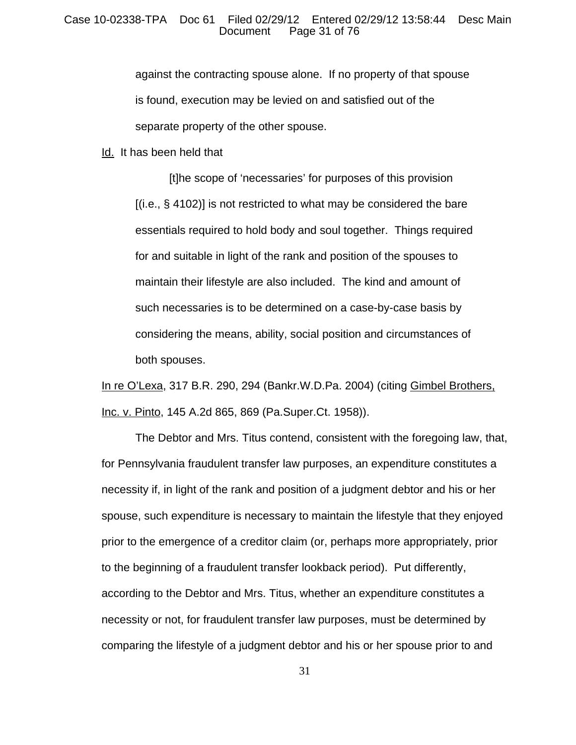> against the contracting spouse alone. If no property of that spouse is found, execution may be levied on and satisfied out of the separate property of the other spouse.

Id. It has been held that

> [t]he scope of 'necessaries' for purposes of this provision [(i.e., § 4102)] is not restricted to what may be considered the bare essentials required to hold body and soul together. Things required for and suitable in light of the rank and position of the spouses to maintain their lifestyle are also included. The kind and amount of such necessaries is to be determined on a case-by-case basis by considering the means, ability, social position and circumstances of both spouses.

In re O'Lexa, 317 B.R. 290, 294 (Bankr.W.D.Pa. 2004) (citing Gimbel Brothers, Inc. v. Pinto, 145 A.2d 865, 869 (Pa.Super.Ct. 1958)).

The Debtor and Mrs. Titus contend, consistent with the foregoing law, that, for Pennsylvania fraudulent transfer law purposes, an expenditure constitutes a necessity if, in light of the rank and position of a judgment debtor and his or her spouse, such expenditure is necessary to maintain the lifestyle that they enjoyed prior to the emergence of a creditor claim (or, perhaps more appropriately, prior to the beginning of a fraudulent transfer lookback period). Put differently, according to the Debtor and Mrs. Titus, whether an expenditure constitutes a necessity or not, for fraudulent transfer law purposes, must be determined by comparing the lifestyle of a judgment debtor and his or her spouse prior to and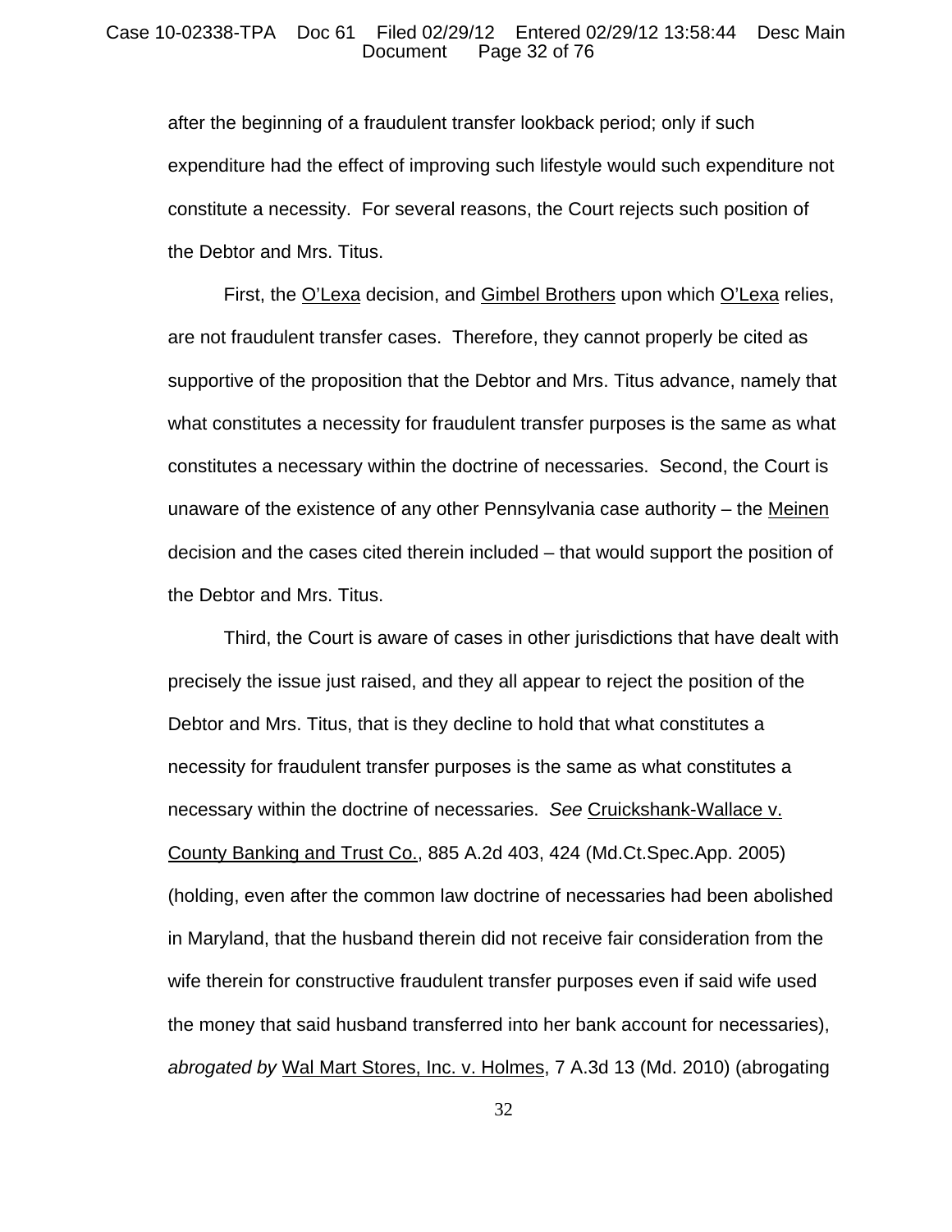after the beginning of a fraudulent transfer lookback period; only if such expenditure had the effect of improving such lifestyle would such expenditure not constitute a necessity. For several reasons, the Court rejects such position of the Debtor and Mrs. Titus.

First, the O'Lexa decision, and Gimbel Brothers upon which O'Lexa relies, are not fraudulent transfer cases. Therefore, they cannot properly be cited as supportive of the proposition that the Debtor and Mrs. Titus advance, namely that what constitutes a necessity for fraudulent transfer purposes is the same as what constitutes a necessary within the doctrine of necessaries. Second, the Court is unaware of the existence of any other Pennsylvania case authority – the Meinen decision and the cases cited therein included – that would support the position of the Debtor and Mrs. Titus.

Third, the Court is aware of cases in other jurisdictions that have dealt with precisely the issue just raised, and they all appear to reject the position of the Debtor and Mrs. Titus, that is they decline to hold that what constitutes a necessity for fraudulent transfer purposes is the same as what constitutes a necessary within the doctrine of necessaries. *See* Cruickshank-Wallace v. County Banking and Trust Co., 885 A.2d 403, 424 (Md.Ct.Spec.App. 2005) (holding, even after the common law doctrine of necessaries had been abolished in Maryland, that the husband therein did not receive fair consideration from the wife therein for constructive fraudulent transfer purposes even if said wife used the money that said husband transferred into her bank account for necessaries), *abrogated by* Wal Mart Stores, Inc. v. Holmes, 7 A.3d 13 (Md. 2010) (abrogating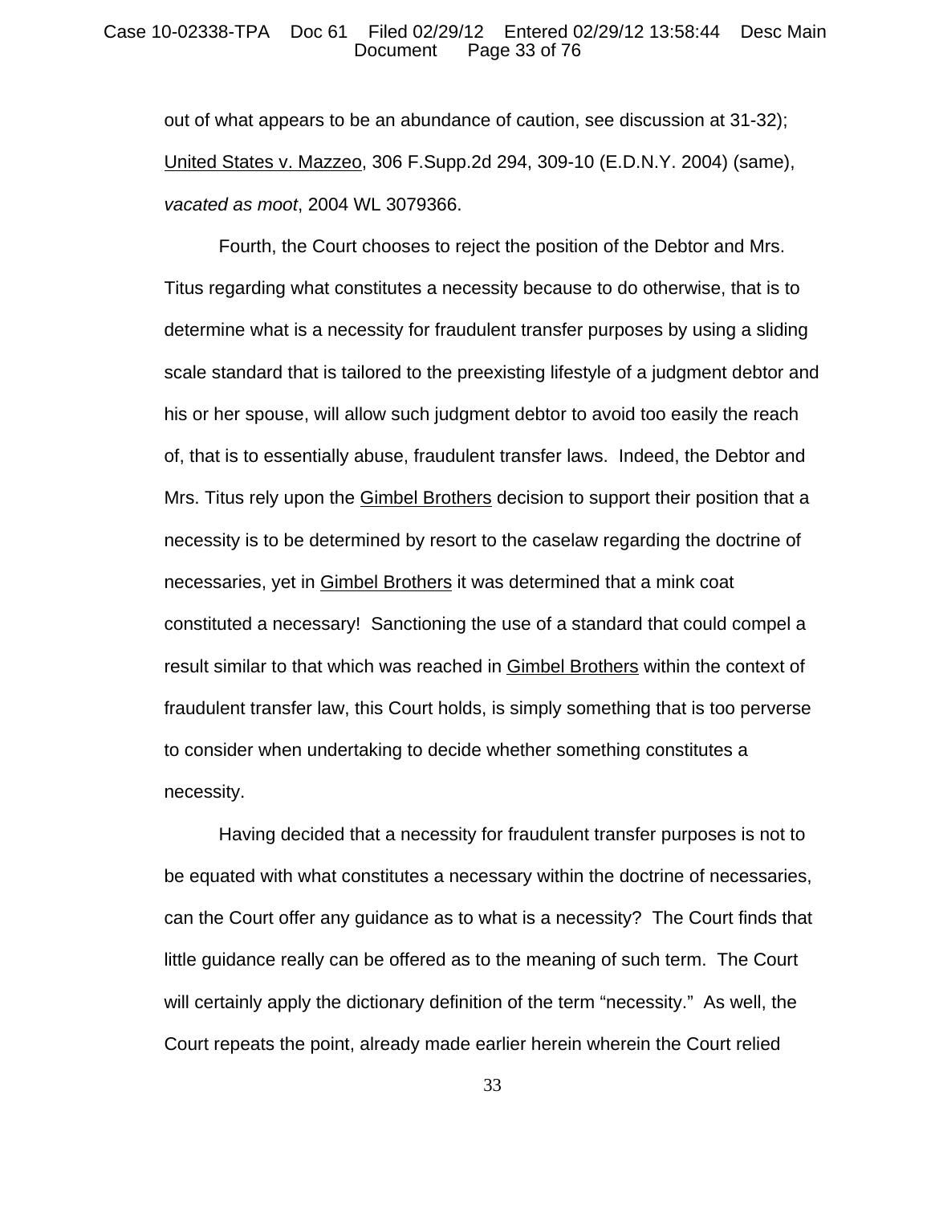out of what appears to be an abundance of caution, see discussion at 31-32); United States v. Mazzeo, 306 F.Supp.2d 294, 309-10 (E.D.N.Y. 2004) (same), *vacated as moot*, 2004 WL 3079366.

Fourth, the Court chooses to reject the position of the Debtor and Mrs. Titus regarding what constitutes a necessity because to do otherwise, that is to determine what is a necessity for fraudulent transfer purposes by using a sliding scale standard that is tailored to the preexisting lifestyle of a judgment debtor and his or her spouse, will allow such judgment debtor to avoid too easily the reach of, that is to essentially abuse, fraudulent transfer laws. Indeed, the Debtor and Mrs. Titus rely upon the Gimbel Brothers decision to support their position that a necessity is to be determined by resort to the caselaw regarding the doctrine of necessaries, yet in Gimbel Brothers it was determined that a mink coat constituted a necessary! Sanctioning the use of a standard that could compel a result similar to that which was reached in Gimbel Brothers within the context of fraudulent transfer law, this Court holds, is simply something that is too perverse to consider when undertaking to decide whether something constitutes a necessity.

Having decided that a necessity for fraudulent transfer purposes is not to be equated with what constitutes a necessary within the doctrine of necessaries, can the Court offer any guidance as to what is a necessity? The Court finds that little guidance really can be offered as to the meaning of such term. The Court will certainly apply the dictionary definition of the term "necessity." As well, the Court repeats the point, already made earlier herein wherein the Court relied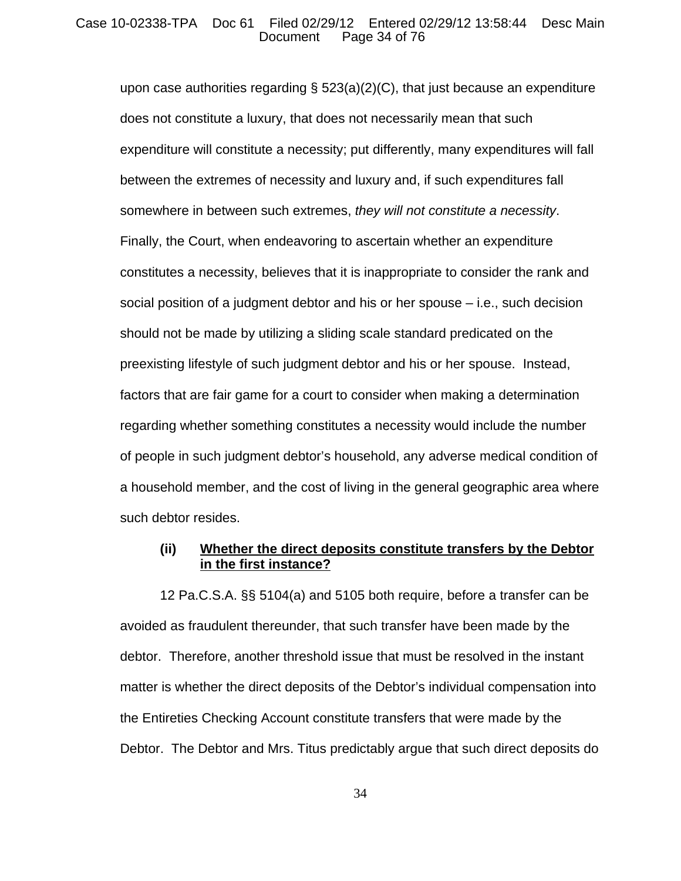upon case authorities regarding § 523(a)(2)(C), that just because an expenditure does not constitute a luxury, that does not necessarily mean that such expenditure will constitute a necessity; put differently, many expenditures will fall between the extremes of necessity and luxury and, if such expenditures fall somewhere in between such extremes, *they will not constitute a necessity*. Finally, the Court, when endeavoring to ascertain whether an expenditure constitutes a necessity, believes that it is inappropriate to consider the rank and social position of a judgment debtor and his or her spouse – i.e., such decision should not be made by utilizing a sliding scale standard predicated on the preexisting lifestyle of such judgment debtor and his or her spouse. Instead, factors that are fair game for a court to consider when making a determination regarding whether something constitutes a necessity would include the number of people in such judgment debtor's household, any adverse medical condition of a household member, and the cost of living in the general geographic area where such debtor resides.

**(ii) <u>Whether the direct deposits constitute transfers by the Debtor in the first instance?</u>**

12 Pa.C.S.A. §§ 5104(a) and 5105 both require, before a transfer can be avoided as fraudulent thereunder, that such transfer have been made by the debtor. Therefore, another threshold issue that must be resolved in the instant matter is whether the direct deposits of the Debtor's individual compensation into the Entireties Checking Account constitute transfers that were made by the Debtor. The Debtor and Mrs. Titus predictably argue that such direct deposits do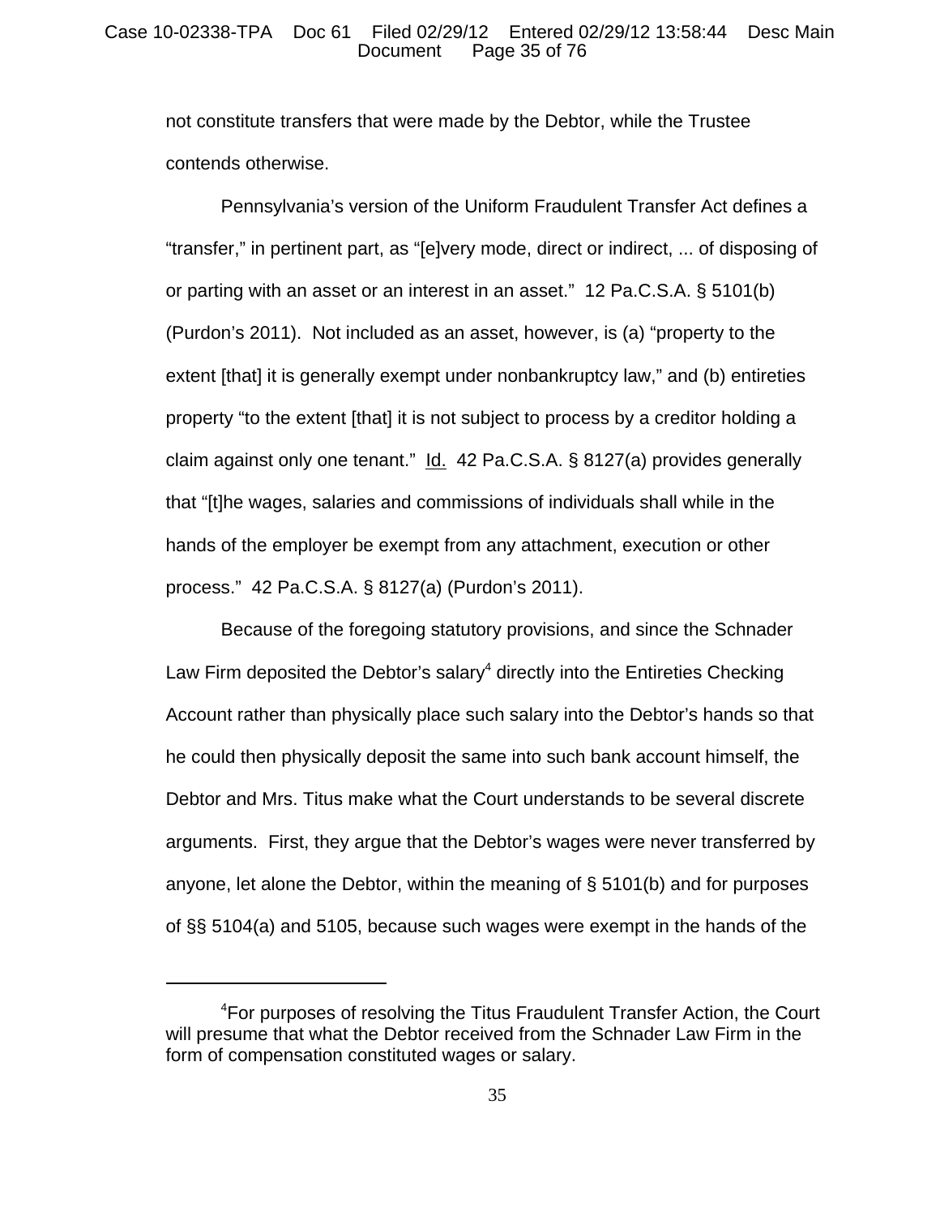not constitute transfers that were made by the Debtor, while the Trustee contends otherwise.

Pennsylvania's version of the Uniform Fraudulent Transfer Act defines a "transfer," in pertinent part, as "[e]very mode, direct or indirect, ... of disposing of or parting with an asset or an interest in an asset." 12 Pa.C.S.A. § 5101(b) (Purdon's 2011). Not included as an asset, however, is (a) "property to the extent [that] it is generally exempt under nonbankruptcy law," and (b) entireties property "to the extent [that] it is not subject to process by a creditor holding a claim against only one tenant." Id. 42 Pa.C.S.A. § 8127(a) provides generally that "[t]he wages, salaries and commissions of individuals shall while in the hands of the employer be exempt from any attachment, execution or other process." 42 Pa.C.S.A. § 8127(a) (Purdon's 2011).

Because of the foregoing statutory provisions, and since the Schnader Law Firm deposited the Debtor's salary[4] directly into the Entireties Checking Account rather than physically place such salary into the Debtor's hands so that he could then physically deposit the same into such bank account himself, the Debtor and Mrs. Titus make what the Court understands to be several discrete arguments. First, they argue that the Debtor's wages were never transferred by anyone, let alone the Debtor, within the meaning of § 5101(b) and for purposes of §§ 5104(a) and 5105, because such wages were exempt in the hands of the

[4]For purposes of resolving the Titus Fraudulent Transfer Action, the Court will presume that what the Debtor received from the Schnader Law Firm in the form of compensation constituted wages or salary.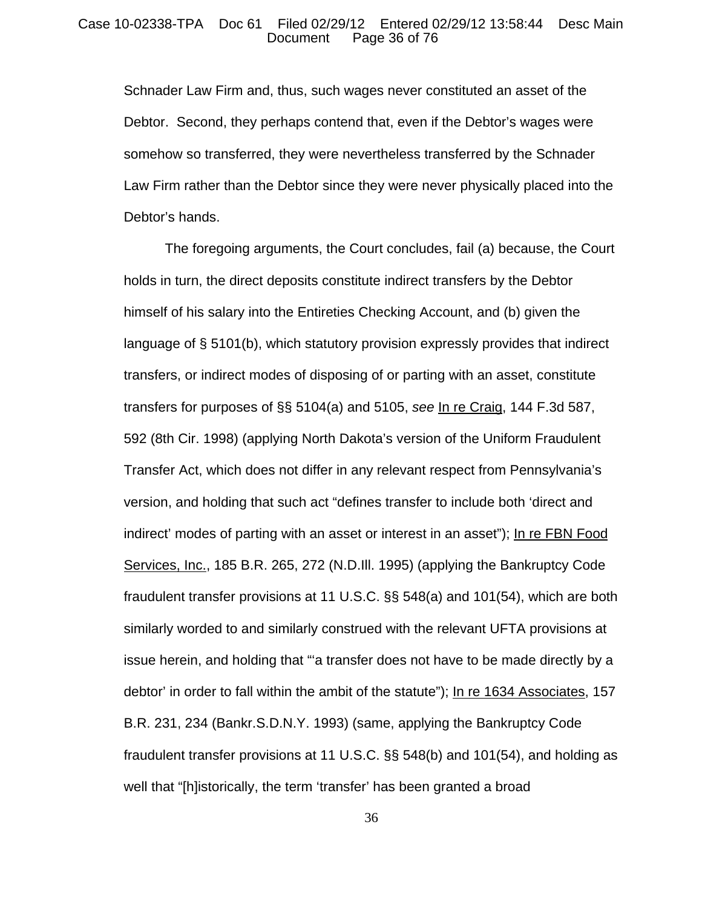Schnader Law Firm and, thus, such wages never constituted an asset of the Debtor. Second, they perhaps contend that, even if the Debtor's wages were somehow so transferred, they were nevertheless transferred by the Schnader Law Firm rather than the Debtor since they were never physically placed into the Debtor's hands.

The foregoing arguments, the Court concludes, fail (a) because, the Court holds in turn, the direct deposits constitute indirect transfers by the Debtor himself of his salary into the Entireties Checking Account, and (b) given the language of § 5101(b), which statutory provision expressly provides that indirect transfers, or indirect modes of disposing of or parting with an asset, constitute transfers for purposes of §§ 5104(a) and 5105, *see* In re Craig, 144 F.3d 587, 592 (8th Cir. 1998) (applying North Dakota's version of the Uniform Fraudulent Transfer Act, which does not differ in any relevant respect from Pennsylvania's version, and holding that such act "defines transfer to include both 'direct and indirect' modes of parting with an asset or interest in an asset"); In re FBN Food Services, Inc., 185 B.R. 265, 272 (N.D.Ill. 1995) (applying the Bankruptcy Code fraudulent transfer provisions at 11 U.S.C. §§ 548(a) and 101(54), which are both similarly worded to and similarly construed with the relevant UFTA provisions at issue herein, and holding that "'a transfer does not have to be made directly by a debtor' in order to fall within the ambit of the statute"); In re 1634 Associates, 157 B.R. 231, 234 (Bankr.S.D.N.Y. 1993) (same, applying the Bankruptcy Code fraudulent transfer provisions at 11 U.S.C. §§ 548(b) and 101(54), and holding as well that "[h]istorically, the term 'transfer' has been granted a broad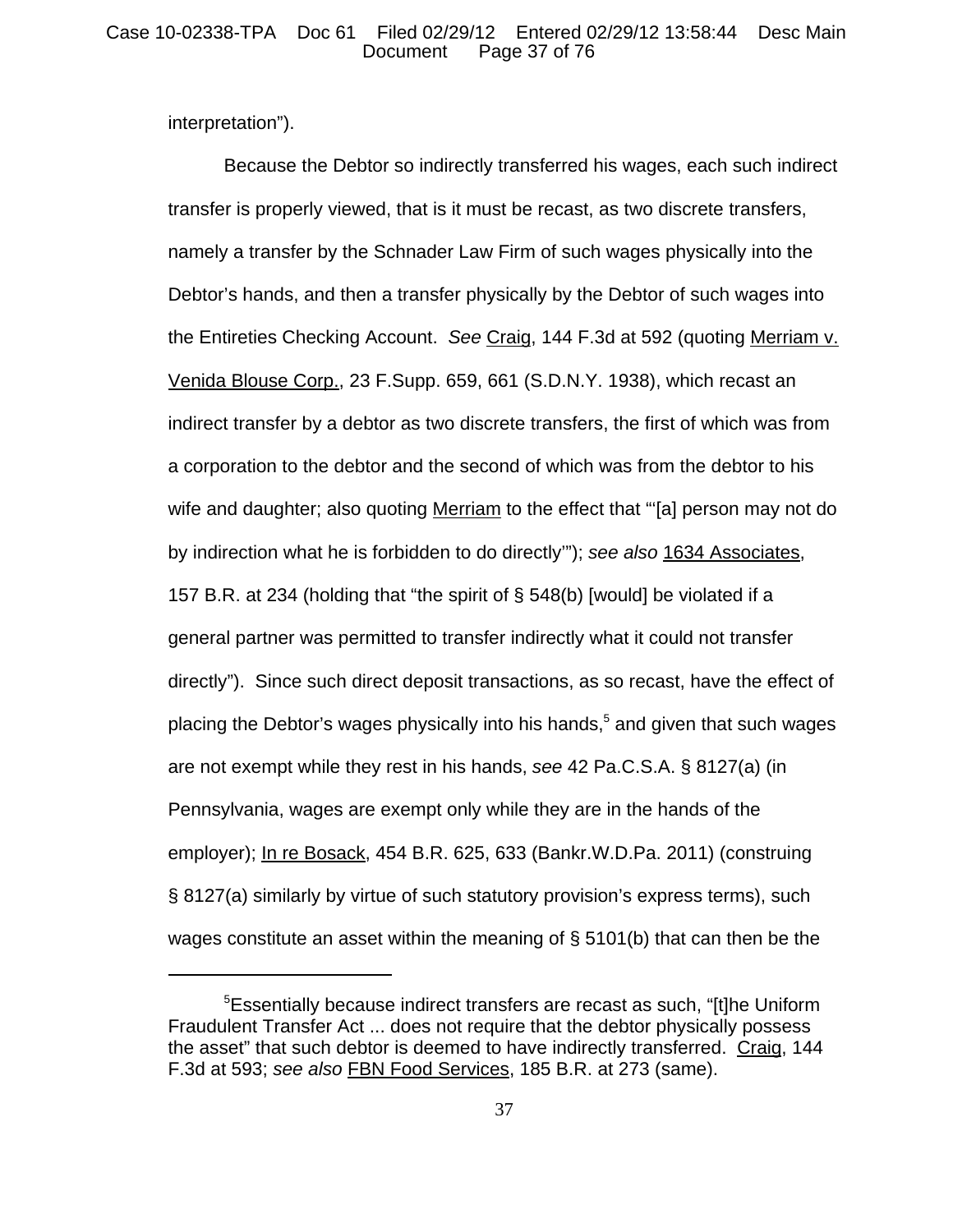interpretation").

Because the Debtor so indirectly transferred his wages, each such indirect transfer is properly viewed, that is it must be recast, as two discrete transfers, namely a transfer by the Schnader Law Firm of such wages physically into the Debtor's hands, and then a transfer physically by the Debtor of such wages into the Entireties Checking Account. *See* Craig, 144 F.3d at 592 (quoting Merriam v. Venida Blouse Corp., 23 F.Supp. 659, 661 (S.D.N.Y. 1938), which recast an indirect transfer by a debtor as two discrete transfers, the first of which was from a corporation to the debtor and the second of which was from the debtor to his wife and daughter; also quoting Merriam to the effect that "'[a] person may not do by indirection what he is forbidden to do directly'"); *see also* 1634 Associates, 157 B.R. at 234 (holding that "the spirit of § 548(b) [would] be violated if a general partner was permitted to transfer indirectly what it could not transfer directly"). Since such direct deposit transactions, as so recast, have the effect of placing the Debtor's wages physically into his hands,[5] and given that such wages are not exempt while they rest in his hands, *see* 42 Pa.C.S.A. § 8127(a) (in Pennsylvania, wages are exempt only while they are in the hands of the employer); In re Bosack, 454 B.R. 625, 633 (Bankr.W.D.Pa. 2011) (construing § 8127(a) similarly by virtue of such statutory provision's express terms), such wages constitute an asset within the meaning of § 5101(b) that can then be the

---

[5]Essentially because indirect transfers are recast as such, "[t]he Uniform Fraudulent Transfer Act ... does not require that the debtor physically possess the asset" that such debtor is deemed to have indirectly transferred. Craig, 144 F.3d at 593; *see also* FBN Food Services, 185 B.R. at 273 (same).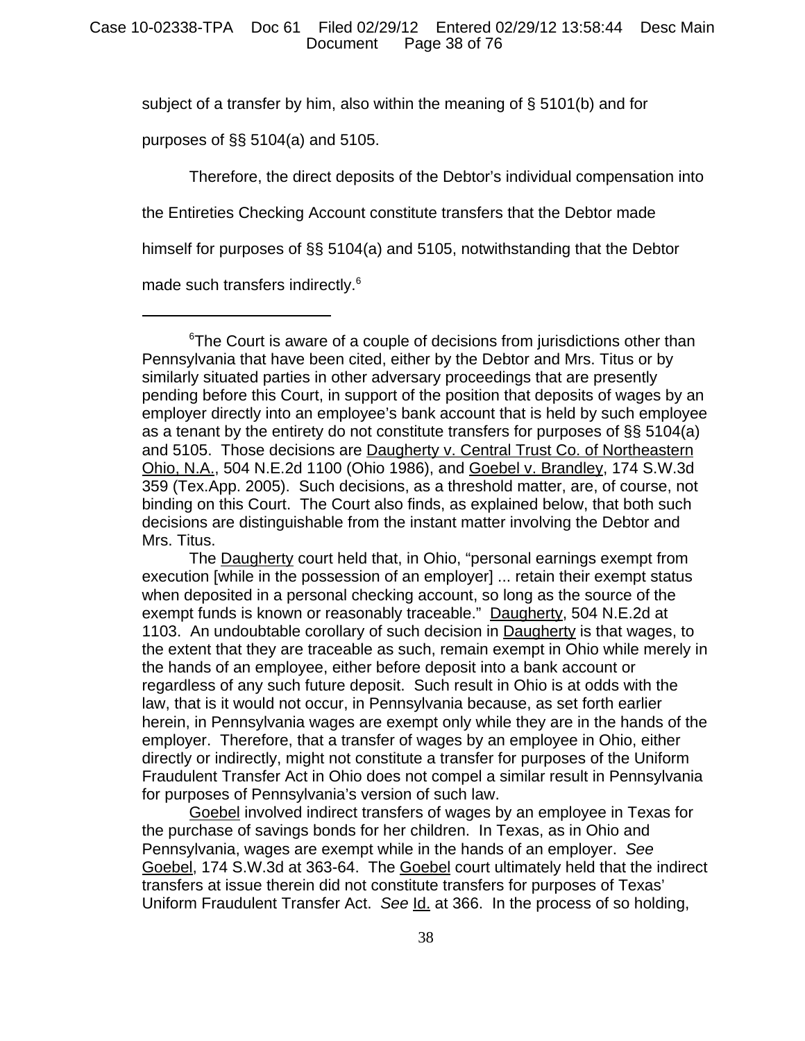subject of a transfer by him, also within the meaning of § 5101(b) and for purposes of §§ 5104(a) and 5105.

Therefore, the direct deposits of the Debtor's individual compensation into the Entireties Checking Account constitute transfers that the Debtor made himself for purposes of §§ 5104(a) and 5105, notwithstanding that the Debtor made such transfers indirectly.[6]

---

[6]The Court is aware of a couple of decisions from jurisdictions other than Pennsylvania that have been cited, either by the Debtor and Mrs. Titus or by similarly situated parties in other adversary proceedings that are presently pending before this Court, in support of the position that deposits of wages by an employer directly into an employee's bank account that is held by such employee as a tenant by the entirety do not constitute transfers for purposes of §§ 5104(a) and 5105. Those decisions are Daugherty v. Central Trust Co. of Northeastern Ohio, N.A., 504 N.E.2d 1100 (Ohio 1986), and Goebel v. Brandley, 174 S.W.3d 359 (Tex.App. 2005). Such decisions, as a threshold matter, are, of course, not binding on this Court. The Court also finds, as explained below, that both such decisions are distinguishable from the instant matter involving the Debtor and Mrs. Titus.

The Daugherty court held that, in Ohio, "personal earnings exempt from execution [while in the possession of an employer] ... retain their exempt status when deposited in a personal checking account, so long as the source of the exempt funds is known or reasonably traceable." Daugherty, 504 N.E.2d at 1103. An undoubtable corollary of such decision in Daugherty is that wages, to the extent that they are traceable as such, remain exempt in Ohio while merely in the hands of an employee, either before deposit into a bank account or regardless of any such future deposit. Such result in Ohio is at odds with the law, that is it would not occur, in Pennsylvania because, as set forth earlier herein, in Pennsylvania wages are exempt only while they are in the hands of the employer. Therefore, that a transfer of wages by an employee in Ohio, either directly or indirectly, might not constitute a transfer for purposes of the Uniform Fraudulent Transfer Act in Ohio does not compel a similar result in Pennsylvania for purposes of Pennsylvania's version of such law.

Goebel involved indirect transfers of wages by an employee in Texas for the purchase of savings bonds for her children. In Texas, as in Ohio and Pennsylvania, wages are exempt while in the hands of an employer. *See* Goebel, 174 S.W.3d at 363-64. The Goebel court ultimately held that the indirect transfers at issue therein did not constitute transfers for purposes of Texas' Uniform Fraudulent Transfer Act. *See* Id. at 366. In the process of so holding,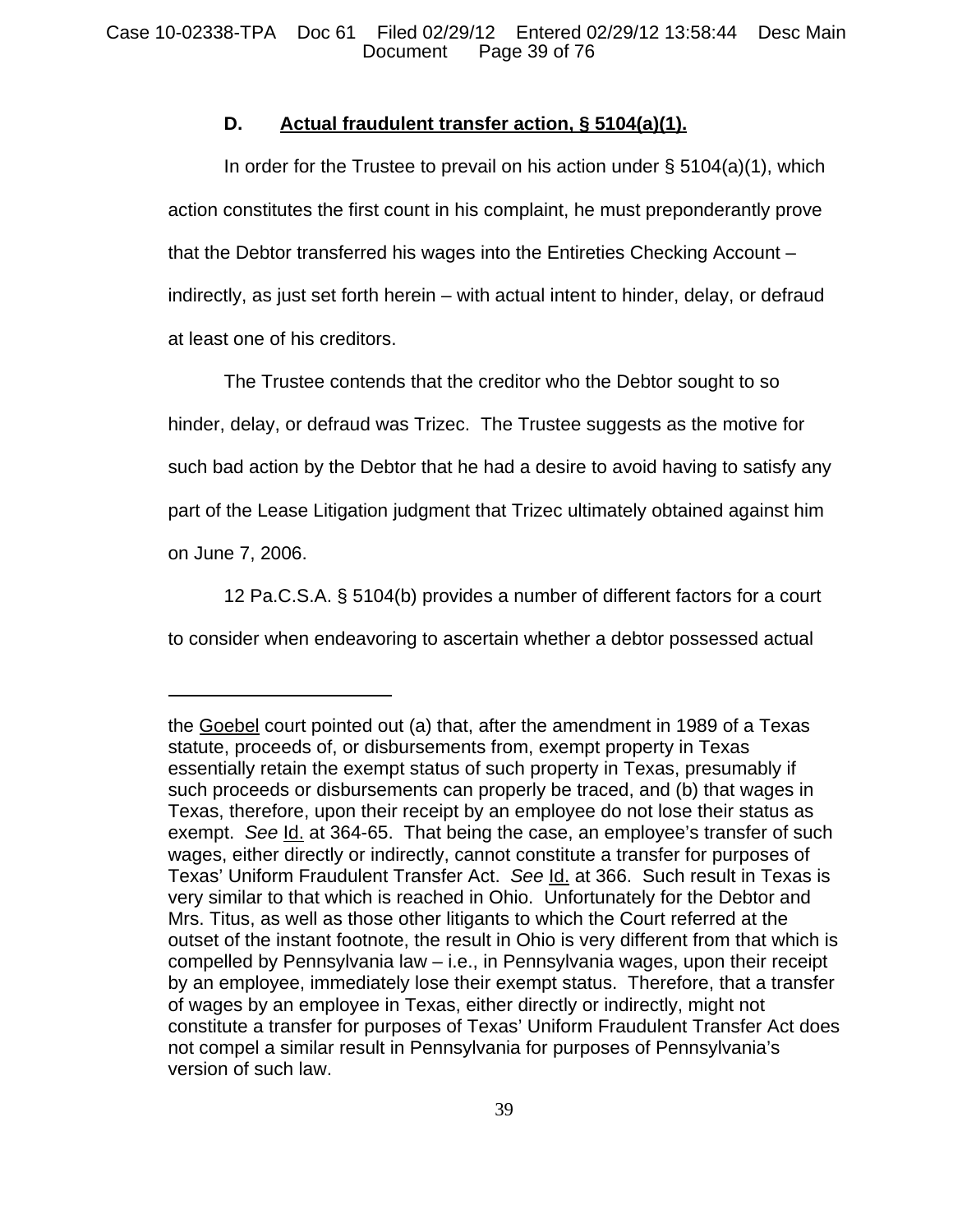### D. Actual fraudulent transfer action, § 5104(a)(1).

In order for the Trustee to prevail on his action under § 5104(a)(1), which action constitutes the first count in his complaint, he must preponderantly prove that the Debtor transferred his wages into the Entireties Checking Account – indirectly, as just set forth herein – with actual intent to hinder, delay, or defraud at least one of his creditors.

The Trustee contends that the creditor who the Debtor sought to so hinder, delay, or defraud was Trizec. The Trustee suggests as the motive for such bad action by the Debtor that he had a desire to avoid having to satisfy any part of the Lease Litigation judgment that Trizec ultimately obtained against him on June 7, 2006.

12 Pa.C.S.A. § 5104(b) provides a number of different factors for a court to consider when endeavoring to ascertain whether a debtor possessed actual

---

the Goebel court pointed out (a) that, after the amendment in 1989 of a Texas statute, proceeds of, or disbursements from, exempt property in Texas essentially retain the exempt status of such property in Texas, presumably if such proceeds or disbursements can properly be traced, and (b) that wages in Texas, therefore, upon their receipt by an employee do not lose their status as exempt. *See* Id. at 364-65. That being the case, an employee's transfer of such wages, either directly or indirectly, cannot constitute a transfer for purposes of Texas' Uniform Fraudulent Transfer Act. *See* Id. at 366. Such result in Texas is very similar to that which is reached in Ohio. Unfortunately for the Debtor and Mrs. Titus, as well as those other litigants to which the Court referred at the outset of the instant footnote, the result in Ohio is very different from that which is compelled by Pennsylvania law – i.e., in Pennsylvania wages, upon their receipt by an employee, immediately lose their exempt status. Therefore, that a transfer of wages by an employee in Texas, either directly or indirectly, might not constitute a transfer for purposes of Texas' Uniform Fraudulent Transfer Act does not compel a similar result in Pennsylvania for purposes of Pennsylvania's version of such law.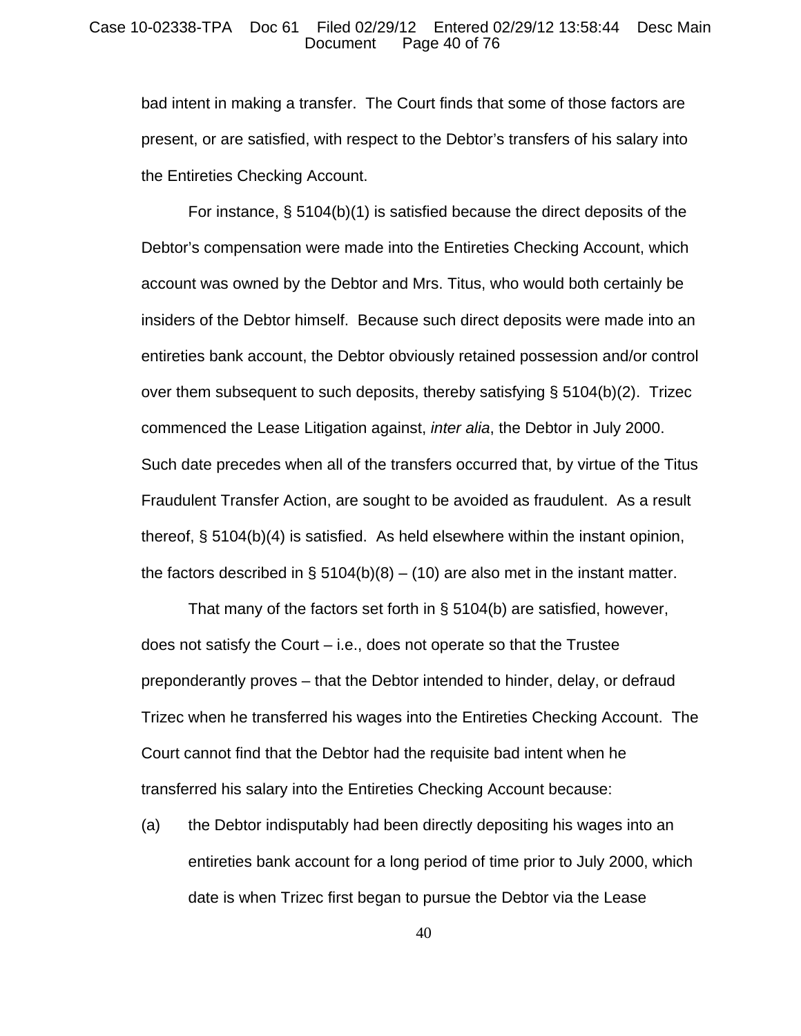bad intent in making a transfer. The Court finds that some of those factors are present, or are satisfied, with respect to the Debtor's transfers of his salary into the Entireties Checking Account.

For instance, § 5104(b)(1) is satisfied because the direct deposits of the Debtor's compensation were made into the Entireties Checking Account, which account was owned by the Debtor and Mrs. Titus, who would both certainly be insiders of the Debtor himself. Because such direct deposits were made into an entireties bank account, the Debtor obviously retained possession and/or control over them subsequent to such deposits, thereby satisfying § 5104(b)(2). Trizec commenced the Lease Litigation against, *inter alia*, the Debtor in July 2000. Such date precedes when all of the transfers occurred that, by virtue of the Titus Fraudulent Transfer Action, are sought to be avoided as fraudulent. As a result thereof, § 5104(b)(4) is satisfied. As held elsewhere within the instant opinion, the factors described in § 5104(b)(8) – (10) are also met in the instant matter.

That many of the factors set forth in § 5104(b) are satisfied, however, does not satisfy the Court – i.e., does not operate so that the Trustee preponderantly proves – that the Debtor intended to hinder, delay, or defraud Trizec when he transferred his wages into the Entireties Checking Account. The Court cannot find that the Debtor had the requisite bad intent when he transferred his salary into the Entireties Checking Account because:

(a) the Debtor indisputably had been directly depositing his wages into an entireties bank account for a long period of time prior to July 2000, which date is when Trizec first began to pursue the Debtor via the Lease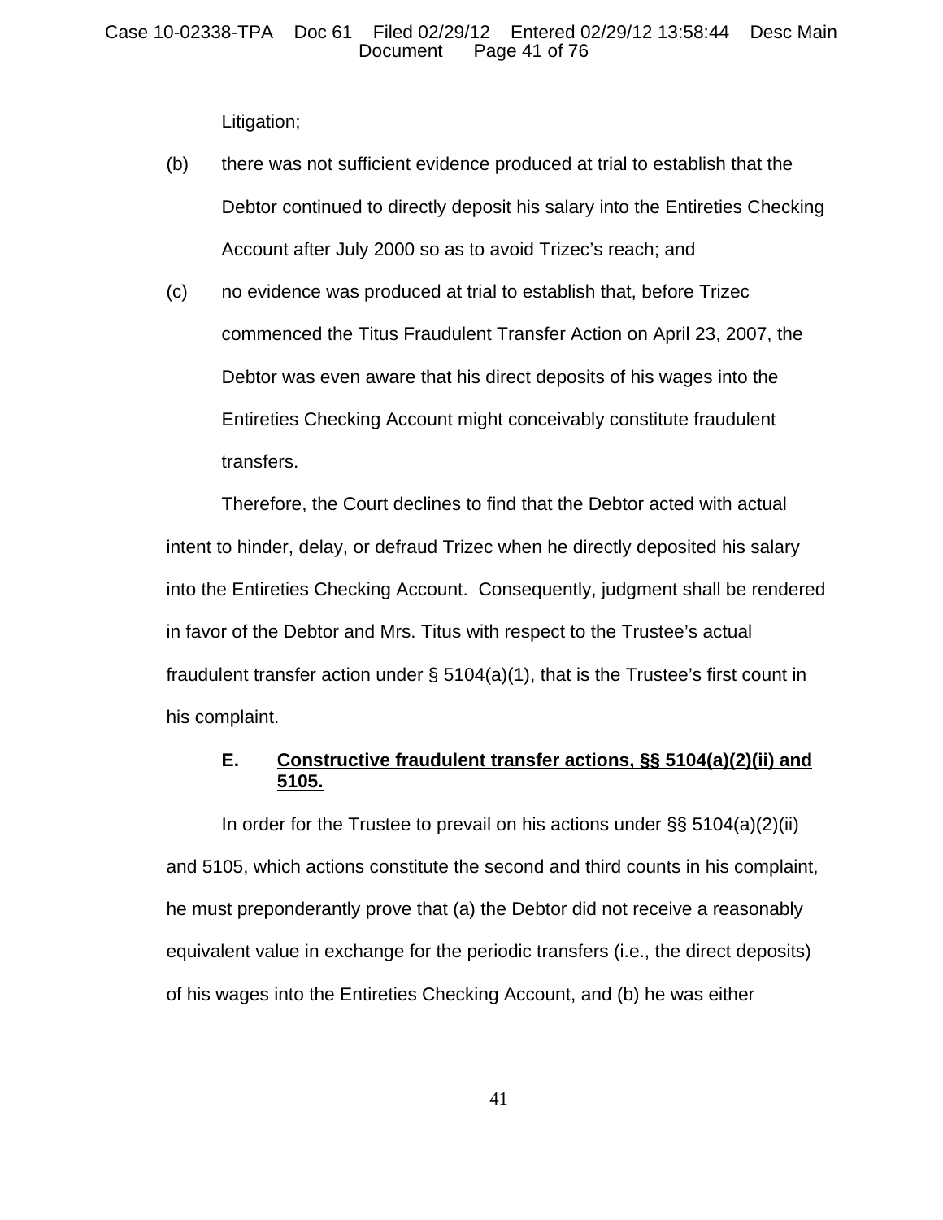Litigation;

(b) there was not sufficient evidence produced at trial to establish that the Debtor continued to directly deposit his salary into the Entireties Checking Account after July 2000 so as to avoid Trizec's reach; and

(c) no evidence was produced at trial to establish that, before Trizec commenced the Titus Fraudulent Transfer Action on April 23, 2007, the Debtor was even aware that his direct deposits of his wages into the Entireties Checking Account might conceivably constitute fraudulent transfers.

Therefore, the Court declines to find that the Debtor acted with actual intent to hinder, delay, or defraud Trizec when he directly deposited his salary into the Entireties Checking Account. Consequently, judgment shall be rendered in favor of the Debtor and Mrs. Titus with respect to the Trustee's actual fraudulent transfer action under § 5104(a)(1), that is the Trustee's first count in his complaint.

### E. Constructive fraudulent transfer actions, §§ 5104(a)(2)(ii) and 5105.

In order for the Trustee to prevail on his actions under §§ 5104(a)(2)(ii) and 5105, which actions constitute the second and third counts in his complaint, he must preponderantly prove that (a) the Debtor did not receive a reasonably equivalent value in exchange for the periodic transfers (i.e., the direct deposits) of his wages into the Entireties Checking Account, and (b) he was either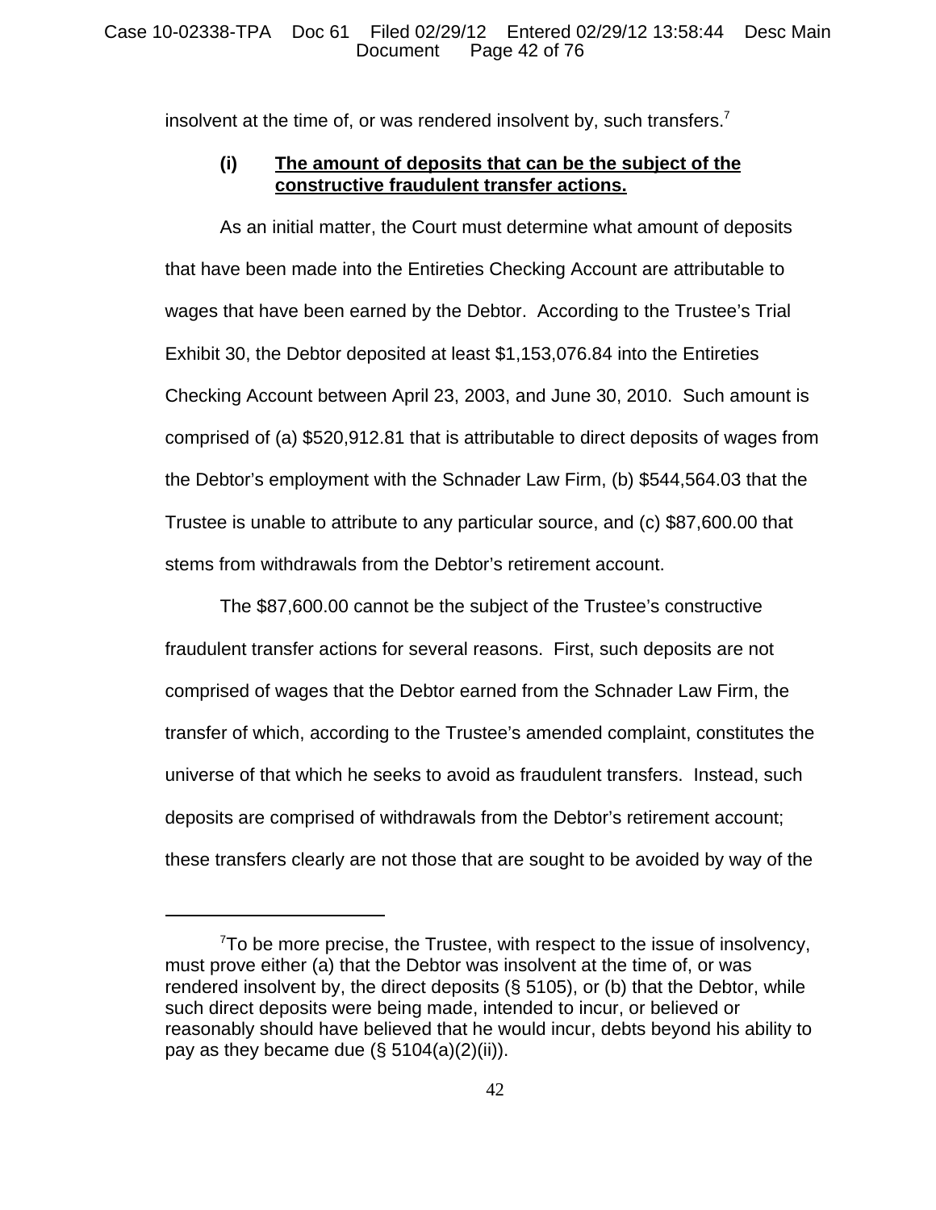insolvent at the time of, or was rendered insolvent by, such transfers.[7]

**(i) <u>The amount of deposits that can be the subject of the constructive fraudulent transfer actions.</u>**

As an initial matter, the Court must determine what amount of deposits that have been made into the Entireties Checking Account are attributable to wages that have been earned by the Debtor. According to the Trustee's Trial Exhibit 30, the Debtor deposited at least $1,153,076.84 into the Entireties Checking Account between April 23, 2003, and June 30, 2010. Such amount is comprised of (a) $520,912.81 that is attributable to direct deposits of wages from the Debtor's employment with the Schnader Law Firm, (b) $544,564.03 that the Trustee is unable to attribute to any particular source, and (c) $87,600.00 that stems from withdrawals from the Debtor's retirement account.

The $87,600.00 cannot be the subject of the Trustee's constructive fraudulent transfer actions for several reasons. First, such deposits are not comprised of wages that the Debtor earned from the Schnader Law Firm, the transfer of which, according to the Trustee's amended complaint, constitutes the universe of that which he seeks to avoid as fraudulent transfers. Instead, such deposits are comprised of withdrawals from the Debtor's retirement account; these transfers clearly are not those that are sought to be avoided by way of the

---

[7] To be more precise, the Trustee, with respect to the issue of insolvency, must prove either (a) that the Debtor was insolvent at the time of, or was rendered insolvent by, the direct deposits (§ 5105), or (b) that the Debtor, while such direct deposits were being made, intended to incur, or believed or reasonably should have believed that he would incur, debts beyond his ability to pay as they became due (§ 5104(a)(2)(ii)).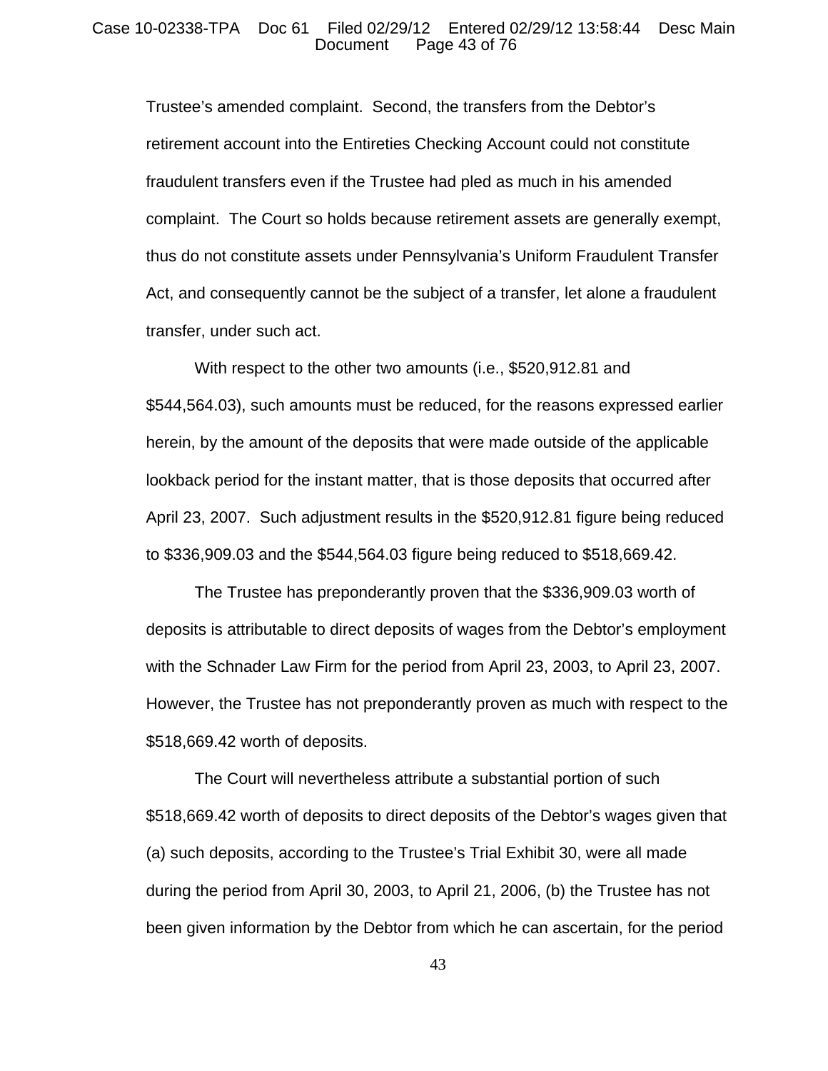Trustee's amended complaint. Second, the transfers from the Debtor's retirement account into the Entireties Checking Account could not constitute fraudulent transfers even if the Trustee had pled as much in his amended complaint. The Court so holds because retirement assets are generally exempt, thus do not constitute assets under Pennsylvania's Uniform Fraudulent Transfer Act, and consequently cannot be the subject of a transfer, let alone a fraudulent transfer, under such act.

With respect to the other two amounts (i.e., $520,912.81 and $544,564.03), such amounts must be reduced, for the reasons expressed earlier herein, by the amount of the deposits that were made outside of the applicable lookback period for the instant matter, that is those deposits that occurred after April 23, 2007. Such adjustment results in the $520,912.81 figure being reduced to $336,909.03 and the $544,564.03 figure being reduced to $518,669.42.

The Trustee has preponderantly proven that the $336,909.03 worth of deposits is attributable to direct deposits of wages from the Debtor's employment with the Schnader Law Firm for the period from April 23, 2003, to April 23, 2007. However, the Trustee has not preponderantly proven as much with respect to the $518,669.42 worth of deposits.

The Court will nevertheless attribute a substantial portion of such $518,669.42 worth of deposits to direct deposits of the Debtor's wages given that (a) such deposits, according to the Trustee's Trial Exhibit 30, were all made during the period from April 30, 2003, to April 21, 2006, (b) the Trustee has not been given information by the Debtor from which he can ascertain, for the period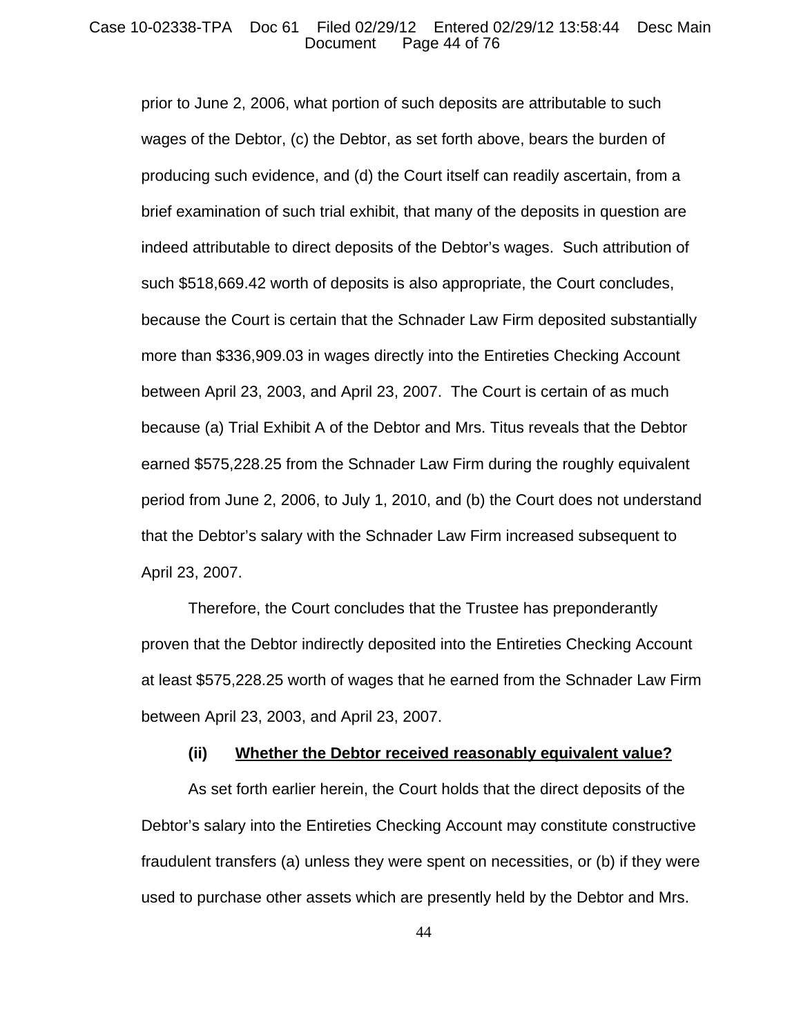prior to June 2, 2006, what portion of such deposits are attributable to such wages of the Debtor, (c) the Debtor, as set forth above, bears the burden of producing such evidence, and (d) the Court itself can readily ascertain, from a brief examination of such trial exhibit, that many of the deposits in question are indeed attributable to direct deposits of the Debtor's wages. Such attribution of such $518,669.42 worth of deposits is also appropriate, the Court concludes, because the Court is certain that the Schnader Law Firm deposited substantially more than $336,909.03 in wages directly into the Entireties Checking Account between April 23, 2003, and April 23, 2007. The Court is certain of as much because (a) Trial Exhibit A of the Debtor and Mrs. Titus reveals that the Debtor earned $575,228.25 from the Schnader Law Firm during the roughly equivalent period from June 2, 2006, to July 1, 2010, and (b) the Court does not understand that the Debtor's salary with the Schnader Law Firm increased subsequent to April 23, 2007.

Therefore, the Court concludes that the Trustee has preponderantly proven that the Debtor indirectly deposited into the Entireties Checking Account at least $575,228.25 worth of wages that he earned from the Schnader Law Firm between April 23, 2003, and April 23, 2007.

**(ii) <u>Whether the Debtor received reasonably equivalent value?</u>**

As set forth earlier herein, the Court holds that the direct deposits of the Debtor's salary into the Entireties Checking Account may constitute constructive fraudulent transfers (a) unless they were spent on necessities, or (b) if they were used to purchase other assets which are presently held by the Debtor and Mrs.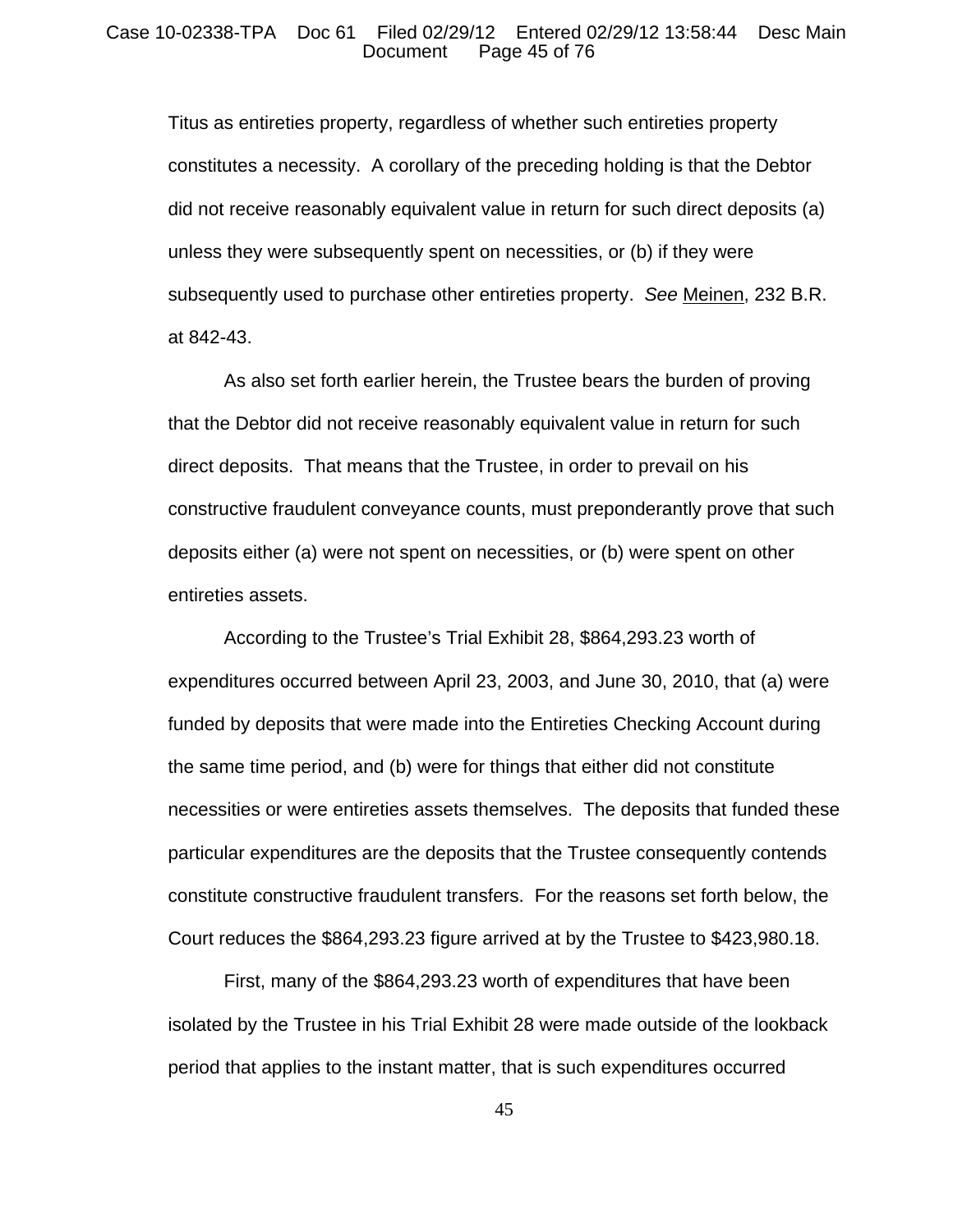Titus as entireties property, regardless of whether such entireties property constitutes a necessity. A corollary of the preceding holding is that the Debtor did not receive reasonably equivalent value in return for such direct deposits (a) unless they were subsequently spent on necessities, or (b) if they were subsequently used to purchase other entireties property. *See* Meinen, 232 B.R. at 842-43.

As also set forth earlier herein, the Trustee bears the burden of proving that the Debtor did not receive reasonably equivalent value in return for such direct deposits. That means that the Trustee, in order to prevail on his constructive fraudulent conveyance counts, must preponderantly prove that such deposits either (a) were not spent on necessities, or (b) were spent on other entireties assets.

According to the Trustee's Trial Exhibit 28, $864,293.23 worth of expenditures occurred between April 23, 2003, and June 30, 2010, that (a) were funded by deposits that were made into the Entireties Checking Account during the same time period, and (b) were for things that either did not constitute necessities or were entireties assets themselves. The deposits that funded these particular expenditures are the deposits that the Trustee consequently contends constitute constructive fraudulent transfers. For the reasons set forth below, the Court reduces the $864,293.23 figure arrived at by the Trustee to $423,980.18.

First, many of the $864,293.23 worth of expenditures that have been isolated by the Trustee in his Trial Exhibit 28 were made outside of the lookback period that applies to the instant matter, that is such expenditures occurred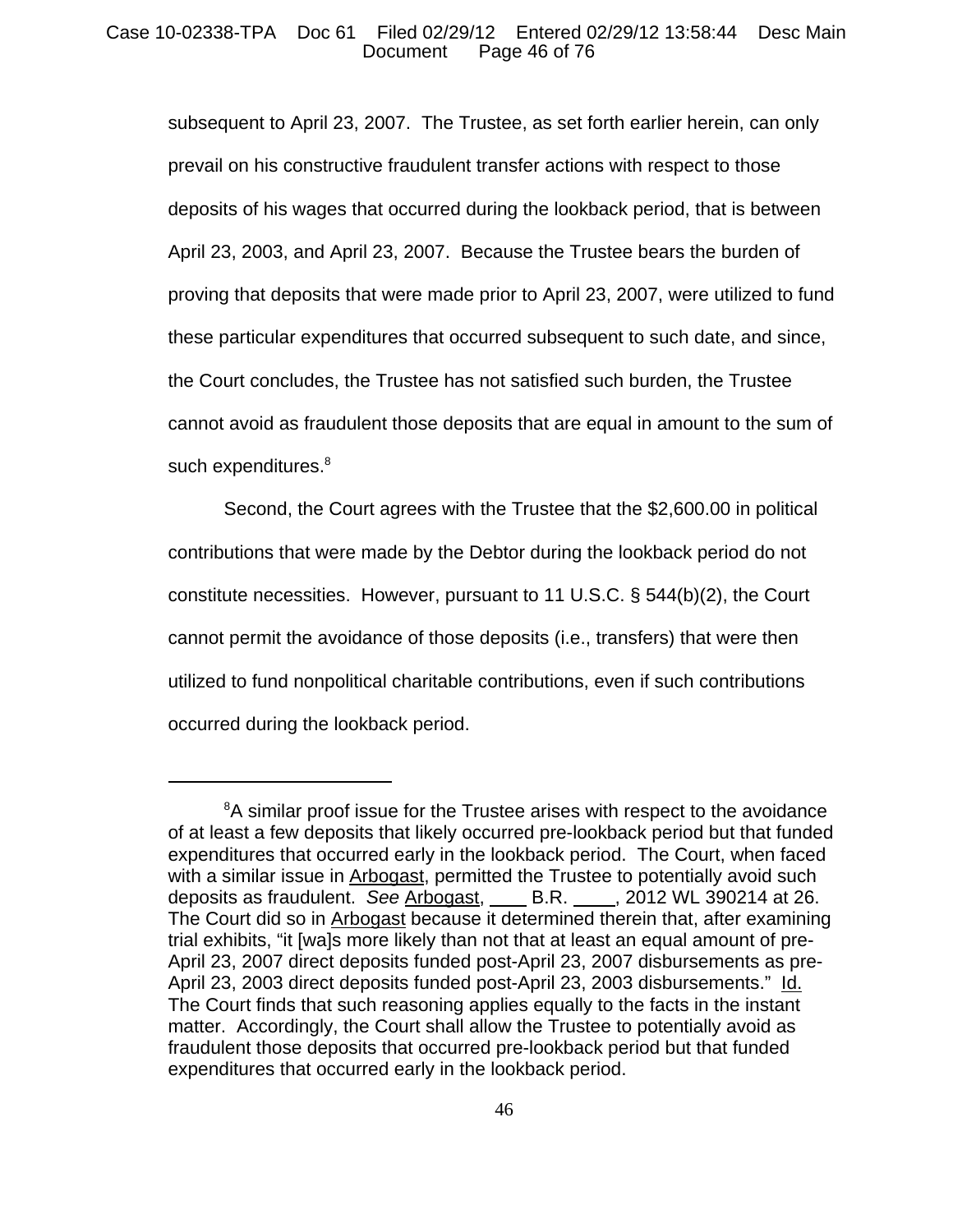subsequent to April 23, 2007. The Trustee, as set forth earlier herein, can only prevail on his constructive fraudulent transfer actions with respect to those deposits of his wages that occurred during the lookback period, that is between April 23, 2003, and April 23, 2007. Because the Trustee bears the burden of proving that deposits that were made prior to April 23, 2007, were utilized to fund these particular expenditures that occurred subsequent to such date, and since, the Court concludes, the Trustee has not satisfied such burden, the Trustee cannot avoid as fraudulent those deposits that are equal in amount to the sum of such expenditures.[8]

Second, the Court agrees with the Trustee that the $2,600.00 in political contributions that were made by the Debtor during the lookback period do not constitute necessities. However, pursuant to 11 U.S.C. § 544(b)(2), the Court cannot permit the avoidance of those deposits (i.e., transfers) that were then utilized to fund nonpolitical charitable contributions, even if such contributions occurred during the lookback period.

---

[8]A similar proof issue for the Trustee arises with respect to the avoidance of at least a few deposits that likely occurred pre-lookback period but that funded expenditures that occurred early in the lookback period. The Court, when faced with a similar issue in Arbogast, permitted the Trustee to potentially avoid such deposits as fraudulent. *See* Arbogast, ____ B.R. ____, 2012 WL 390214 at 26. The Court did so in Arbogast because it determined therein that, after examining trial exhibits, "it [wa]s more likely than not that at least an equal amount of pre-April 23, 2007 direct deposits funded post-April 23, 2007 disbursements as pre-April 23, 2003 direct deposits funded post-April 23, 2003 disbursements." Id. The Court finds that such reasoning applies equally to the facts in the instant matter. Accordingly, the Court shall allow the Trustee to potentially avoid as fraudulent those deposits that occurred pre-lookback period but that funded expenditures that occurred early in the lookback period.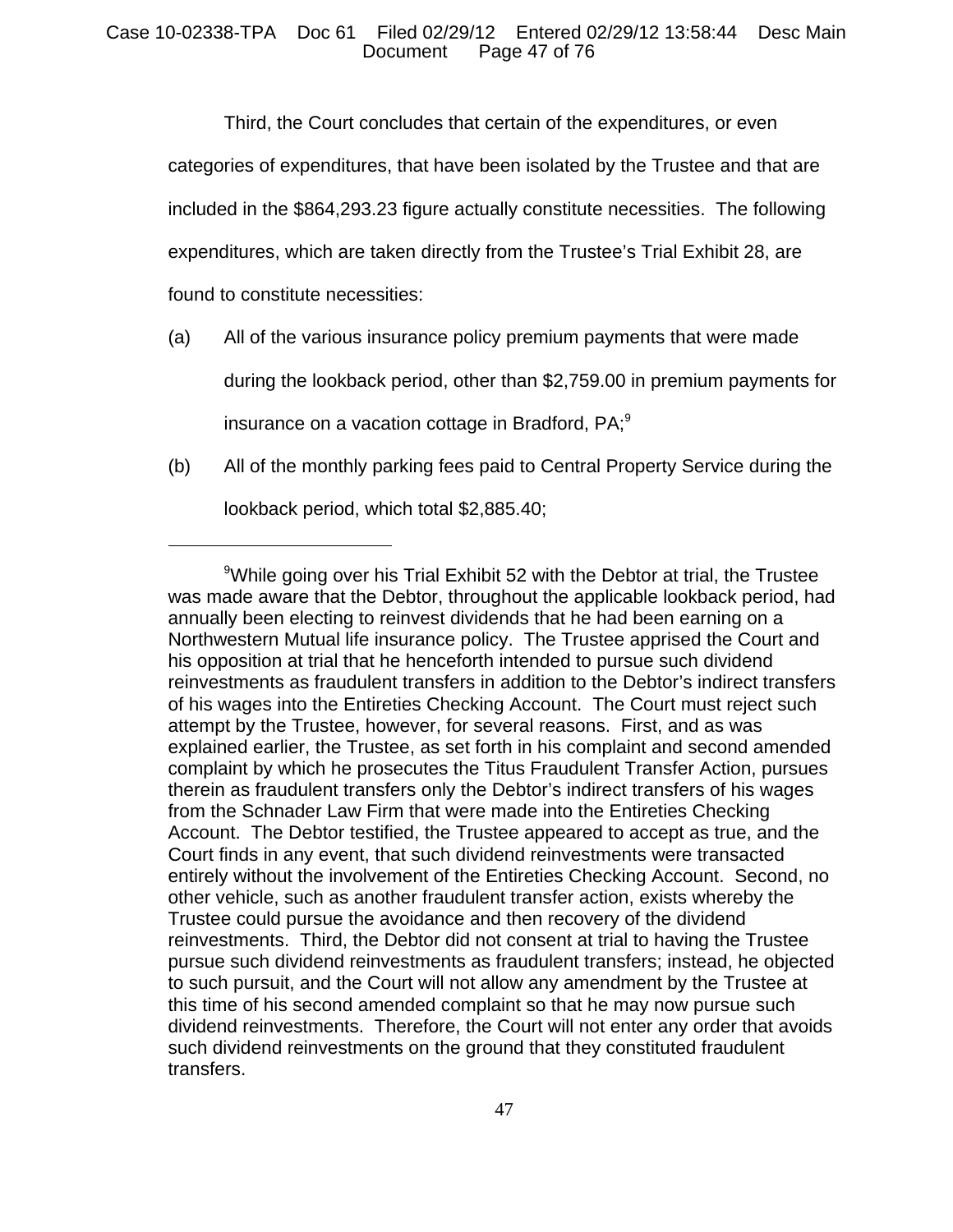Third, the Court concludes that certain of the expenditures, or even categories of expenditures, that have been isolated by the Trustee and that are included in the $864,293.23 figure actually constitute necessities. The following expenditures, which are taken directly from the Trustee's Trial Exhibit 28, are found to constitute necessities:

(a) All of the various insurance policy premium payments that were made during the lookback period, other than $2,759.00 in premium payments for insurance on a vacation cottage in Bradford, PA;[9]

(b) All of the monthly parking fees paid to Central Property Service during the lookback period, which total $2,885.40;

---

[9]While going over his Trial Exhibit 52 with the Debtor at trial, the Trustee was made aware that the Debtor, throughout the applicable lookback period, had annually been electing to reinvest dividends that he had been earning on a Northwestern Mutual life insurance policy. The Trustee apprised the Court and his opposition at trial that he henceforth intended to pursue such dividend reinvestments as fraudulent transfers in addition to the Debtor's indirect transfers of his wages into the Entireties Checking Account. The Court must reject such attempt by the Trustee, however, for several reasons. First, and as was explained earlier, the Trustee, as set forth in his complaint and second amended complaint by which he prosecutes the Titus Fraudulent Transfer Action, pursues therein as fraudulent transfers only the Debtor's indirect transfers of his wages from the Schnader Law Firm that were made into the Entireties Checking Account. The Debtor testified, the Trustee appeared to accept as true, and the Court finds in any event, that such dividend reinvestments were transacted entirely without the involvement of the Entireties Checking Account. Second, no other vehicle, such as another fraudulent transfer action, exists whereby the Trustee could pursue the avoidance and then recovery of the dividend reinvestments. Third, the Debtor did not consent at trial to having the Trustee pursue such dividend reinvestments as fraudulent transfers; instead, he objected to such pursuit, and the Court will not allow any amendment by the Trustee at this time of his second amended complaint so that he may now pursue such dividend reinvestments. Therefore, the Court will not enter any order that avoids such dividend reinvestments on the ground that they constituted fraudulent transfers.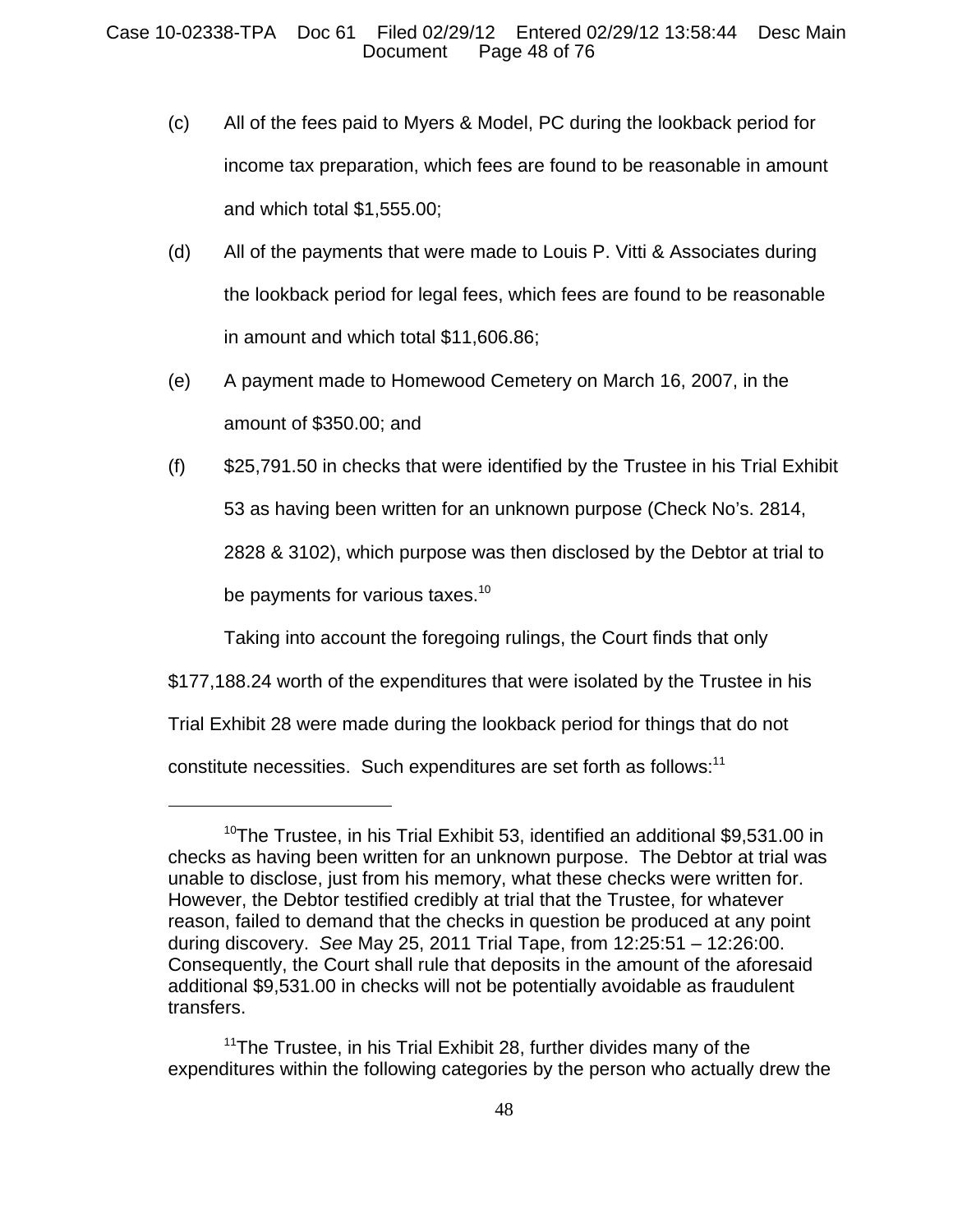(c) All of the fees paid to Myers & Model, PC during the lookback period for income tax preparation, which fees are found to be reasonable in amount and which total $1,555.00;

(d) All of the payments that were made to Louis P. Vitti & Associates during the lookback period for legal fees, which fees are found to be reasonable in amount and which total $11,606.86;

(e) A payment made to Homewood Cemetery on March 16, 2007, in the amount of $350.00; and

(f) $25,791.50 in checks that were identified by the Trustee in his Trial Exhibit 53 as having been written for an unknown purpose (Check No's. 2814, 2828 & 3102), which purpose was then disclosed by the Debtor at trial to be payments for various taxes.[10]

Taking into account the foregoing rulings, the Court finds that only $177,188.24 worth of the expenditures that were isolated by the Trustee in his Trial Exhibit 28 were made during the lookback period for things that do not constitute necessities. Such expenditures are set forth as follows:[11]

---

[10] The Trustee, in his Trial Exhibit 53, identified an additional $9,531.00 in checks as having been written for an unknown purpose. The Debtor at trial was unable to disclose, just from his memory, what these checks were written for. However, the Debtor testified credibly at trial that the Trustee, for whatever reason, failed to demand that the checks in question be produced at any point during discovery. *See* May 25, 2011 Trial Tape, from 12:25:51 – 12:26:00. Consequently, the Court shall rule that deposits in the amount of the aforesaid additional $9,531.00 in checks will not be potentially avoidable as fraudulent transfers.

[11] The Trustee, in his Trial Exhibit 28, further divides many of the expenditures within the following categories by the person who actually drew the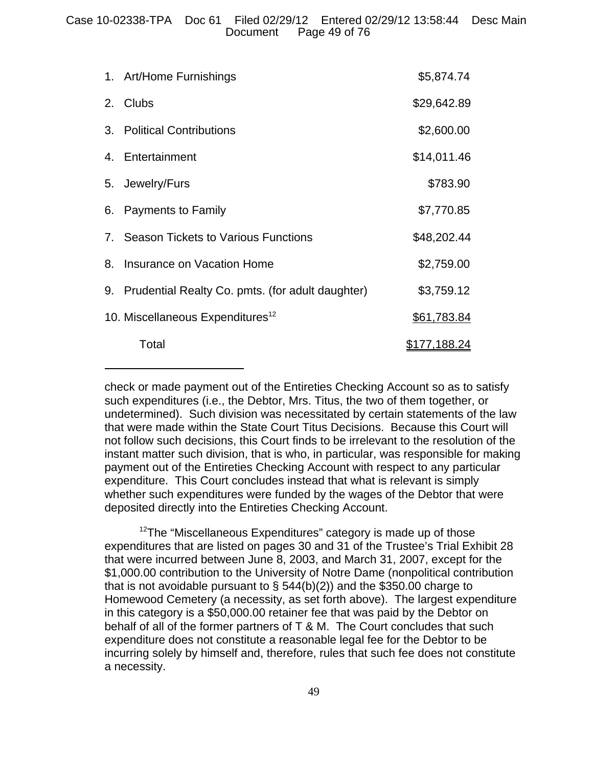| | |
|---|---|
| 1. Art/Home Furnishings | \$5,874.74 |
| 2. Clubs | \$29,642.89 |
| 3. Political Contributions | \$2,600.00 |
| 4. Entertainment | \$14,011.46 |
| 5. Jewelry/Furs | \$783.90 |
| 6. Payments to Family | \$7,770.85 |
| 7. Season Tickets to Various Functions | \$48,202.44 |
| 8. Insurance on Vacation Home | \$2,759.00 |
| 9. Prudential Realty Co. pmts. (for adult daughter) | \$3,759.12 |
| 10. Miscellaneous Expenditures[12] | \$61,783.84 |
| Total | \$177,188.24 |

---

check or made payment out of the Entireties Checking Account so as to satisfy such expenditures (i.e., the Debtor, Mrs. Titus, the two of them together, or undetermined). Such division was necessitated by certain statements of the law that were made within the State Court Titus Decisions. Because this Court will not follow such decisions, this Court finds to be irrelevant to the resolution of the instant matter such division, that is who, in particular, was responsible for making payment out of the Entireties Checking Account with respect to any particular expenditure. This Court concludes instead that what is relevant is simply whether such expenditures were funded by the wages of the Debtor that were deposited directly into the Entireties Checking Account.

[12]The "Miscellaneous Expenditures" category is made up of those expenditures that are listed on pages 30 and 31 of the Trustee's Trial Exhibit 28 that were incurred between June 8, 2003, and March 31, 2007, except for the \$1,000.00 contribution to the University of Notre Dame (nonpolitical contribution that is not avoidable pursuant to § 544(b)(2)) and the \$350.00 charge to Homewood Cemetery (a necessity, as set forth above). The largest expenditure in this category is a \$50,000.00 retainer fee that was paid by the Debtor on behalf of all of the former partners of T & M. The Court concludes that such expenditure does not constitute a reasonable legal fee for the Debtor to be incurring solely by himself and, therefore, rules that such fee does not constitute a necessity.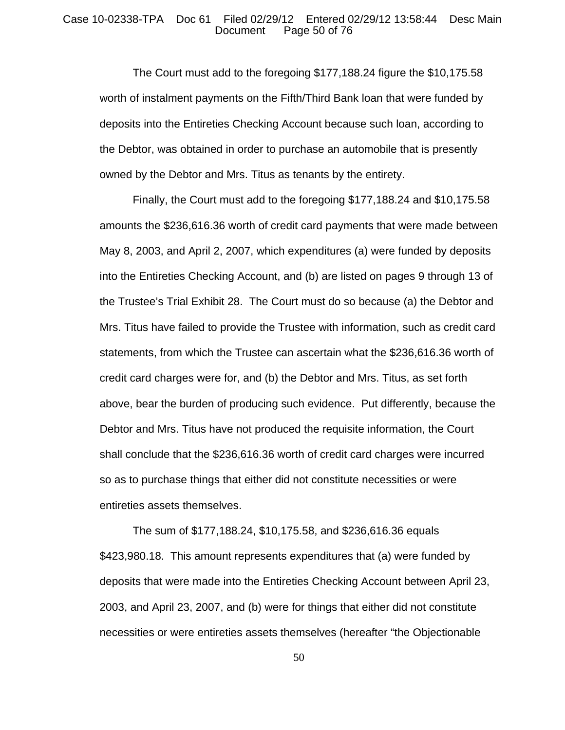The Court must add to the foregoing $177,188.24 figure the $10,175.58 worth of instalment payments on the Fifth/Third Bank loan that were funded by deposits into the Entireties Checking Account because such loan, according to the Debtor, was obtained in order to purchase an automobile that is presently owned by the Debtor and Mrs. Titus as tenants by the entirety.

Finally, the Court must add to the foregoing $177,188.24 and $10,175.58 amounts the $236,616.36 worth of credit card payments that were made between May 8, 2003, and April 2, 2007, which expenditures (a) were funded by deposits into the Entireties Checking Account, and (b) are listed on pages 9 through 13 of the Trustee's Trial Exhibit 28. The Court must do so because (a) the Debtor and Mrs. Titus have failed to provide the Trustee with information, such as credit card statements, from which the Trustee can ascertain what the $236,616.36 worth of credit card charges were for, and (b) the Debtor and Mrs. Titus, as set forth above, bear the burden of producing such evidence. Put differently, because the Debtor and Mrs. Titus have not produced the requisite information, the Court shall conclude that the $236,616.36 worth of credit card charges were incurred so as to purchase things that either did not constitute necessities or were entireties assets themselves.

The sum of $177,188.24, $10,175.58, and $236,616.36 equals $423,980.18. This amount represents expenditures that (a) were funded by deposits that were made into the Entireties Checking Account between April 23, 2003, and April 23, 2007, and (b) were for things that either did not constitute necessities or were entireties assets themselves (hereafter "the Objectionable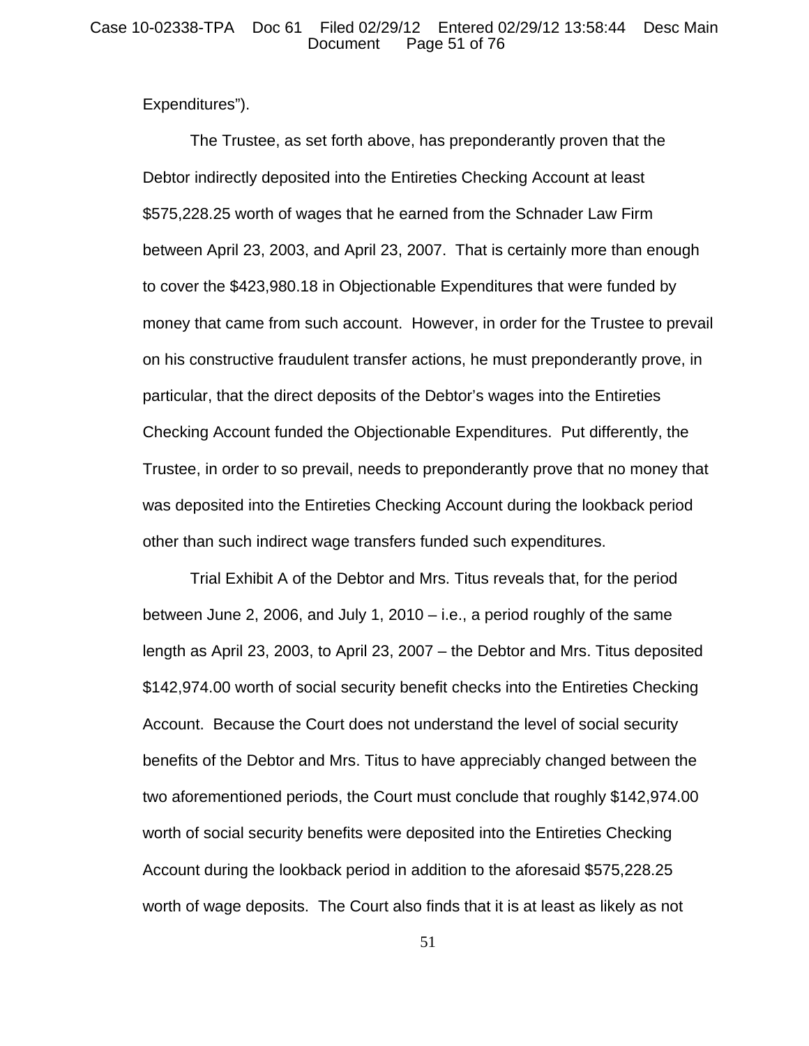Expenditures").

The Trustee, as set forth above, has preponderantly proven that the Debtor indirectly deposited into the Entireties Checking Account at least $575,228.25 worth of wages that he earned from the Schnader Law Firm between April 23, 2003, and April 23, 2007. That is certainly more than enough to cover the $423,980.18 in Objectionable Expenditures that were funded by money that came from such account. However, in order for the Trustee to prevail on his constructive fraudulent transfer actions, he must preponderantly prove, in particular, that the direct deposits of the Debtor's wages into the Entireties Checking Account funded the Objectionable Expenditures. Put differently, the Trustee, in order to so prevail, needs to preponderantly prove that no money that was deposited into the Entireties Checking Account during the lookback period other than such indirect wage transfers funded such expenditures.

Trial Exhibit A of the Debtor and Mrs. Titus reveals that, for the period between June 2, 2006, and July 1, 2010 – i.e., a period roughly of the same length as April 23, 2003, to April 23, 2007 – the Debtor and Mrs. Titus deposited $142,974.00 worth of social security benefit checks into the Entireties Checking Account. Because the Court does not understand the level of social security benefits of the Debtor and Mrs. Titus to have appreciably changed between the two aforementioned periods, the Court must conclude that roughly $142,974.00 worth of social security benefits were deposited into the Entireties Checking Account during the lookback period in addition to the aforesaid $575,228.25 worth of wage deposits. The Court also finds that it is at least as likely as not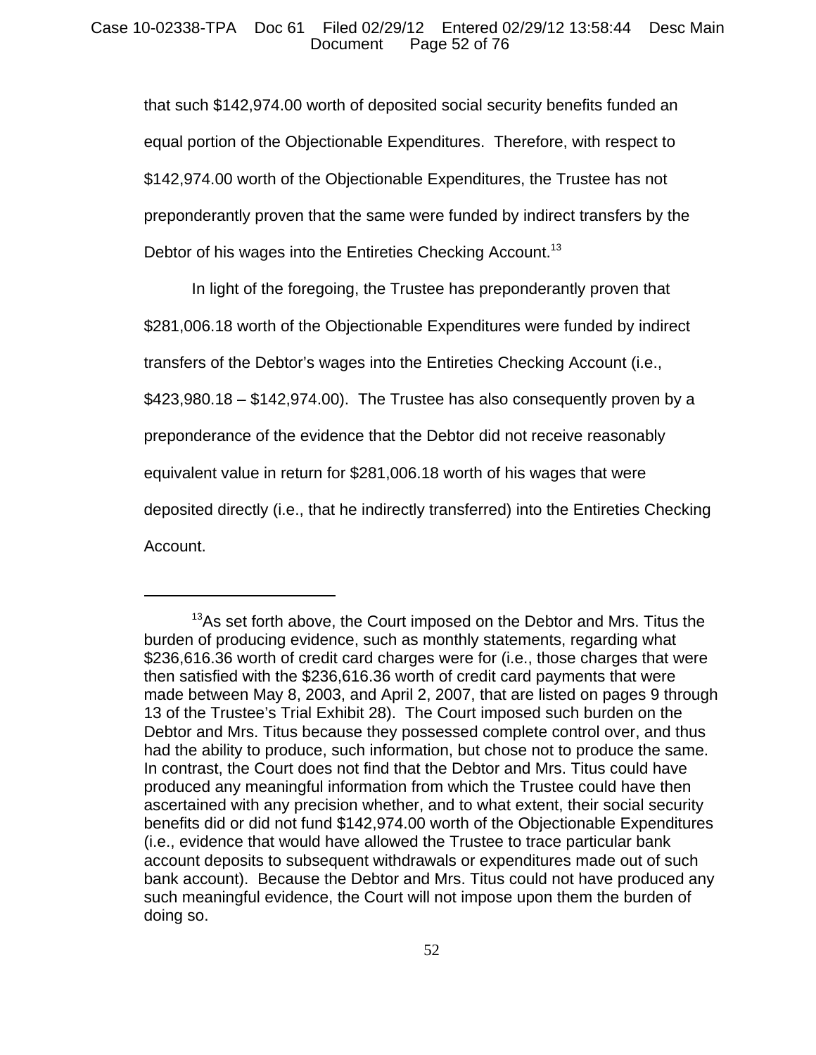that such $142,974.00 worth of deposited social security benefits funded an equal portion of the Objectionable Expenditures. Therefore, with respect to $142,974.00 worth of the Objectionable Expenditures, the Trustee has not preponderantly proven that the same were funded by indirect transfers by the Debtor of his wages into the Entireties Checking Account.[13]

In light of the foregoing, the Trustee has preponderantly proven that $281,006.18 worth of the Objectionable Expenditures were funded by indirect transfers of the Debtor's wages into the Entireties Checking Account (i.e., $423,980.18 – $142,974.00). The Trustee has also consequently proven by a preponderance of the evidence that the Debtor did not receive reasonably equivalent value in return for $281,006.18 worth of his wages that were deposited directly (i.e., that he indirectly transferred) into the Entireties Checking Account.

---

[13]As set forth above, the Court imposed on the Debtor and Mrs. Titus the burden of producing evidence, such as monthly statements, regarding what $236,616.36 worth of credit card charges were for (i.e., those charges that were then satisfied with the $236,616.36 worth of credit card payments that were made between May 8, 2003, and April 2, 2007, that are listed on pages 9 through 13 of the Trustee's Trial Exhibit 28). The Court imposed such burden on the Debtor and Mrs. Titus because they possessed complete control over, and thus had the ability to produce, such information, but chose not to produce the same. In contrast, the Court does not find that the Debtor and Mrs. Titus could have produced any meaningful information from which the Trustee could have then ascertained with any precision whether, and to what extent, their social security benefits did or did not fund $142,974.00 worth of the Objectionable Expenditures (i.e., evidence that would have allowed the Trustee to trace particular bank account deposits to subsequent withdrawals or expenditures made out of such bank account). Because the Debtor and Mrs. Titus could not have produced any such meaningful evidence, the Court will not impose upon them the burden of doing so.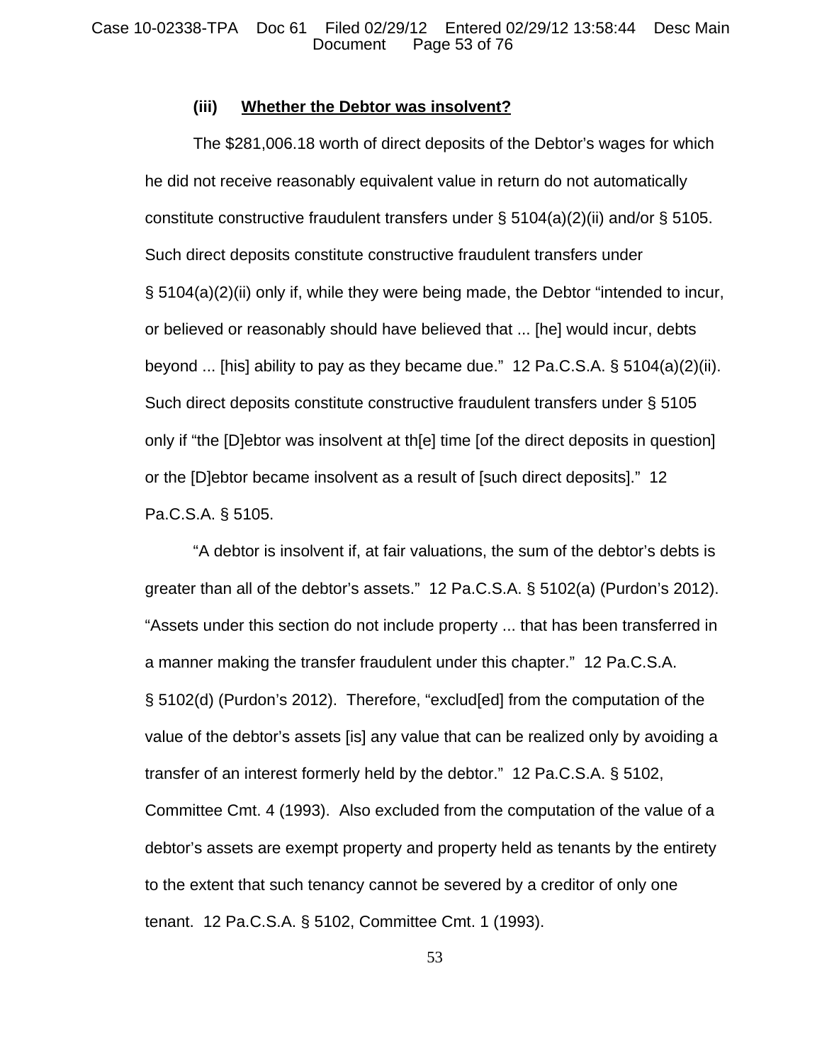### (iii) **Whether the Debtor was insolvent?**

The $281,006.18 worth of direct deposits of the Debtor's wages for which he did not receive reasonably equivalent value in return do not automatically constitute constructive fraudulent transfers under § 5104(a)(2)(ii) and/or § 5105. Such direct deposits constitute constructive fraudulent transfers under § 5104(a)(2)(ii) only if, while they were being made, the Debtor "intended to incur, or believed or reasonably should have believed that ... [he] would incur, debts beyond ... [his] ability to pay as they became due." 12 Pa.C.S.A. § 5104(a)(2)(ii). Such direct deposits constitute constructive fraudulent transfers under § 5105 only if "the [D]ebtor was insolvent at th[e] time [of the direct deposits in question] or the [D]ebtor became insolvent as a result of [such direct deposits]." 12 Pa.C.S.A. § 5105.

"A debtor is insolvent if, at fair valuations, the sum of the debtor's debts is greater than all of the debtor's assets." 12 Pa.C.S.A. § 5102(a) (Purdon's 2012). "Assets under this section do not include property ... that has been transferred in a manner making the transfer fraudulent under this chapter." 12 Pa.C.S.A. § 5102(d) (Purdon's 2012). Therefore, "exclud[ed] from the computation of the value of the debtor's assets [is] any value that can be realized only by avoiding a transfer of an interest formerly held by the debtor." 12 Pa.C.S.A. § 5102, Committee Cmt. 4 (1993). Also excluded from the computation of the value of a debtor's assets are exempt property and property held as tenants by the entirety to the extent that such tenancy cannot be severed by a creditor of only one tenant. 12 Pa.C.S.A. § 5102, Committee Cmt. 1 (1993).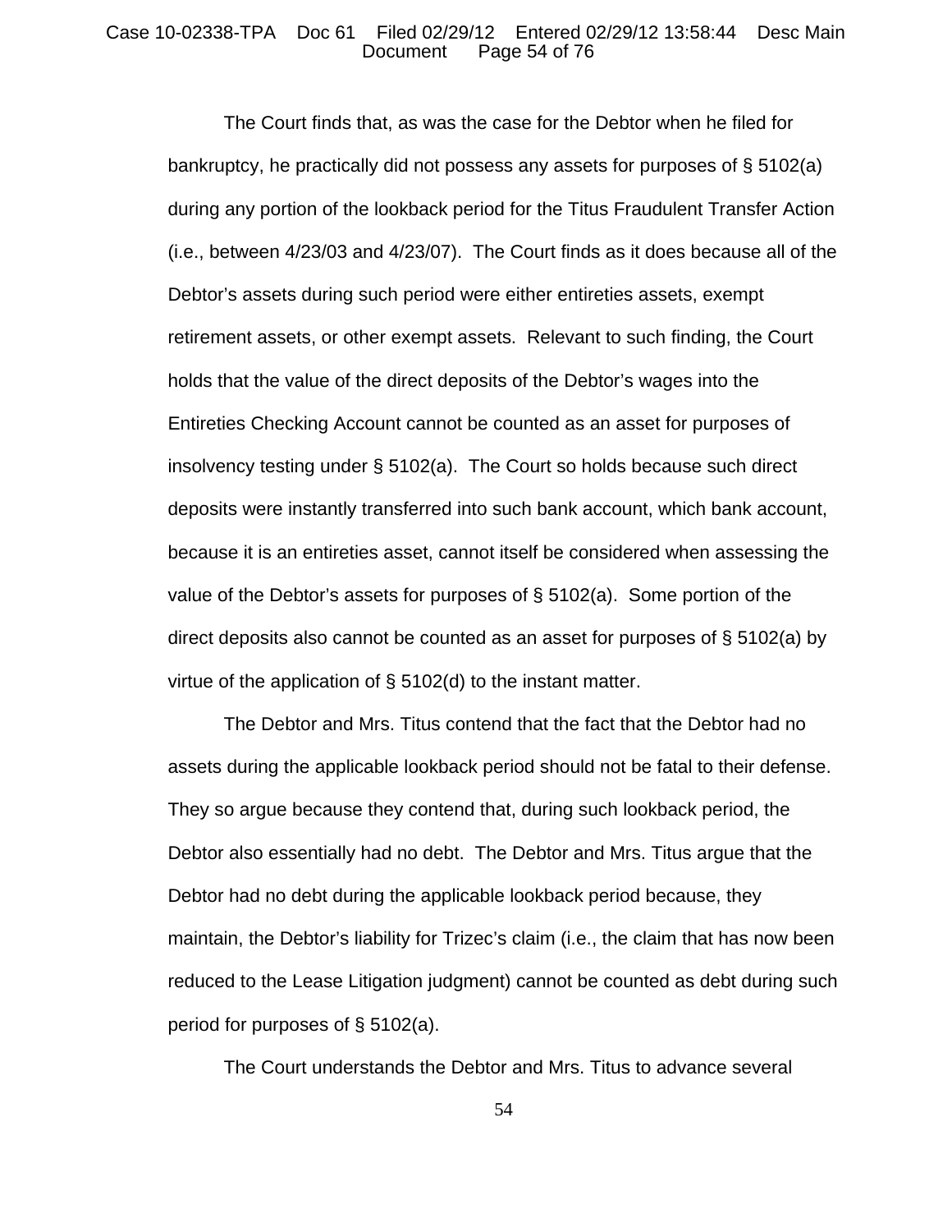The Court finds that, as was the case for the Debtor when he filed for bankruptcy, he practically did not possess any assets for purposes of § 5102(a) during any portion of the lookback period for the Titus Fraudulent Transfer Action (i.e., between 4/23/03 and 4/23/07). The Court finds as it does because all of the Debtor's assets during such period were either entireties assets, exempt retirement assets, or other exempt assets. Relevant to such finding, the Court holds that the value of the direct deposits of the Debtor's wages into the Entireties Checking Account cannot be counted as an asset for purposes of insolvency testing under § 5102(a). The Court so holds because such direct deposits were instantly transferred into such bank account, which bank account, because it is an entireties asset, cannot itself be considered when assessing the value of the Debtor's assets for purposes of § 5102(a). Some portion of the direct deposits also cannot be counted as an asset for purposes of § 5102(a) by virtue of the application of § 5102(d) to the instant matter.

The Debtor and Mrs. Titus contend that the fact that the Debtor had no assets during the applicable lookback period should not be fatal to their defense. They so argue because they contend that, during such lookback period, the Debtor also essentially had no debt. The Debtor and Mrs. Titus argue that the Debtor had no debt during the applicable lookback period because, they maintain, the Debtor's liability for Trizec's claim (i.e., the claim that has now been reduced to the Lease Litigation judgment) cannot be counted as debt during such period for purposes of § 5102(a).

The Court understands the Debtor and Mrs. Titus to advance several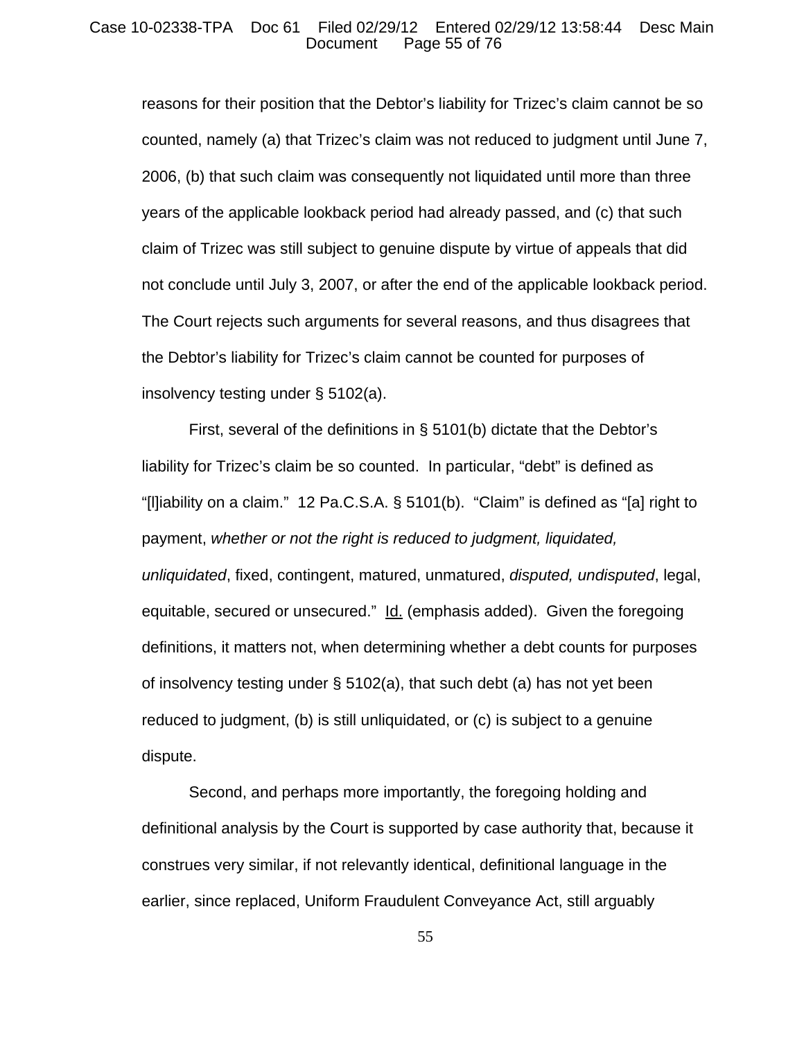reasons for their position that the Debtor's liability for Trizec's claim cannot be so counted, namely (a) that Trizec's claim was not reduced to judgment until June 7, 2006, (b) that such claim was consequently not liquidated until more than three years of the applicable lookback period had already passed, and (c) that such claim of Trizec was still subject to genuine dispute by virtue of appeals that did not conclude until July 3, 2007, or after the end of the applicable lookback period. The Court rejects such arguments for several reasons, and thus disagrees that the Debtor's liability for Trizec's claim cannot be counted for purposes of insolvency testing under § 5102(a).

First, several of the definitions in § 5101(b) dictate that the Debtor's liability for Trizec's claim be so counted. In particular, "debt" is defined as "[l]iability on a claim." 12 Pa.C.S.A. § 5101(b). "Claim" is defined as "[a] right to payment, *whether or not the right is reduced to judgment, liquidated, unliquidated*, fixed, contingent, matured, unmatured, *disputed, undisputed*, legal, equitable, secured or unsecured." Id. (emphasis added). Given the foregoing definitions, it matters not, when determining whether a debt counts for purposes of insolvency testing under § 5102(a), that such debt (a) has not yet been reduced to judgment, (b) is still unliquidated, or (c) is subject to a genuine dispute.

Second, and perhaps more importantly, the foregoing holding and definitional analysis by the Court is supported by case authority that, because it construes very similar, if not relevantly identical, definitional language in the earlier, since replaced, Uniform Fraudulent Conveyance Act, still arguably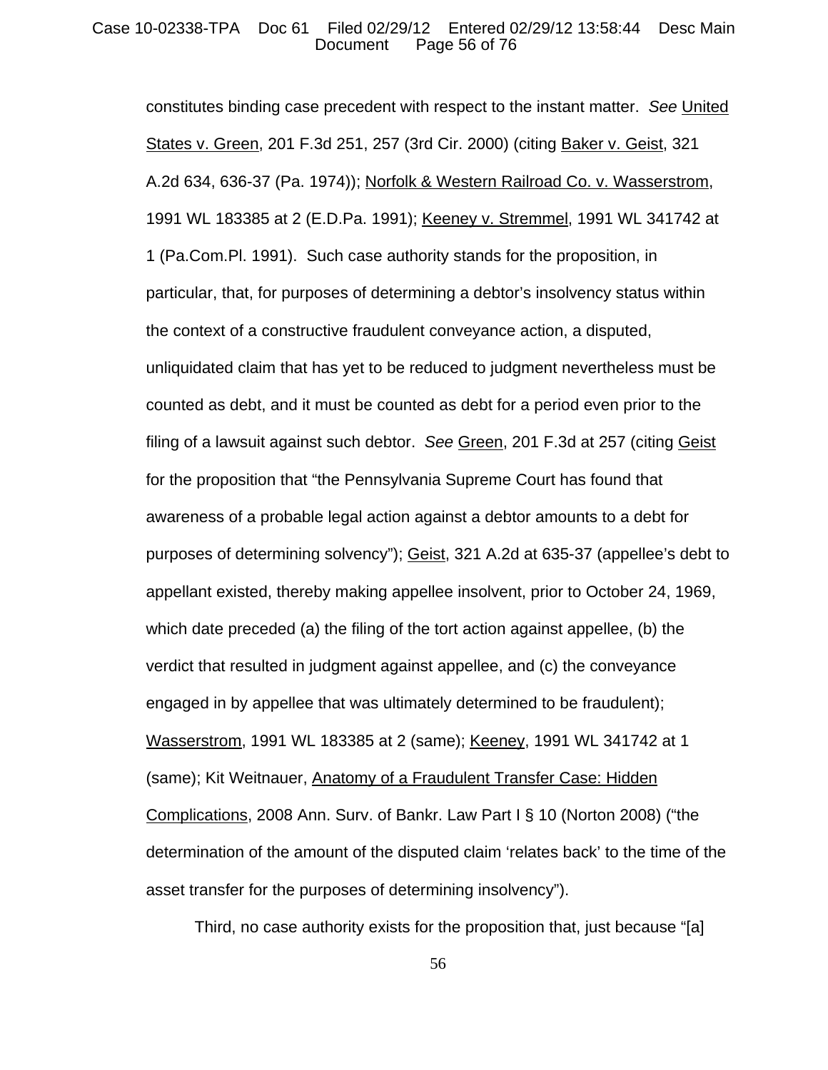constitutes binding case precedent with respect to the instant matter. *See* United States v. Green, 201 F.3d 251, 257 (3rd Cir. 2000) (citing Baker v. Geist, 321 A.2d 634, 636-37 (Pa. 1974)); Norfolk & Western Railroad Co. v. Wasserstrom, 1991 WL 183385 at 2 (E.D.Pa. 1991); Keeney v. Stremmel, 1991 WL 341742 at 1 (Pa.Com.Pl. 1991). Such case authority stands for the proposition, in particular, that, for purposes of determining a debtor's insolvency status within the context of a constructive fraudulent conveyance action, a disputed, unliquidated claim that has yet to be reduced to judgment nevertheless must be counted as debt, and it must be counted as debt for a period even prior to the filing of a lawsuit against such debtor. *See* Green, 201 F.3d at 257 (citing Geist for the proposition that "the Pennsylvania Supreme Court has found that awareness of a probable legal action against a debtor amounts to a debt for purposes of determining solvency"); Geist, 321 A.2d at 635-37 (appellee's debt to appellant existed, thereby making appellee insolvent, prior to October 24, 1969, which date preceded (a) the filing of the tort action against appellee, (b) the verdict that resulted in judgment against appellee, and (c) the conveyance engaged in by appellee that was ultimately determined to be fraudulent); Wasserstrom, 1991 WL 183385 at 2 (same); Keeney, 1991 WL 341742 at 1 (same); Kit Weitnauer, Anatomy of a Fraudulent Transfer Case: Hidden Complications, 2008 Ann. Surv. of Bankr. Law Part I § 10 (Norton 2008) ("the determination of the amount of the disputed claim 'relates back' to the time of the asset transfer for the purposes of determining insolvency").

Third, no case authority exists for the proposition that, just because "[a]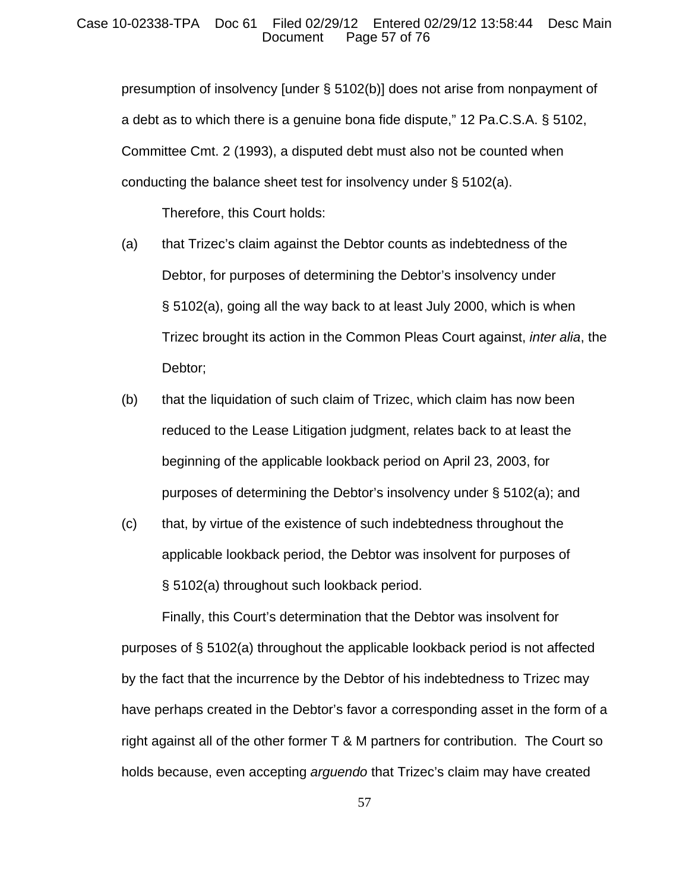presumption of insolvency [under § 5102(b)] does not arise from nonpayment of a debt as to which there is a genuine bona fide dispute," 12 Pa.C.S.A. § 5102, Committee Cmt. 2 (1993), a disputed debt must also not be counted when conducting the balance sheet test for insolvency under § 5102(a).

Therefore, this Court holds:

(a) that Trizec's claim against the Debtor counts as indebtedness of the Debtor, for purposes of determining the Debtor's insolvency under § 5102(a), going all the way back to at least July 2000, which is when Trizec brought its action in the Common Pleas Court against, *inter alia*, the Debtor;

(b) that the liquidation of such claim of Trizec, which claim has now been reduced to the Lease Litigation judgment, relates back to at least the beginning of the applicable lookback period on April 23, 2003, for purposes of determining the Debtor's insolvency under § 5102(a); and

(c) that, by virtue of the existence of such indebtedness throughout the applicable lookback period, the Debtor was insolvent for purposes of § 5102(a) throughout such lookback period.

Finally, this Court's determination that the Debtor was insolvent for purposes of § 5102(a) throughout the applicable lookback period is not affected by the fact that the incurrence by the Debtor of his indebtedness to Trizec may have perhaps created in the Debtor's favor a corresponding asset in the form of a right against all of the other former T & M partners for contribution. The Court so holds because, even accepting *arguendo* that Trizec's claim may have created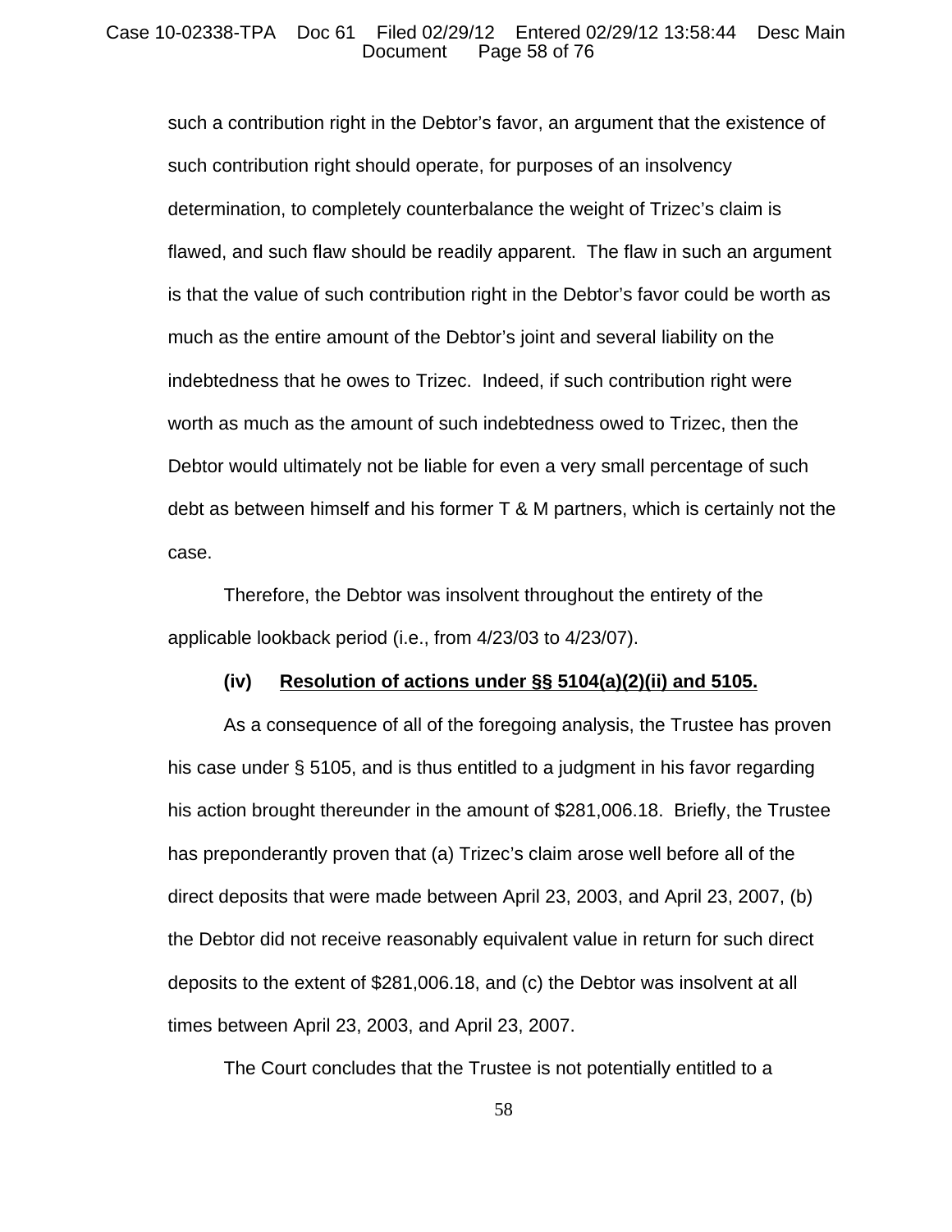such a contribution right in the Debtor's favor, an argument that the existence of such contribution right should operate, for purposes of an insolvency determination, to completely counterbalance the weight of Trizec's claim is flawed, and such flaw should be readily apparent. The flaw in such an argument is that the value of such contribution right in the Debtor's favor could be worth as much as the entire amount of the Debtor's joint and several liability on the indebtedness that he owes to Trizec. Indeed, if such contribution right were worth as much as the amount of such indebtedness owed to Trizec, then the Debtor would ultimately not be liable for even a very small percentage of such debt as between himself and his former T & M partners, which is certainly not the case.

Therefore, the Debtor was insolvent throughout the entirety of the applicable lookback period (i.e., from 4/23/03 to 4/23/07).

**(iv) <u>Resolution of actions under §§ 5104(a)(2)(ii) and 5105.</u>**

As a consequence of all of the foregoing analysis, the Trustee has proven his case under § 5105, and is thus entitled to a judgment in his favor regarding his action brought thereunder in the amount of $281,006.18. Briefly, the Trustee has preponderantly proven that (a) Trizec's claim arose well before all of the direct deposits that were made between April 23, 2003, and April 23, 2007, (b) the Debtor did not receive reasonably equivalent value in return for such direct deposits to the extent of $281,006.18, and (c) the Debtor was insolvent at all times between April 23, 2003, and April 23, 2007.

The Court concludes that the Trustee is not potentially entitled to a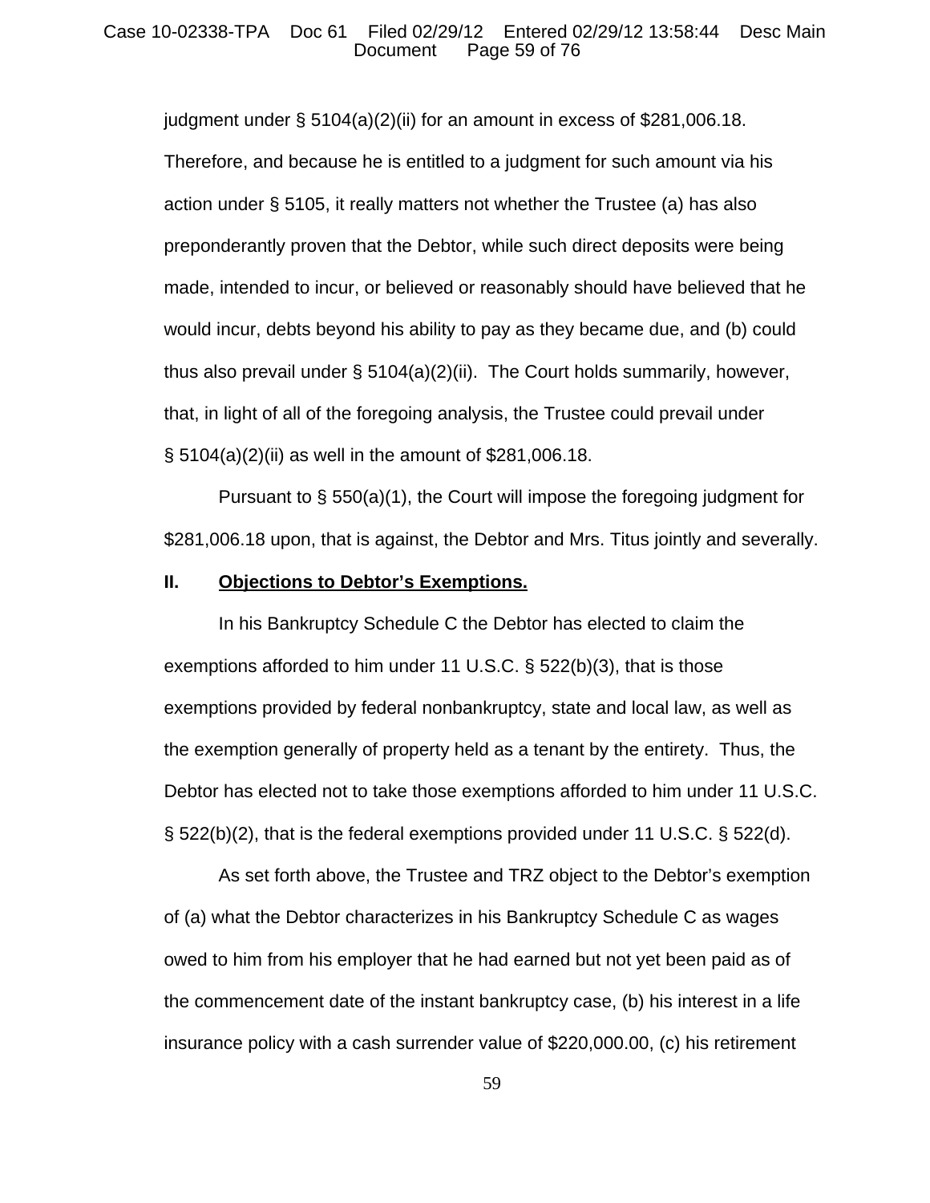judgment under § 5104(a)(2)(ii) for an amount in excess of $281,006.18. Therefore, and because he is entitled to a judgment for such amount via his action under § 5105, it really matters not whether the Trustee (a) has also preponderantly proven that the Debtor, while such direct deposits were being made, intended to incur, or believed or reasonably should have believed that he would incur, debts beyond his ability to pay as they became due, and (b) could thus also prevail under § 5104(a)(2)(ii). The Court holds summarily, however, that, in light of all of the foregoing analysis, the Trustee could prevail under § 5104(a)(2)(ii) as well in the amount of $281,006.18.

Pursuant to § 550(a)(1), the Court will impose the foregoing judgment for $281,006.18 upon, that is against, the Debtor and Mrs. Titus jointly and severally.

## II. Objections to Debtor's Exemptions.

In his Bankruptcy Schedule C the Debtor has elected to claim the exemptions afforded to him under 11 U.S.C. § 522(b)(3), that is those exemptions provided by federal nonbankruptcy, state and local law, as well as the exemption generally of property held as a tenant by the entirety. Thus, the Debtor has elected not to take those exemptions afforded to him under 11 U.S.C. § 522(b)(2), that is the federal exemptions provided under 11 U.S.C. § 522(d).

As set forth above, the Trustee and TRZ object to the Debtor's exemption of (a) what the Debtor characterizes in his Bankruptcy Schedule C as wages owed to him from his employer that he had earned but not yet been paid as of the commencement date of the instant bankruptcy case, (b) his interest in a life insurance policy with a cash surrender value of $220,000.00, (c) his retirement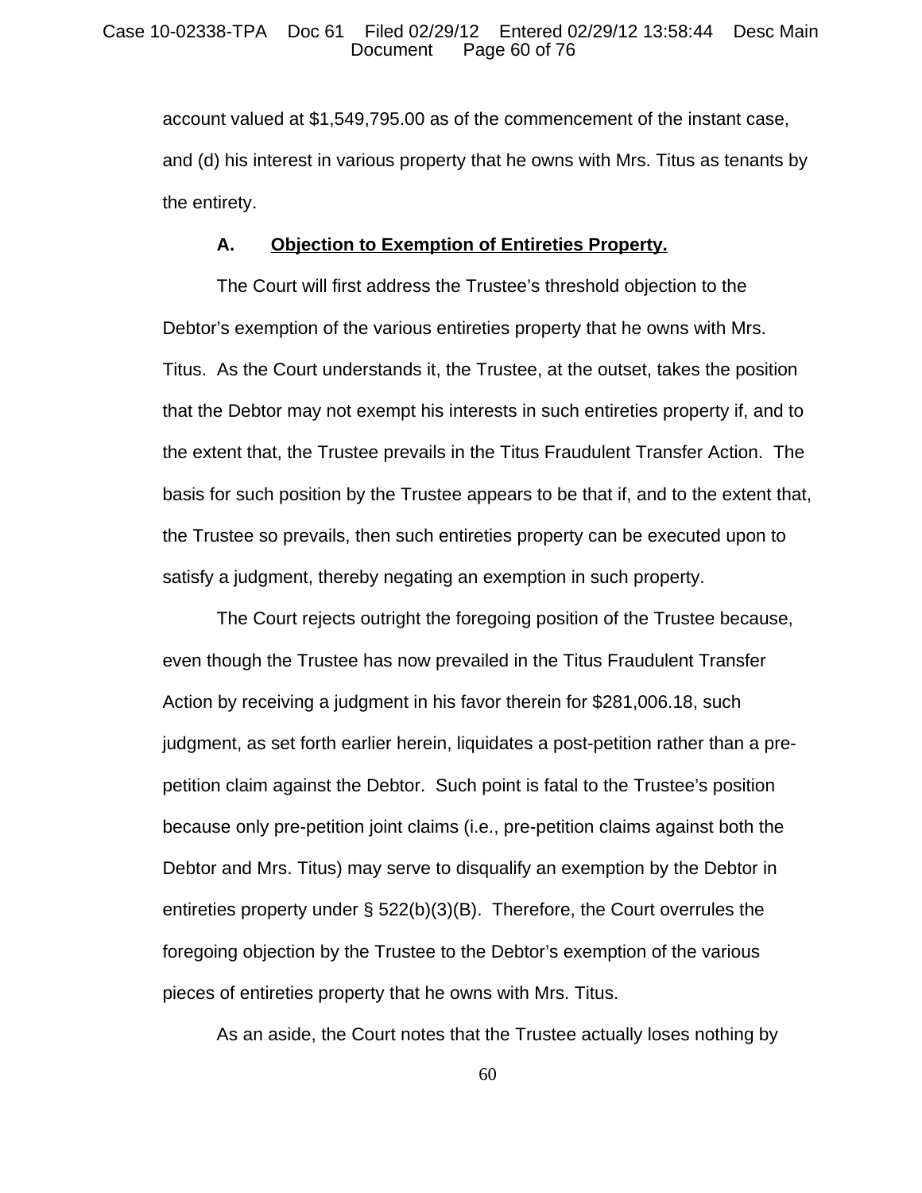account valued at $1,549,795.00 as of the commencement of the instant case, and (d) his interest in various property that he owns with Mrs. Titus as tenants by the entirety.

### A. Objection to Exemption of Entireties Property.

The Court will first address the Trustee's threshold objection to the Debtor's exemption of the various entireties property that he owns with Mrs. Titus. As the Court understands it, the Trustee, at the outset, takes the position that the Debtor may not exempt his interests in such entireties property if, and to the extent that, the Trustee prevails in the Titus Fraudulent Transfer Action. The basis for such position by the Trustee appears to be that if, and to the extent that, the Trustee so prevails, then such entireties property can be executed upon to satisfy a judgment, thereby negating an exemption in such property.

The Court rejects outright the foregoing position of the Trustee because, even though the Trustee has now prevailed in the Titus Fraudulent Transfer Action by receiving a judgment in his favor therein for $281,006.18, such judgment, as set forth earlier herein, liquidates a post-petition rather than a pre-petition claim against the Debtor. Such point is fatal to the Trustee's position because only pre-petition joint claims (i.e., pre-petition claims against both the Debtor and Mrs. Titus) may serve to disqualify an exemption by the Debtor in entireties property under § 522(b)(3)(B). Therefore, the Court overrules the foregoing objection by the Trustee to the Debtor's exemption of the various pieces of entireties property that he owns with Mrs. Titus.

As an aside, the Court notes that the Trustee actually loses nothing by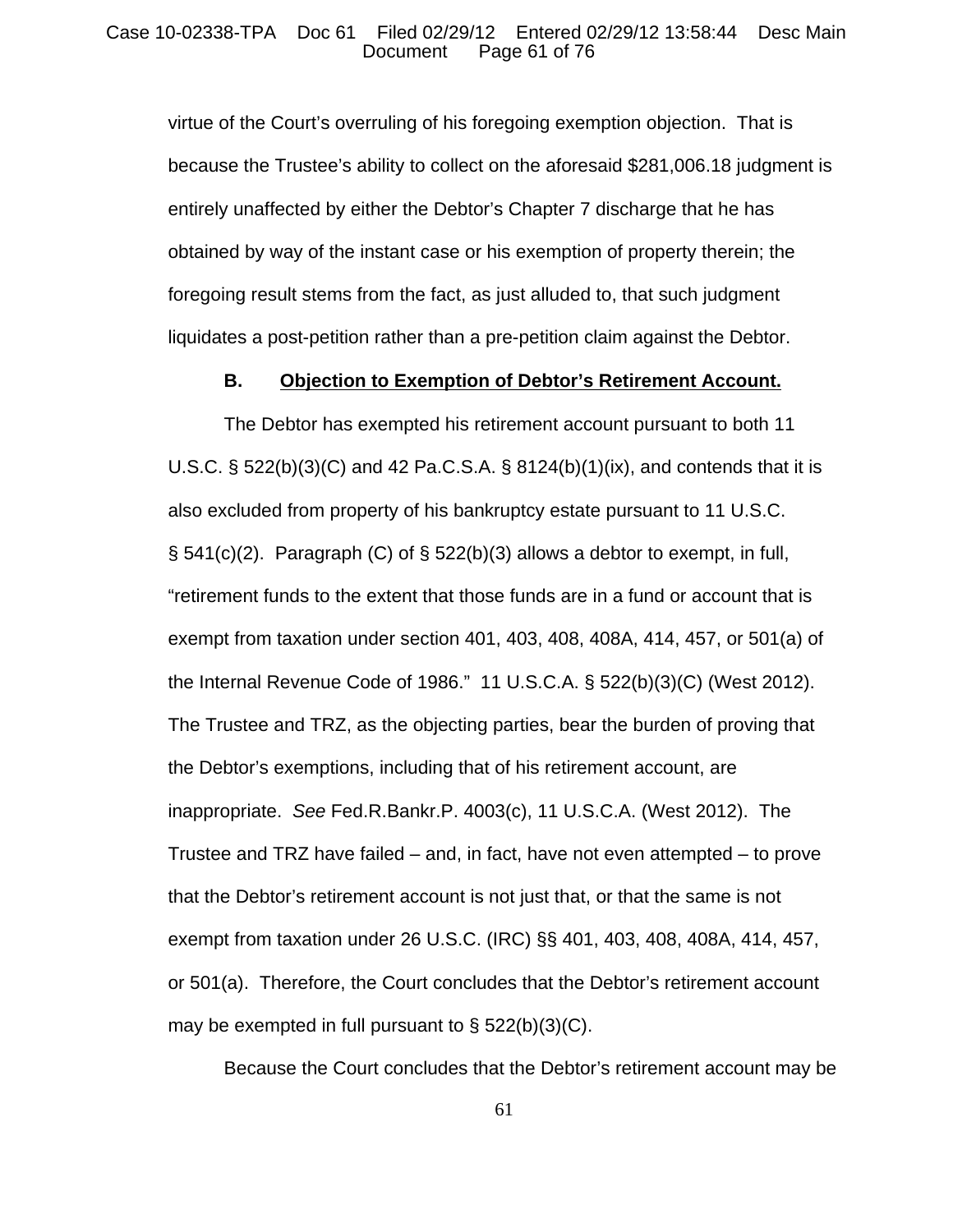virtue of the Court's overruling of his foregoing exemption objection. That is because the Trustee's ability to collect on the aforesaid $281,006.18 judgment is entirely unaffected by either the Debtor's Chapter 7 discharge that he has obtained by way of the instant case or his exemption of property therein; the foregoing result stems from the fact, as just alluded to, that such judgment liquidates a post-petition rather than a pre-petition claim against the Debtor.

### B. Objection to Exemption of Debtor's Retirement Account.

The Debtor has exempted his retirement account pursuant to both 11 U.S.C. § 522(b)(3)(C) and 42 Pa.C.S.A. § 8124(b)(1)(ix), and contends that it is also excluded from property of his bankruptcy estate pursuant to 11 U.S.C. § 541(c)(2). Paragraph (C) of § 522(b)(3) allows a debtor to exempt, in full, "retirement funds to the extent that those funds are in a fund or account that is exempt from taxation under section 401, 403, 408, 408A, 414, 457, or 501(a) of the Internal Revenue Code of 1986." 11 U.S.C.A. § 522(b)(3)(C) (West 2012). The Trustee and TRZ, as the objecting parties, bear the burden of proving that the Debtor's exemptions, including that of his retirement account, are inappropriate. *See* Fed.R.Bankr.P. 4003(c), 11 U.S.C.A. (West 2012). The Trustee and TRZ have failed – and, in fact, have not even attempted – to prove that the Debtor's retirement account is not just that, or that the same is not exempt from taxation under 26 U.S.C. (IRC) §§ 401, 403, 408, 408A, 414, 457, or 501(a). Therefore, the Court concludes that the Debtor's retirement account may be exempted in full pursuant to § 522(b)(3)(C).

Because the Court concludes that the Debtor's retirement account may be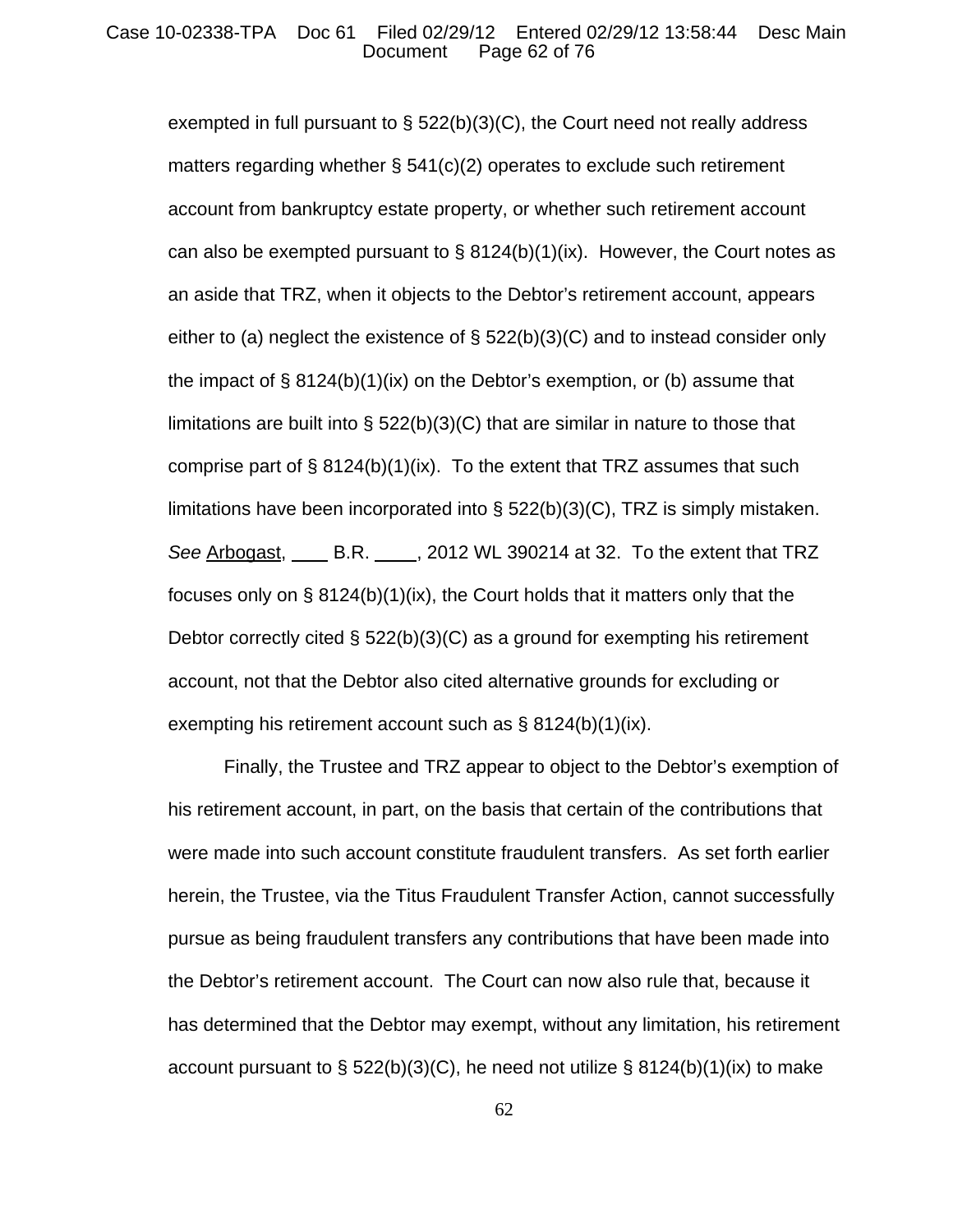exempted in full pursuant to § 522(b)(3)(C), the Court need not really address matters regarding whether § 541(c)(2) operates to exclude such retirement account from bankruptcy estate property, or whether such retirement account can also be exempted pursuant to § 8124(b)(1)(ix). However, the Court notes as an aside that TRZ, when it objects to the Debtor's retirement account, appears either to (a) neglect the existence of § 522(b)(3)(C) and to instead consider only the impact of § 8124(b)(1)(ix) on the Debtor's exemption, or (b) assume that limitations are built into § 522(b)(3)(C) that are similar in nature to those that comprise part of § 8124(b)(1)(ix). To the extent that TRZ assumes that such limitations have been incorporated into § 522(b)(3)(C), TRZ is simply mistaken. *See* Arbogast, ____ B.R. ____, 2012 WL 390214 at 32. To the extent that TRZ focuses only on § 8124(b)(1)(ix), the Court holds that it matters only that the Debtor correctly cited § 522(b)(3)(C) as a ground for exempting his retirement account, not that the Debtor also cited alternative grounds for excluding or exempting his retirement account such as § 8124(b)(1)(ix).

Finally, the Trustee and TRZ appear to object to the Debtor's exemption of his retirement account, in part, on the basis that certain of the contributions that were made into such account constitute fraudulent transfers. As set forth earlier herein, the Trustee, via the Titus Fraudulent Transfer Action, cannot successfully pursue as being fraudulent transfers any contributions that have been made into the Debtor's retirement account. The Court can now also rule that, because it has determined that the Debtor may exempt, without any limitation, his retirement account pursuant to § 522(b)(3)(C), he need not utilize § 8124(b)(1)(ix) to make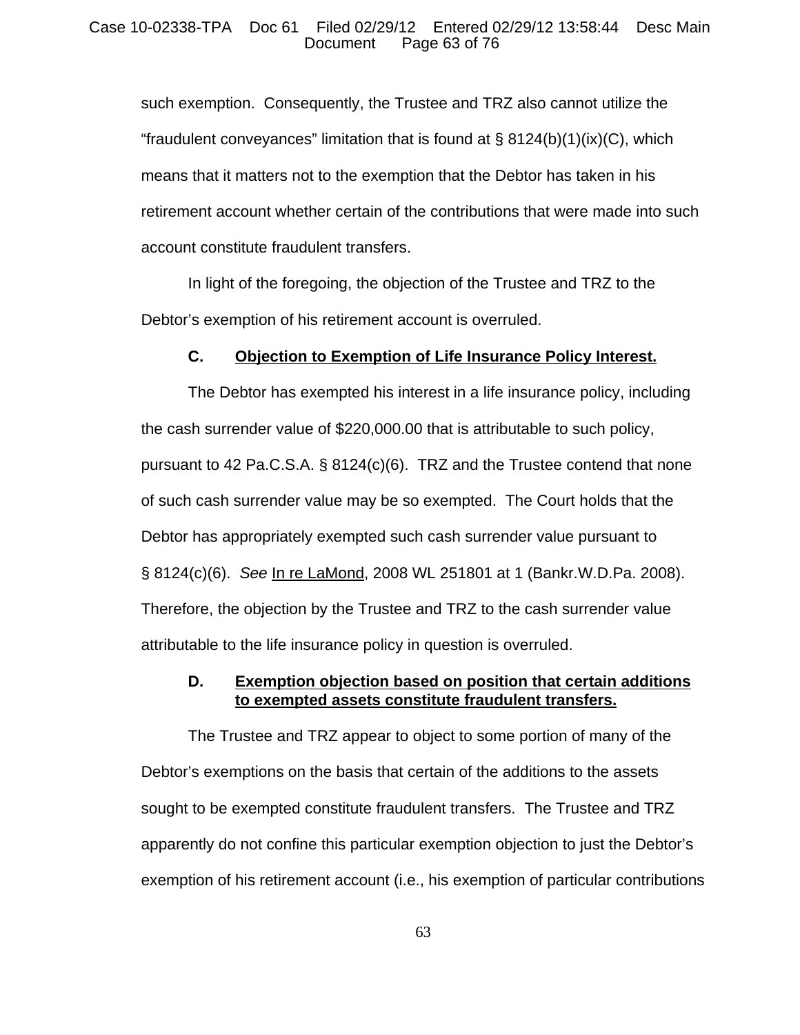such exemption. Consequently, the Trustee and TRZ also cannot utilize the "fraudulent conveyances" limitation that is found at § 8124(b)(1)(ix)(C), which means that it matters not to the exemption that the Debtor has taken in his retirement account whether certain of the contributions that were made into such account constitute fraudulent transfers.

In light of the foregoing, the objection of the Trustee and TRZ to the Debtor's exemption of his retirement account is overruled.

**C. Objection to Exemption of Life Insurance Policy Interest.**

The Debtor has exempted his interest in a life insurance policy, including the cash surrender value of $220,000.00 that is attributable to such policy, pursuant to 42 Pa.C.S.A. § 8124(c)(6). TRZ and the Trustee contend that none of such cash surrender value may be so exempted. The Court holds that the Debtor has appropriately exempted such cash surrender value pursuant to § 8124(c)(6). *See* In re LaMond, 2008 WL 251801 at 1 (Bankr.W.D.Pa. 2008). Therefore, the objection by the Trustee and TRZ to the cash surrender value attributable to the life insurance policy in question is overruled.

**D. Exemption objection based on position that certain additions to exempted assets constitute fraudulent transfers.**

The Trustee and TRZ appear to object to some portion of many of the Debtor's exemptions on the basis that certain of the additions to the assets sought to be exempted constitute fraudulent transfers. The Trustee and TRZ apparently do not confine this particular exemption objection to just the Debtor's exemption of his retirement account (i.e., his exemption of particular contributions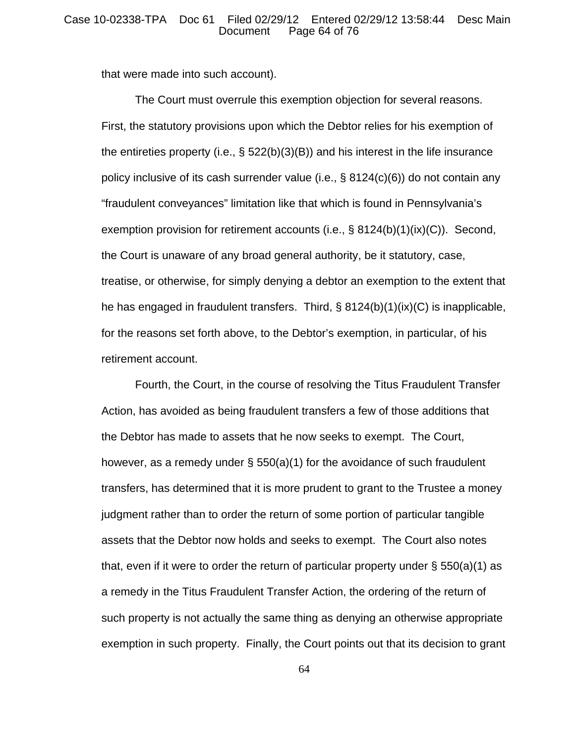that were made into such account).

The Court must overrule this exemption objection for several reasons. First, the statutory provisions upon which the Debtor relies for his exemption of the entireties property (i.e., § 522(b)(3)(B)) and his interest in the life insurance policy inclusive of its cash surrender value (i.e., § 8124(c)(6)) do not contain any "fraudulent conveyances" limitation like that which is found in Pennsylvania's exemption provision for retirement accounts (i.e., § 8124(b)(1)(ix)(C)). Second, the Court is unaware of any broad general authority, be it statutory, case, treatise, or otherwise, for simply denying a debtor an exemption to the extent that he has engaged in fraudulent transfers. Third, § 8124(b)(1)(ix)(C) is inapplicable, for the reasons set forth above, to the Debtor's exemption, in particular, of his retirement account.

Fourth, the Court, in the course of resolving the Titus Fraudulent Transfer Action, has avoided as being fraudulent transfers a few of those additions that the Debtor has made to assets that he now seeks to exempt. The Court, however, as a remedy under § 550(a)(1) for the avoidance of such fraudulent transfers, has determined that it is more prudent to grant to the Trustee a money judgment rather than to order the return of some portion of particular tangible assets that the Debtor now holds and seeks to exempt. The Court also notes that, even if it were to order the return of particular property under § 550(a)(1) as a remedy in the Titus Fraudulent Transfer Action, the ordering of the return of such property is not actually the same thing as denying an otherwise appropriate exemption in such property. Finally, the Court points out that its decision to grant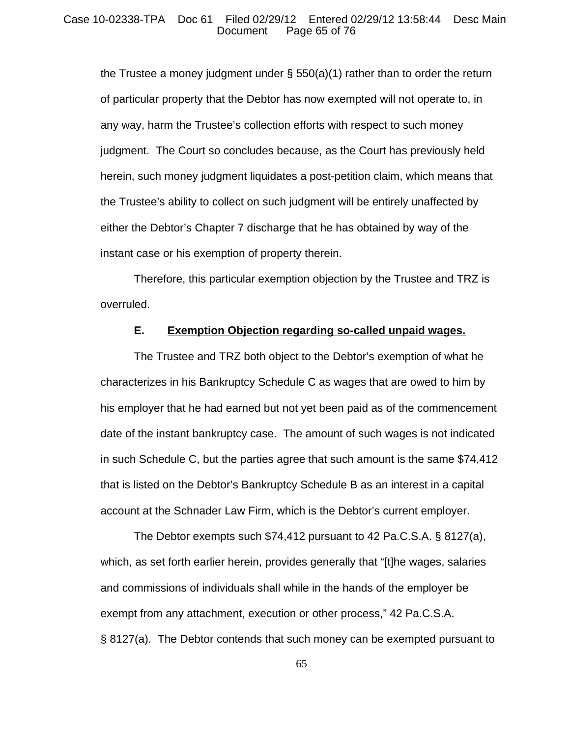the Trustee a money judgment under § 550(a)(1) rather than to order the return of particular property that the Debtor has now exempted will not operate to, in any way, harm the Trustee's collection efforts with respect to such money judgment. The Court so concludes because, as the Court has previously held herein, such money judgment liquidates a post-petition claim, which means that the Trustee's ability to collect on such judgment will be entirely unaffected by either the Debtor's Chapter 7 discharge that he has obtained by way of the instant case or his exemption of property therein.

Therefore, this particular exemption objection by the Trustee and TRZ is overruled.

### E. Exemption Objection regarding so-called unpaid wages.

The Trustee and TRZ both object to the Debtor's exemption of what he characterizes in his Bankruptcy Schedule C as wages that are owed to him by his employer that he had earned but not yet been paid as of the commencement date of the instant bankruptcy case. The amount of such wages is not indicated in such Schedule C, but the parties agree that such amount is the same $74,412 that is listed on the Debtor's Bankruptcy Schedule B as an interest in a capital account at the Schnader Law Firm, which is the Debtor's current employer.

The Debtor exempts such $74,412 pursuant to 42 Pa.C.S.A. § 8127(a), which, as set forth earlier herein, provides generally that "[t]he wages, salaries and commissions of individuals shall while in the hands of the employer be exempt from any attachment, execution or other process," 42 Pa.C.S.A. § 8127(a). The Debtor contends that such money can be exempted pursuant to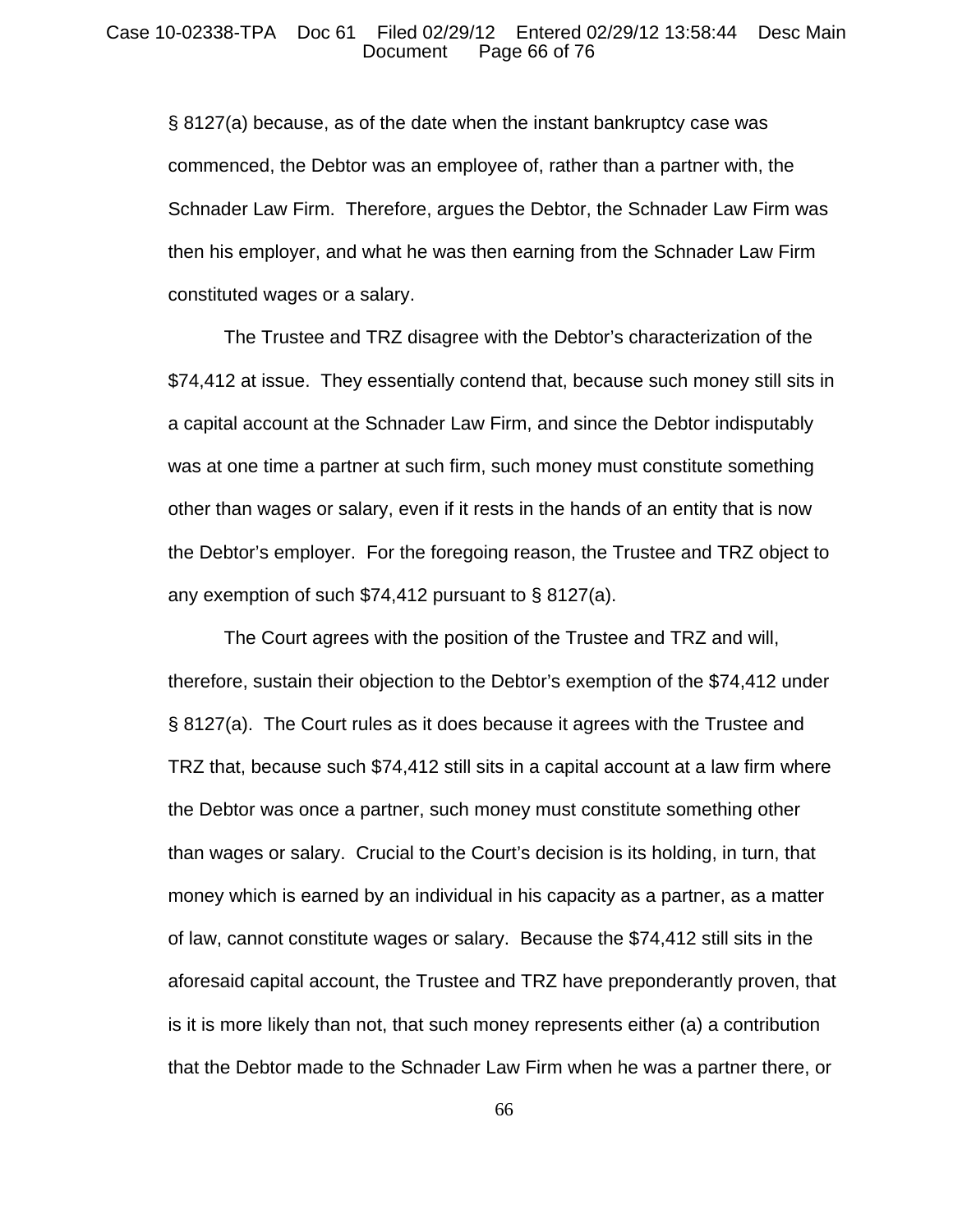§ 8127(a) because, as of the date when the instant bankruptcy case was commenced, the Debtor was an employee of, rather than a partner with, the Schnader Law Firm. Therefore, argues the Debtor, the Schnader Law Firm was then his employer, and what he was then earning from the Schnader Law Firm constituted wages or a salary.

The Trustee and TRZ disagree with the Debtor's characterization of the $74,412 at issue. They essentially contend that, because such money still sits in a capital account at the Schnader Law Firm, and since the Debtor indisputably was at one time a partner at such firm, such money must constitute something other than wages or salary, even if it rests in the hands of an entity that is now the Debtor's employer. For the foregoing reason, the Trustee and TRZ object to any exemption of such $74,412 pursuant to § 8127(a).

The Court agrees with the position of the Trustee and TRZ and will, therefore, sustain their objection to the Debtor's exemption of the $74,412 under § 8127(a). The Court rules as it does because it agrees with the Trustee and TRZ that, because such $74,412 still sits in a capital account at a law firm where the Debtor was once a partner, such money must constitute something other than wages or salary. Crucial to the Court's decision is its holding, in turn, that money which is earned by an individual in his capacity as a partner, as a matter of law, cannot constitute wages or salary. Because the $74,412 still sits in the aforesaid capital account, the Trustee and TRZ have preponderantly proven, that is it is more likely than not, that such money represents either (a) a contribution that the Debtor made to the Schnader Law Firm when he was a partner there, or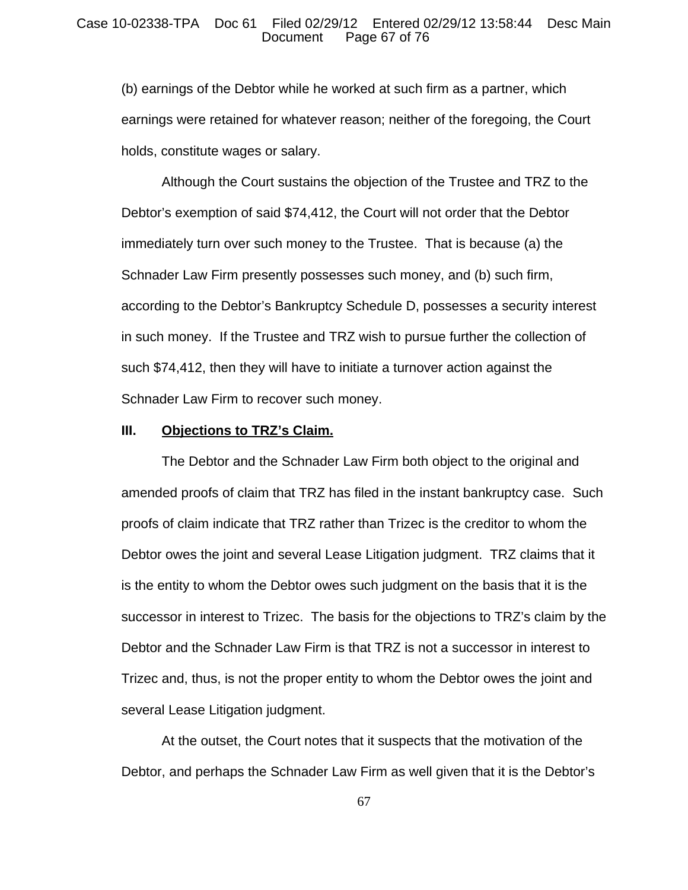(b) earnings of the Debtor while he worked at such firm as a partner, which earnings were retained for whatever reason; neither of the foregoing, the Court holds, constitute wages or salary.

Although the Court sustains the objection of the Trustee and TRZ to the Debtor's exemption of said $74,412, the Court will not order that the Debtor immediately turn over such money to the Trustee. That is because (a) the Schnader Law Firm presently possesses such money, and (b) such firm, according to the Debtor's Bankruptcy Schedule D, possesses a security interest in such money. If the Trustee and TRZ wish to pursue further the collection of such $74,412, then they will have to initiate a turnover action against the Schnader Law Firm to recover such money.

## III. **Objections to TRZ's Claim.**

The Debtor and the Schnader Law Firm both object to the original and amended proofs of claim that TRZ has filed in the instant bankruptcy case. Such proofs of claim indicate that TRZ rather than Trizec is the creditor to whom the Debtor owes the joint and several Lease Litigation judgment. TRZ claims that it is the entity to whom the Debtor owes such judgment on the basis that it is the successor in interest to Trizec. The basis for the objections to TRZ's claim by the Debtor and the Schnader Law Firm is that TRZ is not a successor in interest to Trizec and, thus, is not the proper entity to whom the Debtor owes the joint and several Lease Litigation judgment.

At the outset, the Court notes that it suspects that the motivation of the Debtor, and perhaps the Schnader Law Firm as well given that it is the Debtor's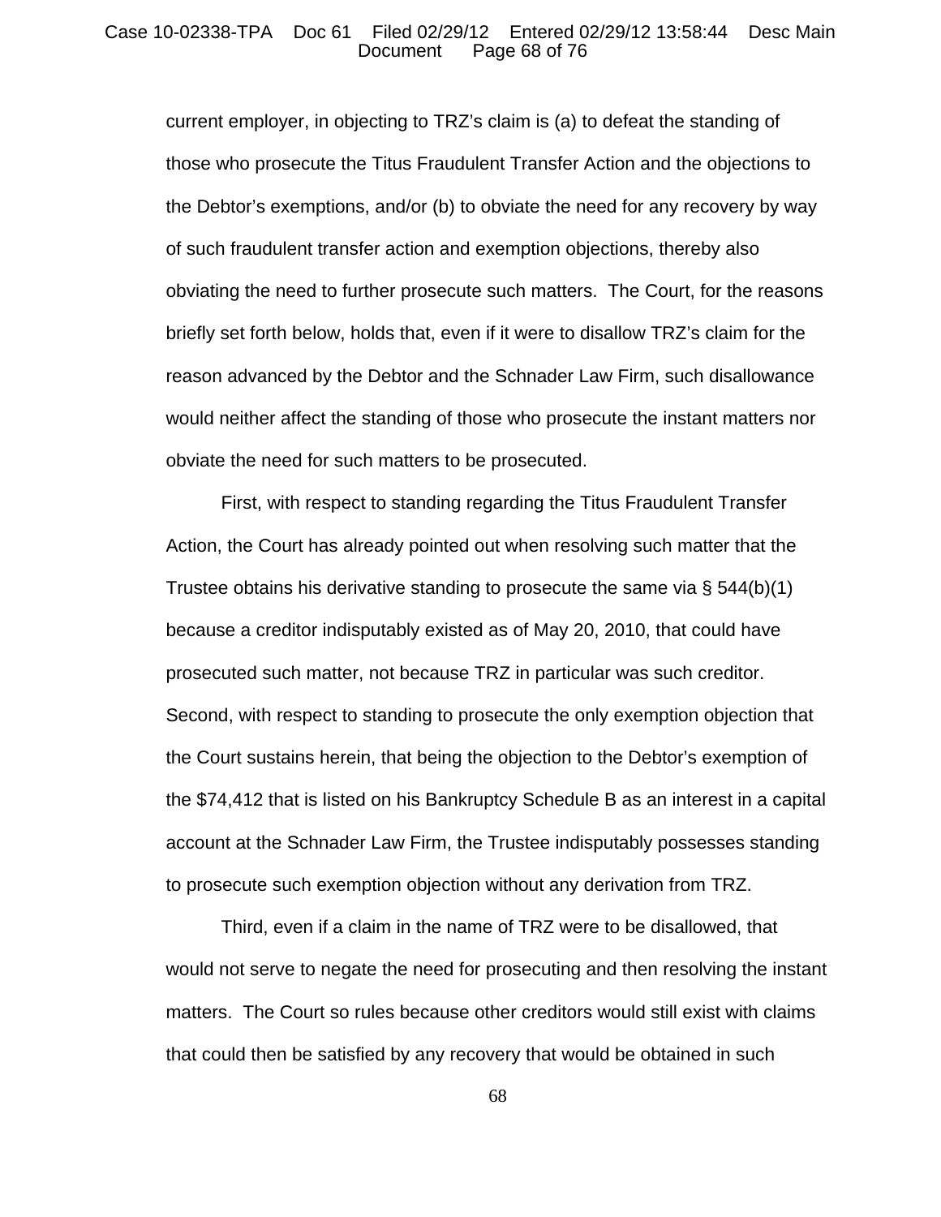current employer, in objecting to TRZ's claim is (a) to defeat the standing of those who prosecute the Titus Fraudulent Transfer Action and the objections to the Debtor's exemptions, and/or (b) to obviate the need for any recovery by way of such fraudulent transfer action and exemption objections, thereby also obviating the need to further prosecute such matters. The Court, for the reasons briefly set forth below, holds that, even if it were to disallow TRZ's claim for the reason advanced by the Debtor and the Schnader Law Firm, such disallowance would neither affect the standing of those who prosecute the instant matters nor obviate the need for such matters to be prosecuted.

First, with respect to standing regarding the Titus Fraudulent Transfer Action, the Court has already pointed out when resolving such matter that the Trustee obtains his derivative standing to prosecute the same via § 544(b)(1) because a creditor indisputably existed as of May 20, 2010, that could have prosecuted such matter, not because TRZ in particular was such creditor. Second, with respect to standing to prosecute the only exemption objection that the Court sustains herein, that being the objection to the Debtor's exemption of the $74,412 that is listed on his Bankruptcy Schedule B as an interest in a capital account at the Schnader Law Firm, the Trustee indisputably possesses standing to prosecute such exemption objection without any derivation from TRZ.

Third, even if a claim in the name of TRZ were to be disallowed, that would not serve to negate the need for prosecuting and then resolving the instant matters. The Court so rules because other creditors would still exist with claims that could then be satisfied by any recovery that would be obtained in such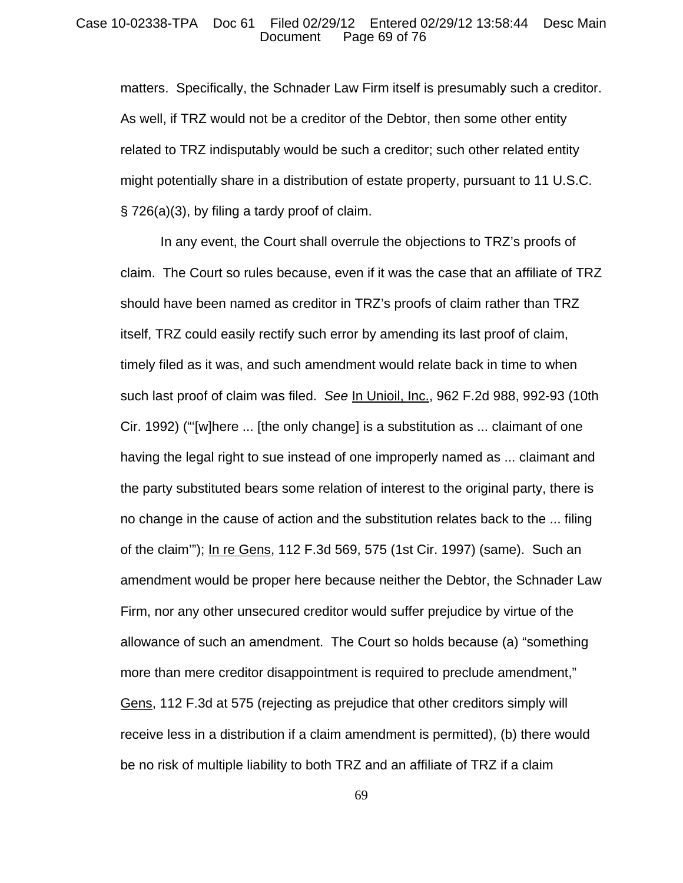matters. Specifically, the Schnader Law Firm itself is presumably such a creditor. As well, if TRZ would not be a creditor of the Debtor, then some other entity related to TRZ indisputably would be such a creditor; such other related entity might potentially share in a distribution of estate property, pursuant to 11 U.S.C. § 726(a)(3), by filing a tardy proof of claim.

In any event, the Court shall overrule the objections to TRZ's proofs of claim. The Court so rules because, even if it was the case that an affiliate of TRZ should have been named as creditor in TRZ's proofs of claim rather than TRZ itself, TRZ could easily rectify such error by amending its last proof of claim, timely filed as it was, and such amendment would relate back in time to when such last proof of claim was filed. *See* In Unioil, Inc., 962 F.2d 988, 992-93 (10th Cir. 1992) ("'[w]here ... [the only change] is a substitution as ... claimant of one having the legal right to sue instead of one improperly named as ... claimant and the party substituted bears some relation of interest to the original party, there is no change in the cause of action and the substitution relates back to the ... filing of the claim'"); In re Gens, 112 F.3d 569, 575 (1st Cir. 1997) (same). Such an amendment would be proper here because neither the Debtor, the Schnader Law Firm, nor any other unsecured creditor would suffer prejudice by virtue of the allowance of such an amendment. The Court so holds because (a) "something more than mere creditor disappointment is required to preclude amendment," Gens, 112 F.3d at 575 (rejecting as prejudice that other creditors simply will receive less in a distribution if a claim amendment is permitted), (b) there would be no risk of multiple liability to both TRZ and an affiliate of TRZ if a claim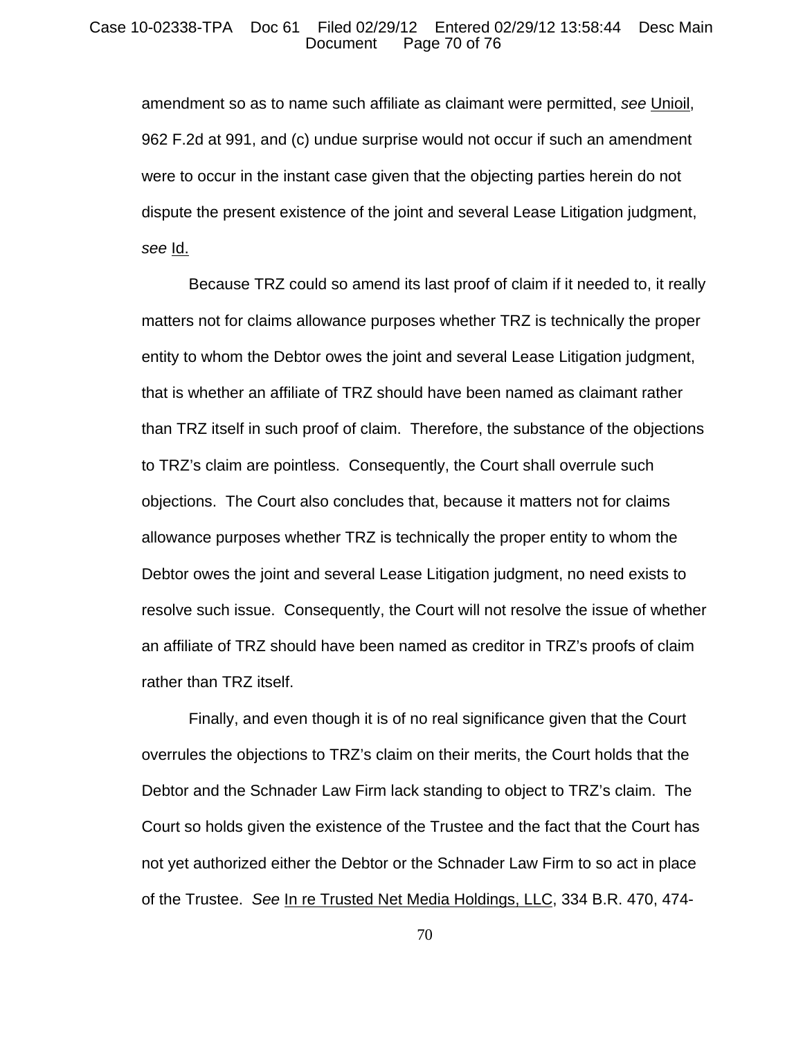amendment so as to name such affiliate as claimant were permitted, *see* Unioil, 962 F.2d at 991, and (c) undue surprise would not occur if such an amendment were to occur in the instant case given that the objecting parties herein do not dispute the present existence of the joint and several Lease Litigation judgment, *see* Id.

Because TRZ could so amend its last proof of claim if it needed to, it really matters not for claims allowance purposes whether TRZ is technically the proper entity to whom the Debtor owes the joint and several Lease Litigation judgment, that is whether an affiliate of TRZ should have been named as claimant rather than TRZ itself in such proof of claim. Therefore, the substance of the objections to TRZ's claim are pointless. Consequently, the Court shall overrule such objections. The Court also concludes that, because it matters not for claims allowance purposes whether TRZ is technically the proper entity to whom the Debtor owes the joint and several Lease Litigation judgment, no need exists to resolve such issue. Consequently, the Court will not resolve the issue of whether an affiliate of TRZ should have been named as creditor in TRZ's proofs of claim rather than TRZ itself.

Finally, and even though it is of no real significance given that the Court overrules the objections to TRZ's claim on their merits, the Court holds that the Debtor and the Schnader Law Firm lack standing to object to TRZ's claim. The Court so holds given the existence of the Trustee and the fact that the Court has not yet authorized either the Debtor or the Schnader Law Firm to so act in place of the Trustee. *See* In re Trusted Net Media Holdings, LLC, 334 B.R. 470, 474-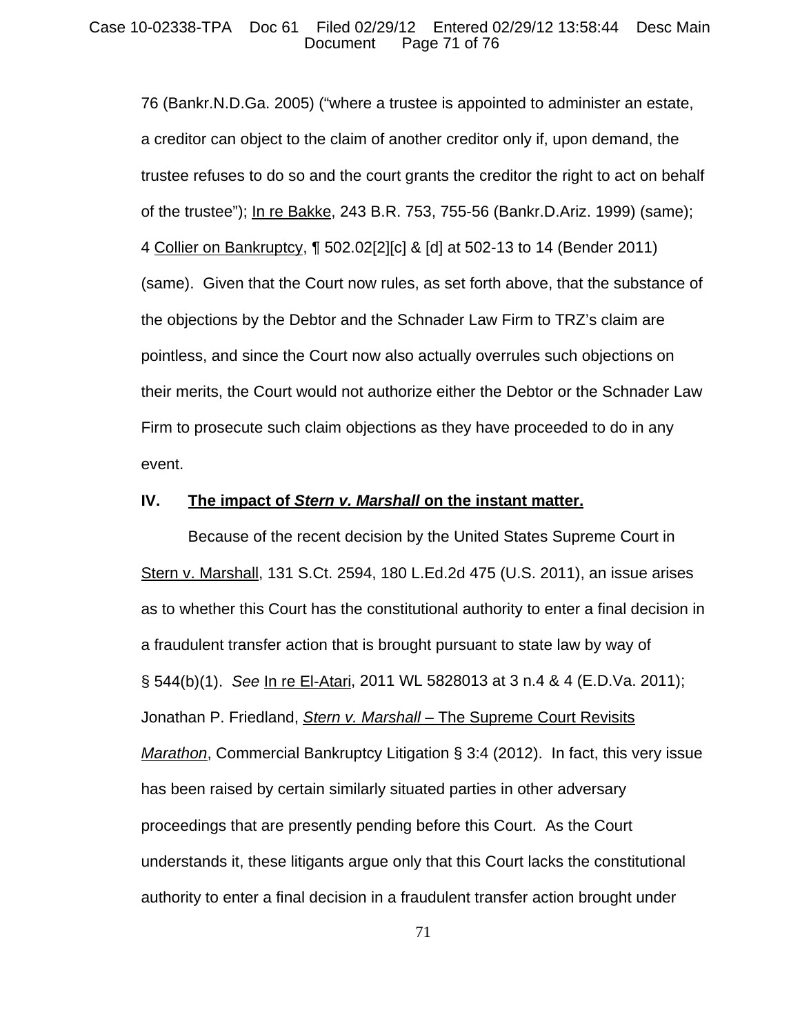76 (Bankr.N.D.Ga. 2005) ("where a trustee is appointed to administer an estate, a creditor can object to the claim of another creditor only if, upon demand, the trustee refuses to do so and the court grants the creditor the right to act on behalf of the trustee"); In re Bakke, 243 B.R. 753, 755-56 (Bankr.D.Ariz. 1999) (same); 4 Collier on Bankruptcy, ¶ 502.02[2][c] & [d] at 502-13 to 14 (Bender 2011) (same). Given that the Court now rules, as set forth above, that the substance of the objections by the Debtor and the Schnader Law Firm to TRZ's claim are pointless, and since the Court now also actually overrules such objections on their merits, the Court would not authorize either the Debtor or the Schnader Law Firm to prosecute such claim objections as they have proceeded to do in any event.

## IV. The impact of *Stern v. Marshall* on the instant matter.

Because of the recent decision by the United States Supreme Court in Stern v. Marshall, 131 S.Ct. 2594, 180 L.Ed.2d 475 (U.S. 2011), an issue arises as to whether this Court has the constitutional authority to enter a final decision in a fraudulent transfer action that is brought pursuant to state law by way of § 544(b)(1). *See* In re El-Atari, 2011 WL 5828013 at 3 n.4 & 4 (E.D.Va. 2011); Jonathan P. Friedland, *Stern v. Marshall* – The Supreme Court Revisits *Marathon*, Commercial Bankruptcy Litigation § 3:4 (2012). In fact, this very issue has been raised by certain similarly situated parties in other adversary proceedings that are presently pending before this Court. As the Court understands it, these litigants argue only that this Court lacks the constitutional authority to enter a final decision in a fraudulent transfer action brought under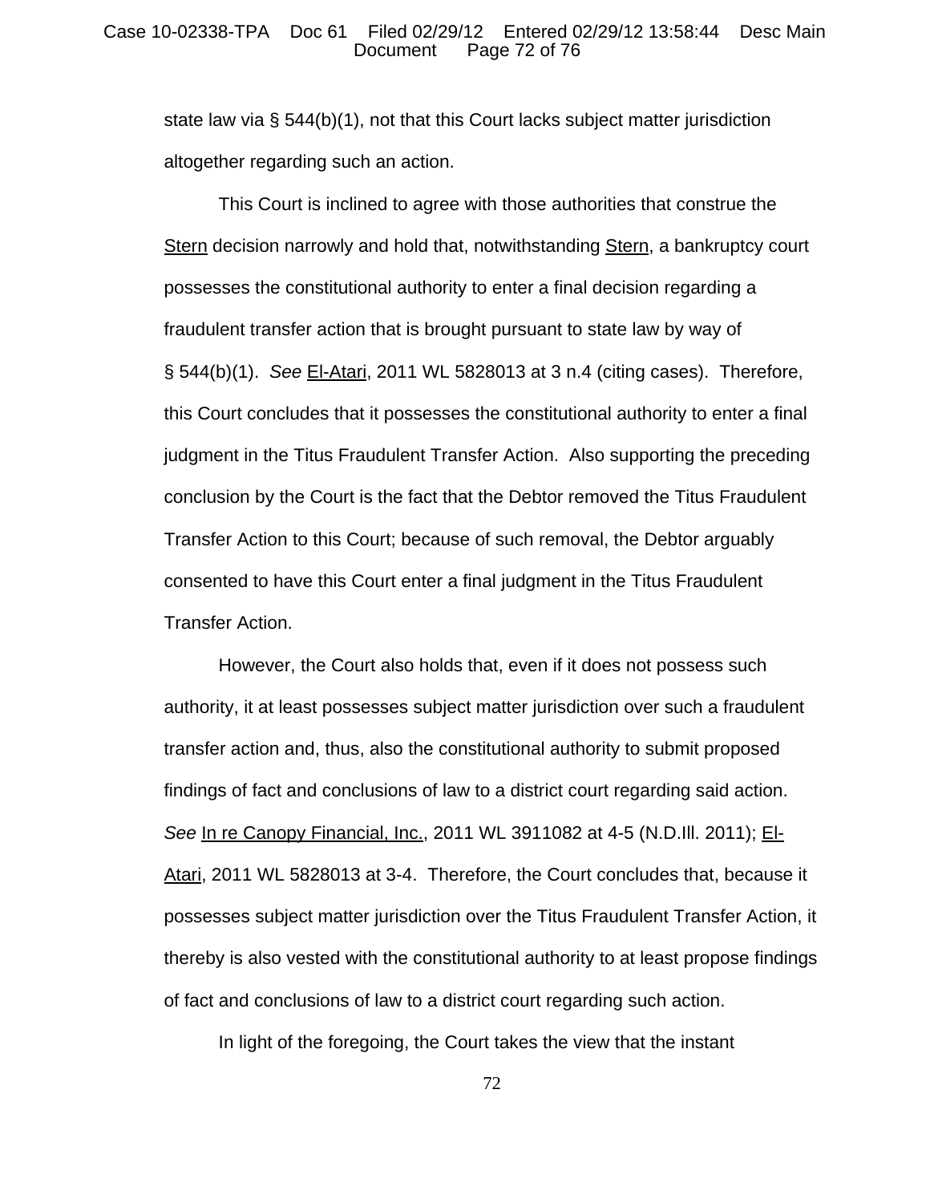state law via § 544(b)(1), not that this Court lacks subject matter jurisdiction altogether regarding such an action.

This Court is inclined to agree with those authorities that construe the Stern decision narrowly and hold that, notwithstanding Stern, a bankruptcy court possesses the constitutional authority to enter a final decision regarding a fraudulent transfer action that is brought pursuant to state law by way of § 544(b)(1). *See* El-Atari, 2011 WL 5828013 at 3 n.4 (citing cases). Therefore, this Court concludes that it possesses the constitutional authority to enter a final judgment in the Titus Fraudulent Transfer Action. Also supporting the preceding conclusion by the Court is the fact that the Debtor removed the Titus Fraudulent Transfer Action to this Court; because of such removal, the Debtor arguably consented to have this Court enter a final judgment in the Titus Fraudulent Transfer Action.

However, the Court also holds that, even if it does not possess such authority, it at least possesses subject matter jurisdiction over such a fraudulent transfer action and, thus, also the constitutional authority to submit proposed findings of fact and conclusions of law to a district court regarding said action. *See* In re Canopy Financial, Inc., 2011 WL 3911082 at 4-5 (N.D.Ill. 2011); El-Atari, 2011 WL 5828013 at 3-4. Therefore, the Court concludes that, because it possesses subject matter jurisdiction over the Titus Fraudulent Transfer Action, it thereby is also vested with the constitutional authority to at least propose findings of fact and conclusions of law to a district court regarding such action.

In light of the foregoing, the Court takes the view that the instant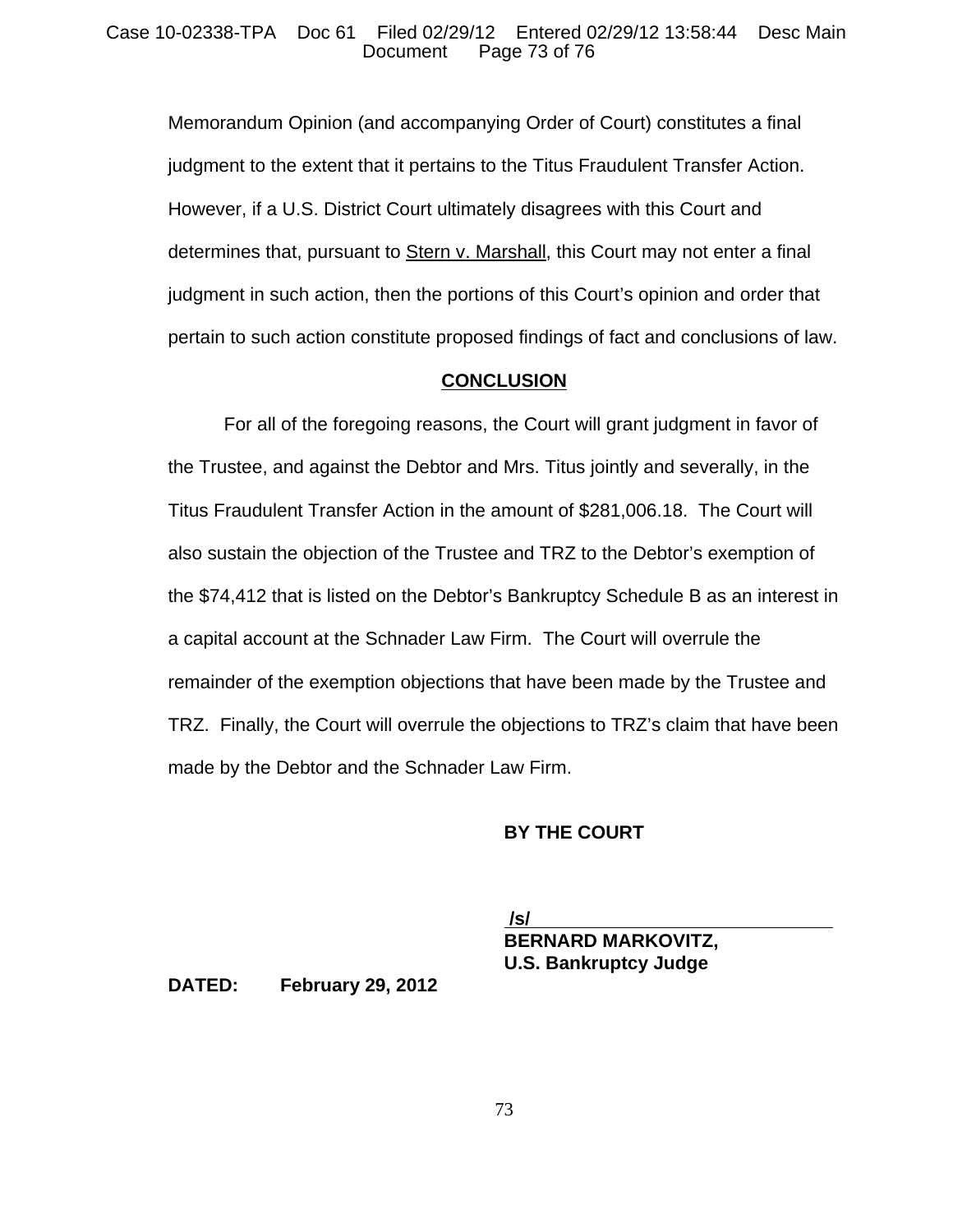Memorandum Opinion (and accompanying Order of Court) constitutes a final judgment to the extent that it pertains to the Titus Fraudulent Transfer Action. However, if a U.S. District Court ultimately disagrees with this Court and determines that, pursuant to Stern v. Marshall, this Court may not enter a final judgment in such action, then the portions of this Court's opinion and order that pertain to such action constitute proposed findings of fact and conclusions of law.

## CONCLUSION

For all of the foregoing reasons, the Court will grant judgment in favor of the Trustee, and against the Debtor and Mrs. Titus jointly and severally, in the Titus Fraudulent Transfer Action in the amount of $281,006.18. The Court will also sustain the objection of the Trustee and TRZ to the Debtor's exemption of the $74,412 that is listed on the Debtor's Bankruptcy Schedule B as an interest in a capital account at the Schnader Law Firm. The Court will overrule the remainder of the exemption objections that have been made by the Trustee and TRZ. Finally, the Court will overrule the objections to TRZ's claim that have been made by the Debtor and the Schnader Law Firm.

**BY THE COURT**

**/s/**
**BERNARD MARKOVITZ,**
**U.S. Bankruptcy Judge**

**DATED: February 29, 2012**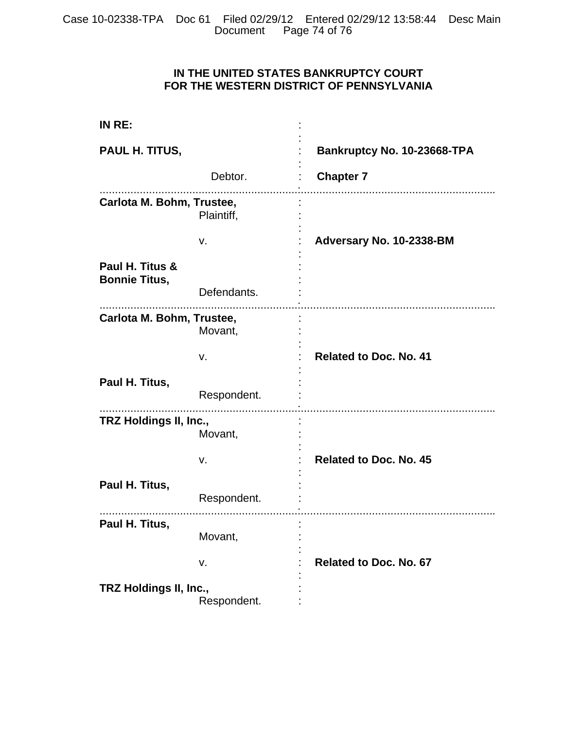**IN THE UNITED STATES BANKRUPTCY COURT**
**FOR THE WESTERN DISTRICT OF PENNSYLVANIA**

| | |
|---|---|
| **IN RE:** | |
| **PAUL H. TITUS,** | **Bankruptcy No. 10-23668-TPA** |
| Debtor. | **Chapter 7** |
| **Carlota M. Bohm, Trustee,** Plaintiff, | |
| v. | **Adversary No. 10-2338-BM** |
| **Paul H. Titus & Bonnie Titus,** Defendants. | |
| **Carlota M. Bohm, Trustee,** Movant, | |
| v. | **Related to Doc. No. 41** |
| **Paul H. Titus,** Respondent. | |
| **TRZ Holdings II, Inc.,** Movant, | |
| v. | **Related to Doc. No. 45** |
| **Paul H. Titus,** Respondent. | |
| **Paul H. Titus,** Movant, | |
| v. | **Related to Doc. No. 67** |
| **TRZ Holdings II, Inc.,** Respondent. | |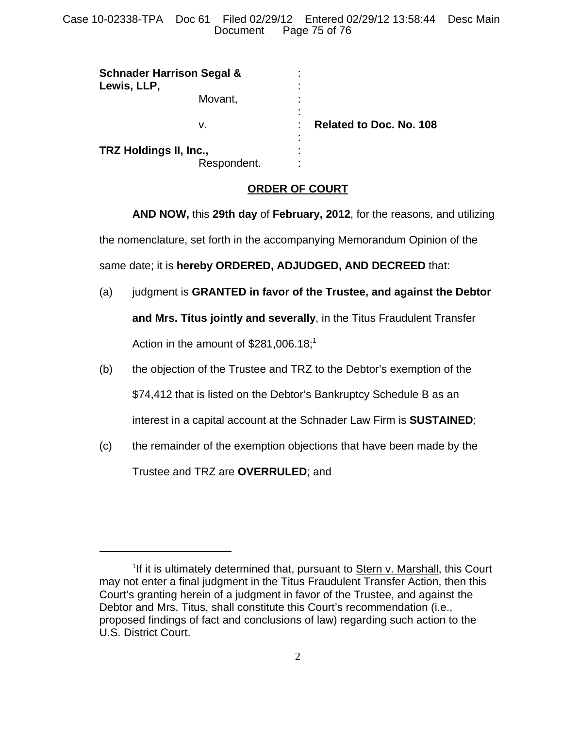| | | |
|---|---|---|
| **Schnader Harrison Segal & Lewis, LLP,** | : | |
| Movant, | : | |
| | : | |
| v. | : | **Related to Doc. No. 108** |
| | : | |
| **TRZ Holdings II, Inc.,** | : | |
| Respondent. | : | |

**ORDER OF COURT**

**AND NOW,** this **29th day** of **February, 2012**, for the reasons, and utilizing the nomenclature, set forth in the accompanying Memorandum Opinion of the same date; it is **hereby ORDERED, ADJUDGED, AND DECREED** that:

(a) judgment is **GRANTED in favor of the Trustee, and against the Debtor and Mrs. Titus jointly and severally**, in the Titus Fraudulent Transfer Action in the amount of $281,006.18;[1]

(b) the objection of the Trustee and TRZ to the Debtor's exemption of the $74,412 that is listed on the Debtor's Bankruptcy Schedule B as an interest in a capital account at the Schnader Law Firm is **SUSTAINED**;

(c) the remainder of the exemption objections that have been made by the Trustee and TRZ are **OVERRULED**; and

---

[1] If it is ultimately determined that, pursuant to Stern v. Marshall, this Court may not enter a final judgment in the Titus Fraudulent Transfer Action, then this Court's granting herein of a judgment in favor of the Trustee, and against the Debtor and Mrs. Titus, shall constitute this Court's recommendation (i.e., proposed findings of fact and conclusions of law) regarding such action to the U.S. District Court.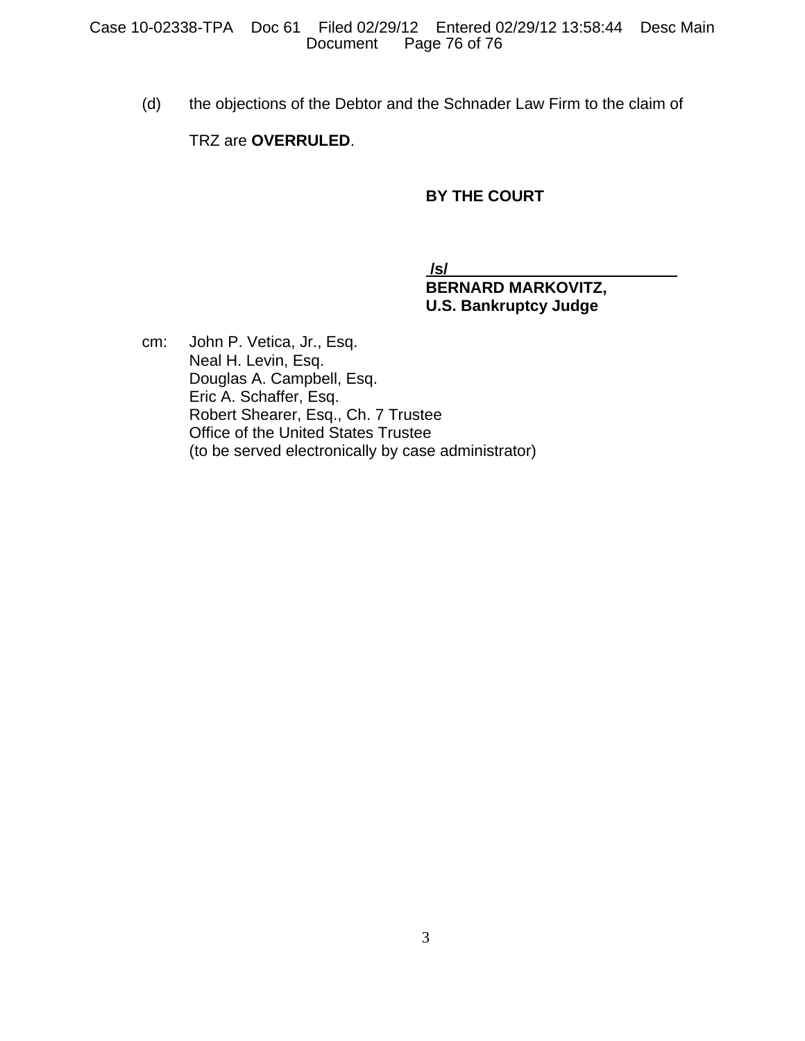(d) the objections of the Debtor and the Schnader Law Firm to the claim of TRZ are **OVERRULED**.

**BY THE COURT**

/s/
**BERNARD MARKOVITZ,**
**U.S. Bankruptcy Judge**

cm: John P. Vetica, Jr., Esq.
Neal H. Levin, Esq.
Douglas A. Campbell, Esq.
Eric A. Schaffer, Esq.
Robert Shearer, Esq., Ch. 7 Trustee
Office of the United States Trustee
(to be served electronically by case administrator)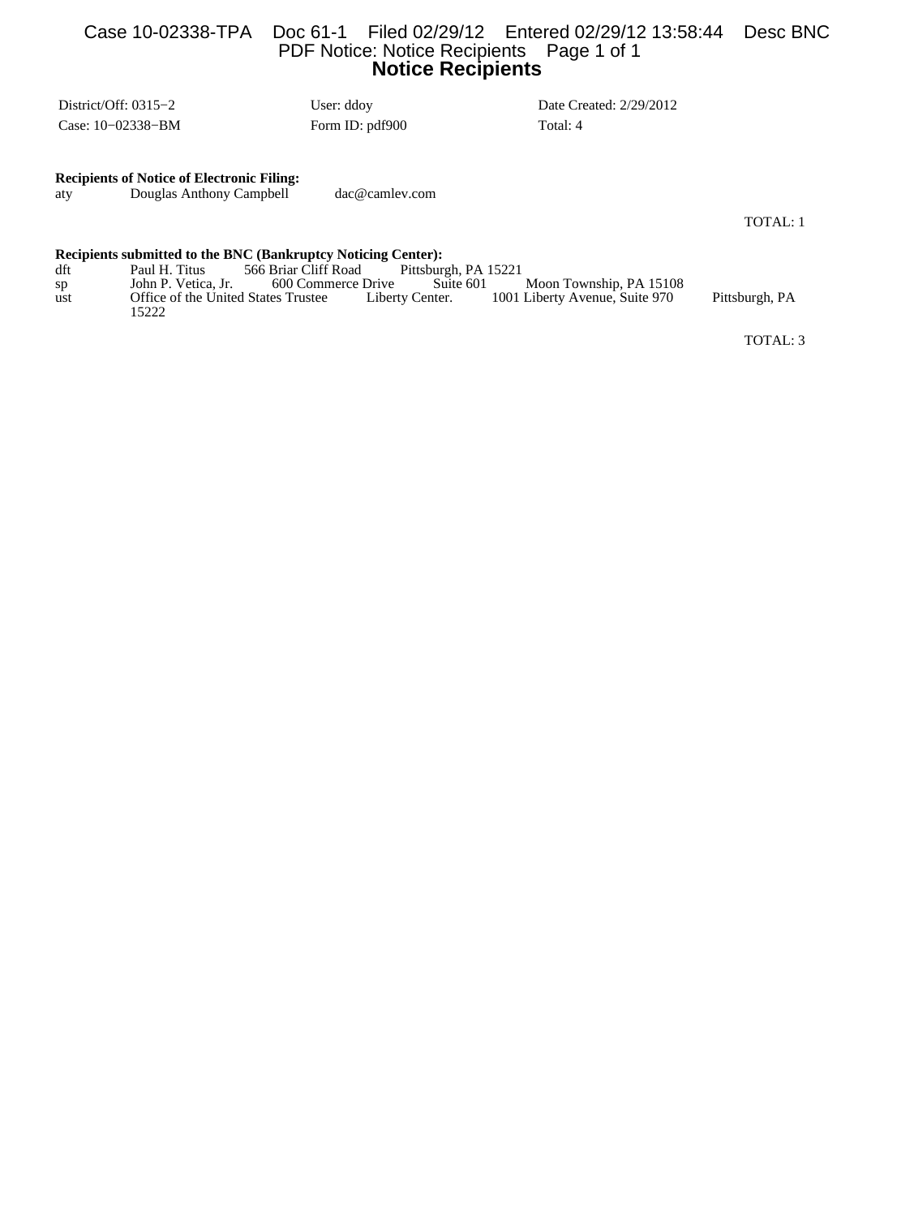# Notice Recipients

| | | |
|---|---|---|
| District/Off: 0315−2 | User: ddoy | Date Created: 2/29/2012 |
| Case: 10−02338−BM | Form ID: pdf900 | Total: 4 |

**Recipients of Notice of Electronic Filing:**

aty Douglas Anthony Campbell dac@camlev.com

TOTAL: 1

**Recipients submitted to the BNC (Bankruptcy Noticing Center):**

dft Paul H. Titus 566 Briar Cliff Road Pittsburgh, PA 15221

sp John P. Vetica, Jr. 600 Commerce Drive Suite 601 Moon Township, PA 15108

ust Office of the United States Trustee Liberty Center. 1001 Liberty Avenue, Suite 970 Pittsburgh, PA 15222

TOTAL: 3